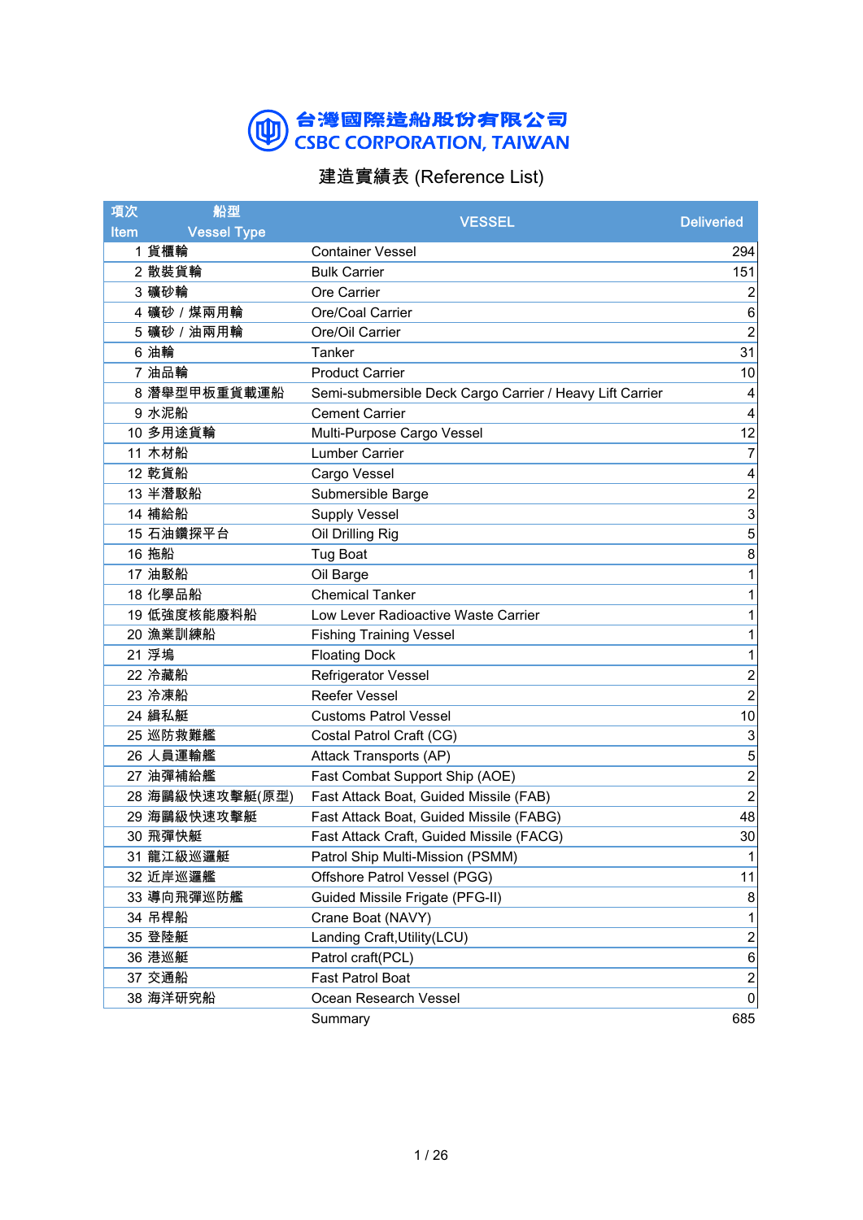# 台灣國際造船股份有限公司
# CSBC CORPORATION, TAIWAN

## 建造實績表 (Reference List)

| 項次 Item | 船型 Vessel Type | VESSEL | Deliveried |
|---|---|---|---|
| 1 | 貨櫃輪 | Container Vessel | 294 |
| 2 | 散裝貨輪 | Bulk Carrier | 151 |
| 3 | 礦砂輪 | Ore Carrier | 2 |
| 4 | 礦砂 / 煤兩用輪 | Ore/Coal Carrier | 6 |
| 5 | 礦砂 / 油兩用輪 | Ore/Oil Carrier | 2 |
| 6 | 油輪 | Tanker | 31 |
| 7 | 油品輪 | Product Carrier | 10 |
| 8 | 潛舉型甲板重貨載運船 | Semi-submersible Deck Cargo Carrier / Heavy Lift Carrier | 4 |
| 9 | 水泥船 | Cement Carrier | 4 |
| 10 | 多用途貨輪 | Multi-Purpose Cargo Vessel | 12 |
| 11 | 木材船 | Lumber Carrier | 7 |
| 12 | 乾貨船 | Cargo Vessel | 4 |
| 13 | 半潛駁船 | Submersible Barge | 2 |
| 14 | 補給船 | Supply Vessel | 3 |
| 15 | 石油鑽探平台 | Oil Drilling Rig | 5 |
| 16 | 拖船 | Tug Boat | 8 |
| 17 | 油駁船 | Oil Barge | 1 |
| 18 | 化學品船 | Chemical Tanker | 1 |
| 19 | 低強度核能廢料船 | Low Lever Radioactive Waste Carrier | 1 |
| 20 | 漁業訓練船 | Fishing Training Vessel | 1 |
| 21 | 浮塢 | Floating Dock | 1 |
| 22 | 冷藏船 | Refrigerator Vessel | 2 |
| 23 | 冷凍船 | Reefer Vessel | 2 |
| 24 | 緝私艇 | Customs Patrol Vessel | 10 |
| 25 | 巡防救難艦 | Costal Patrol Craft (CG) | 3 |
| 26 | 人員運輸艦 | Attack Transports (AP) | 5 |
| 27 | 油彈補給艦 | Fast Combat Support Ship (AOE) | 2 |
| 28 | 海鷗級快速攻擊艇(原型) | Fast Attack Boat, Guided Missile (FAB) | 2 |
| 29 | 海鷗級快速攻擊艇 | Fast Attack Boat, Guided Missile (FABG) | 48 |
| 30 | 飛彈快艇 | Fast Attack Craft, Guided Missile (FACG) | 30 |
| 31 | 龍江級巡邏艇 | Patrol Ship Multi-Mission (PSMM) | 1 |
| 32 | 近岸巡邏艦 | Offshore Patrol Vessel (PGG) | 11 |
| 33 | 導向飛彈巡防艦 | Guided Missile Frigate (PFG-II) | 8 |
| 34 | 吊桿船 | Crane Boat (NAVY) | 1 |
| 35 | 登陸艇 | Landing Craft,Utility(LCU) | 2 |
| 36 | 港巡艇 | Patrol craft(PCL) | 6 |
| 37 | 交通船 | Fast Patrol Boat | 2 |
| 38 | 海洋研究船 | Ocean Research Vessel | 0 |
| | | Summary | 685 |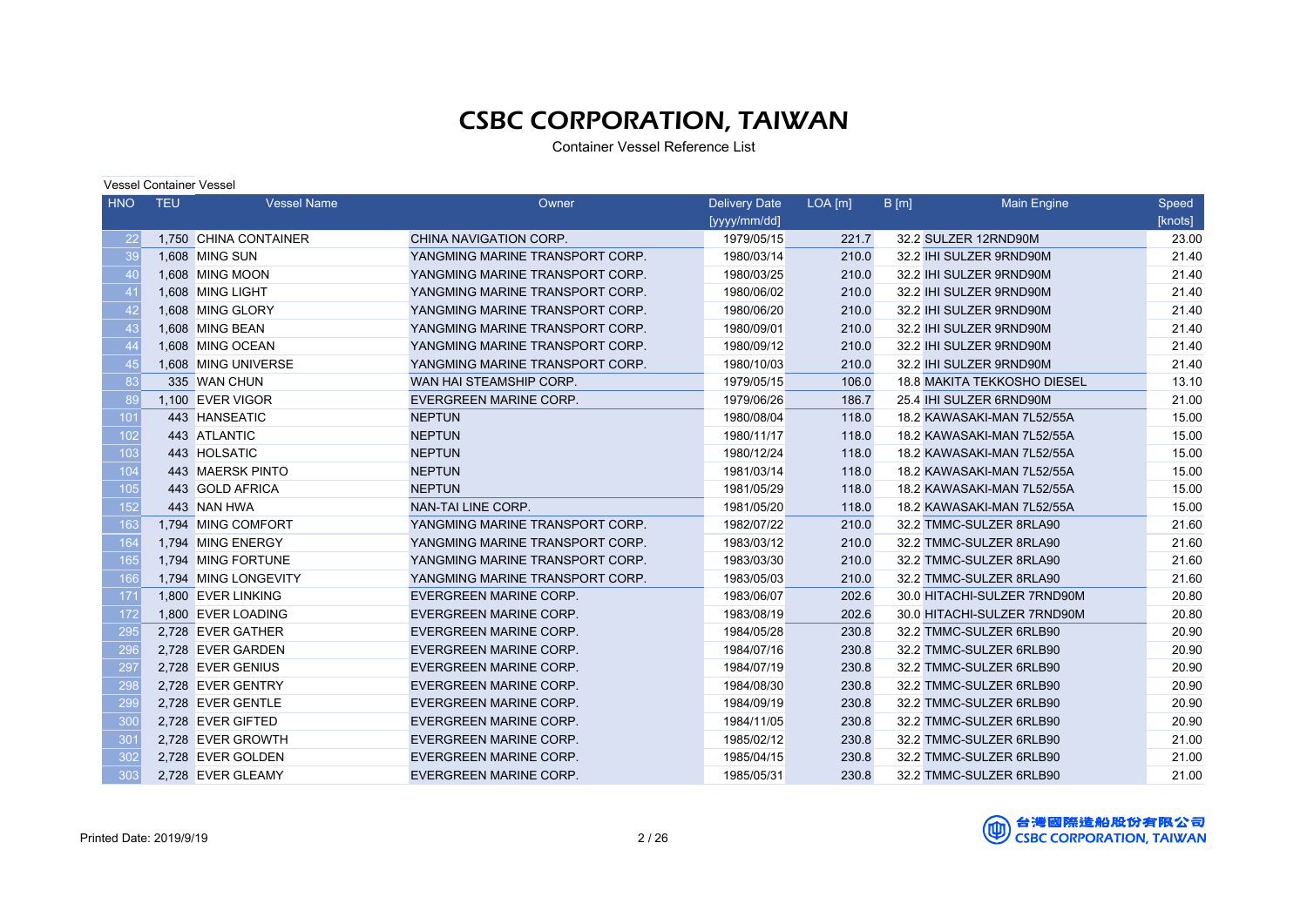# CSBC CORPORATION, TAIWAN

Container Vessel Reference List

Vessel Container Vessel

| HNO | TEU | Vessel Name | Owner | Delivery Date [yyyy/mm/dd] | LOA [m] | B [m] | Main Engine | Speed [knots] |
|---|---|---|---|---|---|---|---|---|
| 22 | 1,750 | CHINA CONTAINER | CHINA NAVIGATION CORP. | 1979/05/15 | 221.7 | 32.2 | SULZER 12RND90M | 23.00 |
| 39 | 1,608 | MING SUN | YANGMING MARINE TRANSPORT CORP. | 1980/03/14 | 210.0 | 32.2 | IHI SULZER 9RND90M | 21.40 |
| 40 | 1,608 | MING MOON | YANGMING MARINE TRANSPORT CORP. | 1980/03/25 | 210.0 | 32.2 | IHI SULZER 9RND90M | 21.40 |
| 41 | 1,608 | MING LIGHT | YANGMING MARINE TRANSPORT CORP. | 1980/06/02 | 210.0 | 32.2 | IHI SULZER 9RND90M | 21.40 |
| 42 | 1,608 | MING GLORY | YANGMING MARINE TRANSPORT CORP. | 1980/06/20 | 210.0 | 32.2 | IHI SULZER 9RND90M | 21.40 |
| 43 | 1,608 | MING BEAN | YANGMING MARINE TRANSPORT CORP. | 1980/09/01 | 210.0 | 32.2 | IHI SULZER 9RND90M | 21.40 |
| 44 | 1,608 | MING OCEAN | YANGMING MARINE TRANSPORT CORP. | 1980/09/12 | 210.0 | 32.2 | IHI SULZER 9RND90M | 21.40 |
| 45 | 1,608 | MING UNIVERSE | YANGMING MARINE TRANSPORT CORP. | 1980/10/03 | 210.0 | 32.2 | IHI SULZER 9RND90M | 21.40 |
| 83 | 335 | WAN CHUN | WAN HAI STEAMSHIP CORP. | 1979/05/15 | 106.0 | 18.8 | MAKITA TEKKOSHO DIESEL | 13.10 |
| 89 | 1,100 | EVER VIGOR | EVERGREEN MARINE CORP. | 1979/06/26 | 186.7 | 25.4 | IHI SULZER 6RND90M | 21.00 |
| 101 | 443 | HANSEATIC | NEPTUN | 1980/08/04 | 118.0 | 18.2 | KAWASAKI-MAN 7L52/55A | 15.00 |
| 102 | 443 | ATLANTIC | NEPTUN | 1980/11/17 | 118.0 | 18.2 | KAWASAKI-MAN 7L52/55A | 15.00 |
| 103 | 443 | HOLSATIC | NEPTUN | 1980/12/24 | 118.0 | 18.2 | KAWASAKI-MAN 7L52/55A | 15.00 |
| 104 | 443 | MAERSK PINTO | NEPTUN | 1981/03/14 | 118.0 | 18.2 | KAWASAKI-MAN 7L52/55A | 15.00 |
| 105 | 443 | GOLD AFRICA | NEPTUN | 1981/05/29 | 118.0 | 18.2 | KAWASAKI-MAN 7L52/55A | 15.00 |
| 152 | 443 | NAN HWA | NAN-TAI LINE CORP. | 1981/05/20 | 118.0 | 18.2 | KAWASAKI-MAN 7L52/55A | 15.00 |
| 163 | 1,794 | MING COMFORT | YANGMING MARINE TRANSPORT CORP. | 1982/07/22 | 210.0 | 32.2 | TMMC-SULZER 8RLA90 | 21.60 |
| 164 | 1,794 | MING ENERGY | YANGMING MARINE TRANSPORT CORP. | 1983/03/12 | 210.0 | 32.2 | TMMC-SULZER 8RLA90 | 21.60 |
| 165 | 1,794 | MING FORTUNE | YANGMING MARINE TRANSPORT CORP. | 1983/03/30 | 210.0 | 32.2 | TMMC-SULZER 8RLA90 | 21.60 |
| 166 | 1,794 | MING LONGEVITY | YANGMING MARINE TRANSPORT CORP. | 1983/05/03 | 210.0 | 32.2 | TMMC-SULZER 8RLA90 | 21.60 |
| 171 | 1,800 | EVER LINKING | EVERGREEN MARINE CORP. | 1983/06/07 | 202.6 | 30.0 | HITACHI-SULZER 7RND90M | 20.80 |
| 172 | 1,800 | EVER LOADING | EVERGREEN MARINE CORP. | 1983/08/19 | 202.6 | 30.0 | HITACHI-SULZER 7RND90M | 20.80 |
| 295 | 2,728 | EVER GATHER | EVERGREEN MARINE CORP. | 1984/05/28 | 230.8 | 32.2 | TMMC-SULZER 6RLB90 | 20.90 |
| 296 | 2,728 | EVER GARDEN | EVERGREEN MARINE CORP. | 1984/07/16 | 230.8 | 32.2 | TMMC-SULZER 6RLB90 | 20.90 |
| 297 | 2,728 | EVER GENIUS | EVERGREEN MARINE CORP. | 1984/07/19 | 230.8 | 32.2 | TMMC-SULZER 6RLB90 | 20.90 |
| 298 | 2,728 | EVER GENTRY | EVERGREEN MARINE CORP. | 1984/08/30 | 230.8 | 32.2 | TMMC-SULZER 6RLB90 | 20.90 |
| 299 | 2,728 | EVER GENTLE | EVERGREEN MARINE CORP. | 1984/09/19 | 230.8 | 32.2 | TMMC-SULZER 6RLB90 | 20.90 |
| 300 | 2,728 | EVER GIFTED | EVERGREEN MARINE CORP. | 1984/11/05 | 230.8 | 32.2 | TMMC-SULZER 6RLB90 | 20.90 |
| 301 | 2,728 | EVER GROWTH | EVERGREEN MARINE CORP. | 1985/02/12 | 230.8 | 32.2 | TMMC-SULZER 6RLB90 | 21.00 |
| 302 | 2,728 | EVER GOLDEN | EVERGREEN MARINE CORP. | 1985/04/15 | 230.8 | 32.2 | TMMC-SULZER 6RLB90 | 21.00 |
| 303 | 2,728 | EVER GLEAMY | EVERGREEN MARINE CORP. | 1985/05/31 | 230.8 | 32.2 | TMMC-SULZER 6RLB90 | 21.00 |

Printed Date: 2019/9/19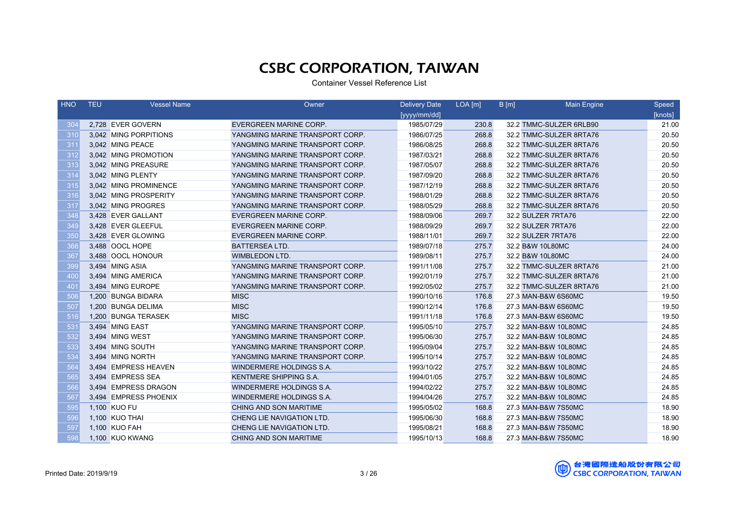# CSBC CORPORATION, TAIWAN

Container Vessel Reference List

| HNO | TEU | Vessel Name | Owner | Delivery Date [yyyy/mm/dd] | LOA [m] | B [m] | Main Engine | Speed [knots] |
|---|---|---|---|---|---|---|---|---|
| 304 | 2,728 | EVER GOVERN | EVERGREEN MARINE CORP. | 1985/07/29 | 230.8 | 32.2 | TMMC-SULZER 6RLB90 | 21.00 |
| 310 | 3,042 | MING PORPITIONS | YANGMING MARINE TRANSPORT CORP. | 1986/07/25 | 268.8 | 32.2 | TMMC-SULZER 8RTA76 | 20.50 |
| 311 | 3,042 | MING PEACE | YANGMING MARINE TRANSPORT CORP. | 1986/08/25 | 268.8 | 32.2 | TMMC-SULZER 8RTA76 | 20.50 |
| 312 | 3,042 | MING PROMOTION | YANGMING MARINE TRANSPORT CORP. | 1987/03/21 | 268.8 | 32.2 | TMMC-SULZER 8RTA76 | 20.50 |
| 313 | 3,042 | MING PREASURE | YANGMING MARINE TRANSPORT CORP. | 1987/05/07 | 268.8 | 32.2 | TMMC-SULZER 8RTA76 | 20.50 |
| 314 | 3,042 | MING PLENTY | YANGMING MARINE TRANSPORT CORP. | 1987/09/20 | 268.8 | 32.2 | TMMC-SULZER 8RTA76 | 20.50 |
| 315 | 3,042 | MING PROMINENCE | YANGMING MARINE TRANSPORT CORP. | 1987/12/19 | 268.8 | 32.2 | TMMC-SULZER 8RTA76 | 20.50 |
| 316 | 3,042 | MING PROSPERITY | YANGMING MARINE TRANSPORT CORP. | 1988/01/29 | 268.8 | 32.2 | TMMC-SULZER 8RTA76 | 20.50 |
| 317 | 3,042 | MING PROGRES | YANGMING MARINE TRANSPORT CORP. | 1988/05/29 | 268.8 | 32.2 | TMMC-SULZER 8RTA76 | 20.50 |
| 348 | 3,428 | EVER GALLANT | EVERGREEN MARINE CORP. | 1988/09/06 | 269.7 | 32.2 | SULZER 7RTA76 | 22.00 |
| 349 | 3,428 | EVER GLEEFUL | EVERGREEN MARINE CORP. | 1988/09/29 | 269.7 | 32.2 | SULZER 7RTA76 | 22.00 |
| 350 | 3,428 | EVER GLOWING | EVERGREEN MARINE CORP. | 1988/11/01 | 269.7 | 32.2 | SULZER 7RTA76 | 22.00 |
| 366 | 3,488 | OOCL HOPE | BATTERSEA LTD. | 1989/07/18 | 275.7 | 32.2 | B&W 10L80MC | 24.00 |
| 367 | 3,488 | OOCL HONOUR | WIMBLEDON LTD. | 1989/08/11 | 275.7 | 32.2 | B&W 10L80MC | 24.00 |
| 399 | 3,494 | MING ASIA | YANGMING MARINE TRANSPORT CORP. | 1991/11/08 | 275.7 | 32.2 | TMMC-SULZER 8RTA76 | 21.00 |
| 400 | 3,494 | MING AMERICA | YANGMING MARINE TRANSPORT CORP. | 1992/01/19 | 275.7 | 32.2 | TMMC-SULZER 8RTA76 | 21.00 |
| 401 | 3,494 | MING EUROPE | YANGMING MARINE TRANSPORT CORP. | 1992/05/02 | 275.7 | 32.2 | TMMC-SULZER 8RTA76 | 21.00 |
| 506 | 1,200 | BUNGA BIDARA | MISC | 1990/10/16 | 176.8 | 27.3 | MAN-B&W 6S60MC | 19.50 |
| 507 | 1,200 | BUNGA DELIMA | MISC | 1990/12/14 | 176.8 | 27.3 | MAN-B&W 6S60MC | 19.50 |
| 516 | 1,200 | BUNGA TERASEK | MISC | 1991/11/18 | 176.8 | 27.3 | MAN-B&W 6S60MC | 19.50 |
| 531 | 3,494 | MING EAST | YANGMING MARINE TRANSPORT CORP. | 1995/05/10 | 275.7 | 32.2 | MAN-B&W 10L80MC | 24.85 |
| 532 | 3,494 | MING WEST | YANGMING MARINE TRANSPORT CORP. | 1995/06/30 | 275.7 | 32.2 | MAN-B&W 10L80MC | 24.85 |
| 533 | 3,494 | MING SOUTH | YANGMING MARINE TRANSPORT CORP. | 1995/09/04 | 275.7 | 32.2 | MAN-B&W 10L80MC | 24.85 |
| 534 | 3,494 | MING NORTH | YANGMING MARINE TRANSPORT CORP. | 1995/10/14 | 275.7 | 32.2 | MAN-B&W 10L80MC | 24.85 |
| 564 | 3,494 | EMPRESS HEAVEN | WINDERMERE HOLDINGS S.A. | 1993/10/22 | 275.7 | 32.2 | MAN-B&W 10L80MC | 24.85 |
| 565 | 3,494 | EMPRESS SEA | KENTMERE SHIPPING S.A. | 1994/01/05 | 275.7 | 32.2 | MAN-B&W 10L80MC | 24.85 |
| 566 | 3,494 | EMPRESS DRAGON | WINDERMERE HOLDINGS S.A. | 1994/02/22 | 275.7 | 32.2 | MAN-B&W 10L80MC | 24.85 |
| 567 | 3,494 | EMPRESS PHOENIX | WINDERMERE HOLDINGS S.A. | 1994/04/26 | 275.7 | 32.2 | MAN-B&W 10L80MC | 24.85 |
| 595 | 1,100 | KUO FU | CHING AND SON MARITIME | 1995/05/02 | 168.8 | 27.3 | MAN-B&W 7S50MC | 18.90 |
| 596 | 1,100 | KUO THAI | CHENG LIE NAVIGATION LTD. | 1995/06/30 | 168.8 | 27.3 | MAN-B&W 7S50MC | 18.90 |
| 597 | 1,100 | KUO FAH | CHENG LIE NAVIGATION LTD. | 1995/08/21 | 168.8 | 27.3 | MAN-B&W 7S50MC | 18.90 |
| 598 | 1,100 | KUO KWANG | CHING AND SON MARITIME | 1995/10/13 | 168.8 | 27.3 | MAN-B&W 7S50MC | 18.90 |

Printed Date: 2019/9/19

台灣國際造船股份有限公司 CSBC CORPORATION, TAIWAN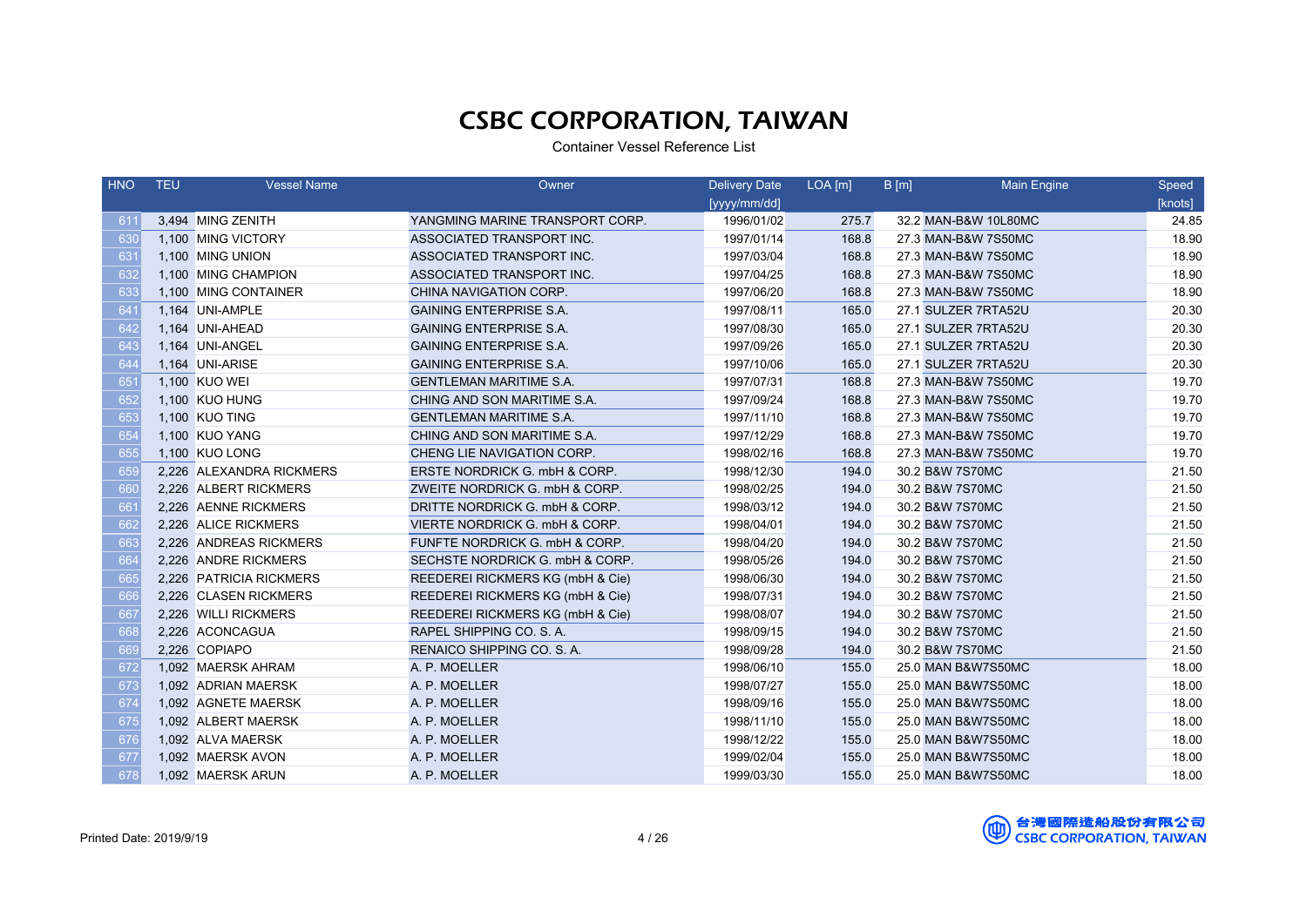# CSBC CORPORATION, TAIWAN

Container Vessel Reference List

| HNO | TEU | Vessel Name | Owner | Delivery Date [yyyy/mm/dd] | LOA [m] | B [m] | Main Engine | Speed [knots] |
|---|---|---|---|---|---|---|---|---|
| 611 | 3,494 | MING ZENITH | YANGMING MARINE TRANSPORT CORP. | 1996/01/02 | 275.7 | 32.2 | MAN-B&W 10L80MC | 24.85 |
| 630 | 1,100 | MING VICTORY | ASSOCIATED TRANSPORT INC. | 1997/01/14 | 168.8 | 27.3 | MAN-B&W 7S50MC | 18.90 |
| 631 | 1,100 | MING UNION | ASSOCIATED TRANSPORT INC. | 1997/03/04 | 168.8 | 27.3 | MAN-B&W 7S50MC | 18.90 |
| 632 | 1,100 | MING CHAMPION | ASSOCIATED TRANSPORT INC. | 1997/04/25 | 168.8 | 27.3 | MAN-B&W 7S50MC | 18.90 |
| 633 | 1,100 | MING CONTAINER | CHINA NAVIGATION CORP. | 1997/06/20 | 168.8 | 27.3 | MAN-B&W 7S50MC | 18.90 |
| 641 | 1,164 | UNI-AMPLE | GAINING ENTERPRISE S.A. | 1997/08/11 | 165.0 | 27.1 | SULZER 7RTA52U | 20.30 |
| 642 | 1,164 | UNI-AHEAD | GAINING ENTERPRISE S.A. | 1997/08/30 | 165.0 | 27.1 | SULZER 7RTA52U | 20.30 |
| 643 | 1,164 | UNI-ANGEL | GAINING ENTERPRISE S.A. | 1997/09/26 | 165.0 | 27.1 | SULZER 7RTA52U | 20.30 |
| 644 | 1,164 | UNI-ARISE | GAINING ENTERPRISE S.A. | 1997/10/06 | 165.0 | 27.1 | SULZER 7RTA52U | 20.30 |
| 651 | 1,100 | KUO WEI | GENTLEMAN MARITIME S.A. | 1997/07/31 | 168.8 | 27.3 | MAN-B&W 7S50MC | 19.70 |
| 652 | 1,100 | KUO HUNG | CHING AND SON MARITIME S.A. | 1997/09/24 | 168.8 | 27.3 | MAN-B&W 7S50MC | 19.70 |
| 653 | 1,100 | KUO TING | GENTLEMAN MARITIME S.A. | 1997/11/10 | 168.8 | 27.3 | MAN-B&W 7S50MC | 19.70 |
| 654 | 1,100 | KUO YANG | CHING AND SON MARITIME S.A. | 1997/12/29 | 168.8 | 27.3 | MAN-B&W 7S50MC | 19.70 |
| 655 | 1,100 | KUO LONG | CHENG LIE NAVIGATION CORP. | 1998/02/16 | 168.8 | 27.3 | MAN-B&W 7S50MC | 19.70 |
| 659 | 2,226 | ALEXANDRA RICKMERS | ERSTE NORDRICK G. mbH & CORP. | 1998/12/30 | 194.0 | 30.2 | B&W 7S70MC | 21.50 |
| 660 | 2,226 | ALBERT RICKMERS | ZWEITE NORDRICK G. mbH & CORP. | 1998/02/25 | 194.0 | 30.2 | B&W 7S70MC | 21.50 |
| 661 | 2,226 | AENNE RICKMERS | DRITTE NORDRICK G. mbH & CORP. | 1998/03/12 | 194.0 | 30.2 | B&W 7S70MC | 21.50 |
| 662 | 2,226 | ALICE RICKMERS | VIERTE NORDRICK G. mbH & CORP. | 1998/04/01 | 194.0 | 30.2 | B&W 7S70MC | 21.50 |
| 663 | 2,226 | ANDREAS RICKMERS | FUNFTE NORDRICK G. mbH & CORP. | 1998/04/20 | 194.0 | 30.2 | B&W 7S70MC | 21.50 |
| 664 | 2,226 | ANDRE RICKMERS | SECHSTE NORDRICK G. mbH & CORP. | 1998/05/26 | 194.0 | 30.2 | B&W 7S70MC | 21.50 |
| 665 | 2,226 | PATRICIA RICKMERS | REEDEREI RICKMERS KG (mbH & Cie) | 1998/06/30 | 194.0 | 30.2 | B&W 7S70MC | 21.50 |
| 666 | 2,226 | CLASEN RICKMERS | REEDEREI RICKMERS KG (mbH & Cie) | 1998/07/31 | 194.0 | 30.2 | B&W 7S70MC | 21.50 |
| 667 | 2,226 | WILLI RICKMERS | REEDEREI RICKMERS KG (mbH & Cie) | 1998/08/07 | 194.0 | 30.2 | B&W 7S70MC | 21.50 |
| 668 | 2,226 | ACONCAGUA | RAPEL SHIPPING CO. S. A. | 1998/09/15 | 194.0 | 30.2 | B&W 7S70MC | 21.50 |
| 669 | 2,226 | COPIAPO | RENAICO SHIPPING CO. S. A. | 1998/09/28 | 194.0 | 30.2 | B&W 7S70MC | 21.50 |
| 672 | 1,092 | MAERSK AHRAM | A. P. MOELLER | 1998/06/10 | 155.0 | 25.0 | MAN B&W7S50MC | 18.00 |
| 673 | 1,092 | ADRIAN MAERSK | A. P. MOELLER | 1998/07/27 | 155.0 | 25.0 | MAN B&W7S50MC | 18.00 |
| 674 | 1,092 | AGNETE MAERSK | A. P. MOELLER | 1998/09/16 | 155.0 | 25.0 | MAN B&W7S50MC | 18.00 |
| 675 | 1,092 | ALBERT MAERSK | A. P. MOELLER | 1998/11/10 | 155.0 | 25.0 | MAN B&W7S50MC | 18.00 |
| 676 | 1,092 | ALVA MAERSK | A. P. MOELLER | 1998/12/22 | 155.0 | 25.0 | MAN B&W7S50MC | 18.00 |
| 677 | 1,092 | MAERSK AVON | A. P. MOELLER | 1999/02/04 | 155.0 | 25.0 | MAN B&W7S50MC | 18.00 |
| 678 | 1,092 | MAERSK ARUN | A. P. MOELLER | 1999/03/30 | 155.0 | 25.0 | MAN B&W7S50MC | 18.00 |

Printed Date: 2019/9/19

台灣國際造船股份有限公司
CSBC CORPORATION, TAIWAN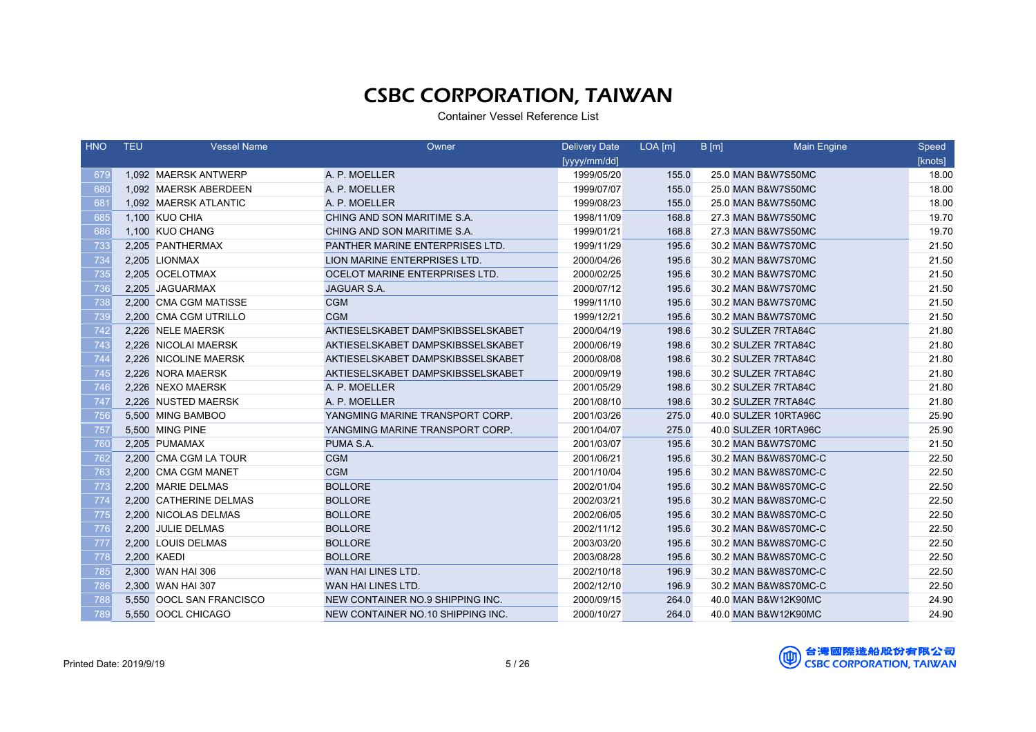# CSBC CORPORATION, TAIWAN

Container Vessel Reference List

| HNO | TEU | Vessel Name | Owner | Delivery Date [yyyy/mm/dd] | LOA [m] | B [m] | Main Engine | Speed [knots] |
|---|---|---|---|---|---|---|---|---|
| 679 | 1,092 | MAERSK ANTWERP | A. P. MOELLER | 1999/05/20 | 155.0 | 25.0 | MAN B&W7S50MC | 18.00 |
| 680 | 1,092 | MAERSK ABERDEEN | A. P. MOELLER | 1999/07/07 | 155.0 | 25.0 | MAN B&W7S50MC | 18.00 |
| 681 | 1,092 | MAERSK ATLANTIC | A. P. MOELLER | 1999/08/23 | 155.0 | 25.0 | MAN B&W7S50MC | 18.00 |
| 685 | 1,100 | KUO CHIA | CHING AND SON MARITIME S.A. | 1998/11/09 | 168.8 | 27.3 | MAN B&W7S50MC | 19.70 |
| 686 | 1,100 | KUO CHANG | CHING AND SON MARITIME S.A. | 1999/01/21 | 168.8 | 27.3 | MAN B&W7S50MC | 19.70 |
| 733 | 2,205 | PANTHERMAX | PANTHER MARINE ENTERPRISES LTD. | 1999/11/29 | 195.6 | 30.2 | MAN B&W7S70MC | 21.50 |
| 734 | 2,205 | LIONMAX | LION MARINE ENTERPRISES LTD. | 2000/04/26 | 195.6 | 30.2 | MAN B&W7S70MC | 21.50 |
| 735 | 2,205 | OCELOTMAX | OCELOT MARINE ENTERPRISES LTD. | 2000/02/25 | 195.6 | 30.2 | MAN B&W7S70MC | 21.50 |
| 736 | 2,205 | JAGUARMAX | JAGUAR S.A. | 2000/07/12 | 195.6 | 30.2 | MAN B&W7S70MC | 21.50 |
| 738 | 2,200 | CMA CGM MATISSE | CGM | 1999/11/10 | 195.6 | 30.2 | MAN B&W7S70MC | 21.50 |
| 739 | 2,200 | CMA CGM UTRILLO | CGM | 1999/12/21 | 195.6 | 30.2 | MAN B&W7S70MC | 21.50 |
| 742 | 2,226 | NELE MAERSK | AKTIESELSKABET DAMPSKIBSSELSKABET | 2000/04/19 | 198.6 | 30.2 | SULZER 7RTA84C | 21.80 |
| 743 | 2,226 | NICOLAI MAERSK | AKTIESELSKABET DAMPSKIBSSELSKABET | 2000/06/19 | 198.6 | 30.2 | SULZER 7RTA84C | 21.80 |
| 744 | 2,226 | NICOLINE MAERSK | AKTIESELSKABET DAMPSKIBSSELSKABET | 2000/08/08 | 198.6 | 30.2 | SULZER 7RTA84C | 21.80 |
| 745 | 2,226 | NORA MAERSK | AKTIESELSKABET DAMPSKIBSSELSKABET | 2000/09/19 | 198.6 | 30.2 | SULZER 7RTA84C | 21.80 |
| 746 | 2,226 | NEXO MAERSK | A. P. MOELLER | 2001/05/29 | 198.6 | 30.2 | SULZER 7RTA84C | 21.80 |
| 747 | 2,226 | NUSTED MAERSK | A. P. MOELLER | 2001/08/10 | 198.6 | 30.2 | SULZER 7RTA84C | 21.80 |
| 756 | 5,500 | MING BAMBOO | YANGMING MARINE TRANSPORT CORP. | 2001/03/26 | 275.0 | 40.0 | SULZER 10RTA96C | 25.90 |
| 757 | 5,500 | MING PINE | YANGMING MARINE TRANSPORT CORP. | 2001/04/07 | 275.0 | 40.0 | SULZER 10RTA96C | 25.90 |
| 760 | 2,205 | PUMAMAX | PUMA S.A. | 2001/03/07 | 195.6 | 30.2 | MAN B&W7S70MC | 21.50 |
| 762 | 2,200 | CMA CGM LA TOUR | CGM | 2001/06/21 | 195.6 | 30.2 | MAN B&W8S70MC-C | 22.50 |
| 763 | 2,200 | CMA CGM MANET | CGM | 2001/10/04 | 195.6 | 30.2 | MAN B&W8S70MC-C | 22.50 |
| 773 | 2,200 | MARIE DELMAS | BOLLORE | 2002/01/04 | 195.6 | 30.2 | MAN B&W8S70MC-C | 22.50 |
| 774 | 2,200 | CATHERINE DELMAS | BOLLORE | 2002/03/21 | 195.6 | 30.2 | MAN B&W8S70MC-C | 22.50 |
| 775 | 2,200 | NICOLAS DELMAS | BOLLORE | 2002/06/05 | 195.6 | 30.2 | MAN B&W8S70MC-C | 22.50 |
| 776 | 2,200 | JULIE DELMAS | BOLLORE | 2002/11/12 | 195.6 | 30.2 | MAN B&W8S70MC-C | 22.50 |
| 777 | 2,200 | LOUIS DELMAS | BOLLORE | 2003/03/20 | 195.6 | 30.2 | MAN B&W8S70MC-C | 22.50 |
| 778 | 2,200 | KAEDI | BOLLORE | 2003/08/28 | 195.6 | 30.2 | MAN B&W8S70MC-C | 22.50 |
| 785 | 2,300 | WAN HAI 306 | WAN HAI LINES LTD. | 2002/10/18 | 196.9 | 30.2 | MAN B&W8S70MC-C | 22.50 |
| 786 | 2,300 | WAN HAI 307 | WAN HAI LINES LTD. | 2002/12/10 | 196.9 | 30.2 | MAN B&W8S70MC-C | 22.50 |
| 788 | 5,550 | OOCL SAN FRANCISCO | NEW CONTAINER NO.9 SHIPPING INC. | 2000/09/15 | 264.0 | 40.0 | MAN B&W12K90MC | 24.90 |
| 789 | 5,550 | OOCL CHICAGO | NEW CONTAINER NO.10 SHIPPING INC. | 2000/10/27 | 264.0 | 40.0 | MAN B&W12K90MC | 24.90 |

Printed Date: 2019/9/19

台灣國際造船股份有限公司 CSBC CORPORATION, TAIWAN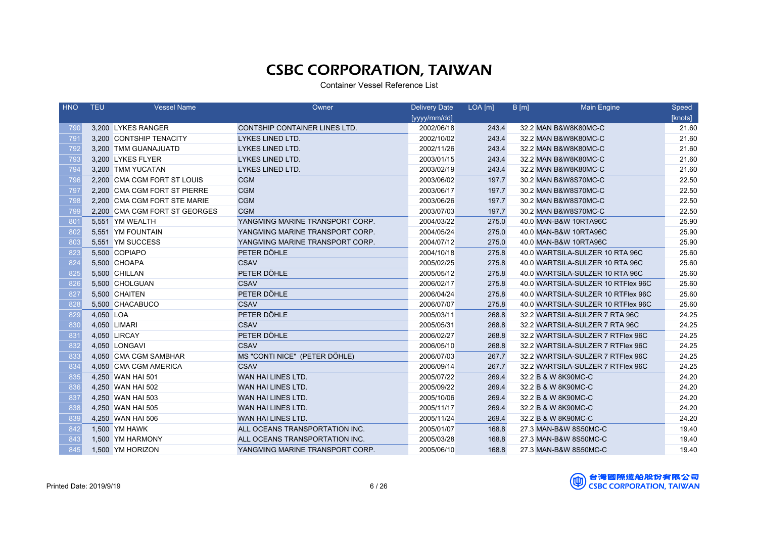# CSBC CORPORATION, TAIWAN

Container Vessel Reference List

| HNO | TEU | Vessel Name | Owner | Delivery Date [yyyy/mm/dd] | LOA [m] | B [m] | Main Engine | Speed [knots] |
|---|---|---|---|---|---|---|---|---|
| 790 | 3,200 | LYKES RANGER | CONTSHIP CONTAINER LINES LTD. | 2002/06/18 | 243.4 | 32.2 | MAN B&W8K80MC-C | 21.60 |
| 791 | 3,200 | CONTSHIP TENACITY | LYKES LINED LTD. | 2002/10/02 | 243.4 | 32.2 | MAN B&W8K80MC-C | 21.60 |
| 792 | 3,200 | TMM GUANAJUATD | LYKES LINED LTD. | 2002/11/26 | 243.4 | 32.2 | MAN B&W8K80MC-C | 21.60 |
| 793 | 3,200 | LYKES FLYER | LYKES LINED LTD. | 2003/01/15 | 243.4 | 32.2 | MAN B&W8K80MC-C | 21.60 |
| 794 | 3,200 | TMM YUCATAN | LYKES LINED LTD. | 2003/02/19 | 243.4 | 32.2 | MAN B&W8K80MC-C | 21.60 |
| 796 | 2,200 | CMA CGM FORT ST LOUIS | CGM | 2003/06/02 | 197.7 | 30.2 | MAN B&W8S70MC-C | 22.50 |
| 797 | 2,200 | CMA CGM FORT ST PIERRE | CGM | 2003/06/17 | 197.7 | 30.2 | MAN B&W8S70MC-C | 22.50 |
| 798 | 2,200 | CMA CGM FORT STE MARIE | CGM | 2003/06/26 | 197.7 | 30.2 | MAN B&W8S70MC-C | 22.50 |
| 799 | 2,200 | CMA CGM FORT ST GEORGES | CGM | 2003/07/03 | 197.7 | 30.2 | MAN B&W8S70MC-C | 22.50 |
| 801 | 5,551 | YM WEALTH | YANGMING MARINE TRANSPORT CORP. | 2004/03/22 | 275.0 | 40.0 | MAN-B&W 10RTA96C | 25.90 |
| 802 | 5,551 | YM FOUNTAIN | YANGMING MARINE TRANSPORT CORP. | 2004/05/24 | 275.0 | 40.0 | MAN-B&W 10RTA96C | 25.90 |
| 803 | 5,551 | YM SUCCESS | YANGMING MARINE TRANSPORT CORP. | 2004/07/12 | 275.0 | 40.0 | MAN-B&W 10RTA96C | 25.90 |
| 823 | 5,500 | COPIAPO | PETER DÖHLE | 2004/10/18 | 275.8 | 40.0 | WARTSILA-SULZER 10 RTA 96C | 25.60 |
| 824 | 5,500 | CHOAPA | CSAV | 2005/02/25 | 275.8 | 40.0 | WARTSILA-SULZER 10 RTA 96C | 25.60 |
| 825 | 5,500 | CHILLAN | PETER DÖHLE | 2005/05/12 | 275.8 | 40.0 | WARTSILA-SULZER 10 RTA 96C | 25.60 |
| 826 | 5,500 | CHOLGUAN | CSAV | 2006/02/17 | 275.8 | 40.0 | WARTSILA-SULZER 10 RTFlex 96C | 25.60 |
| 827 | 5,500 | CHAITEN | PETER DÖHLE | 2006/04/24 | 275.8 | 40.0 | WARTSILA-SULZER 10 RTFlex 96C | 25.60 |
| 828 | 5,500 | CHACABUCO | CSAV | 2006/07/07 | 275.8 | 40.0 | WARTSILA-SULZER 10 RTFlex 96C | 25.60 |
| 829 | 4,050 | LOA | PETER DÖHLE | 2005/03/11 | 268.8 | 32.2 | WARTSILA-SULZER 7 RTA 96C | 24.25 |
| 830 | 4,050 | LIMARI | CSAV | 2005/05/31 | 268.8 | 32.2 | WARTSILA-SULZER 7 RTA 96C | 24.25 |
| 831 | 4,050 | LIRCAY | PETER DÖHLE | 2006/02/27 | 268.8 | 32.2 | WARTSILA-SULZER 7 RTFlex 96C | 24.25 |
| 832 | 4,050 | LONGAVI | CSAV | 2006/05/10 | 268.8 | 32.2 | WARTSILA-SULZER 7 RTFlex 96C | 24.25 |
| 833 | 4,050 | CMA CGM SAMBHAR | MS "CONTI NICE" (PETER DÖHLE) | 2006/07/03 | 267.7 | 32.2 | WARTSILA-SULZER 7 RTFlex 96C | 24.25 |
| 834 | 4,050 | CMA CGM AMERICA | CSAV | 2006/09/14 | 267.7 | 32.2 | WARTSILA-SULZER 7 RTFlex 96C | 24.25 |
| 835 | 4,250 | WAN HAI 501 | WAN HAI LINES LTD. | 2005/07/22 | 269.4 | 32.2 | B & W 8K90MC-C | 24.20 |
| 836 | 4,250 | WAN HAI 502 | WAN HAI LINES LTD. | 2005/09/22 | 269.4 | 32.2 | B & W 8K90MC-C | 24.20 |
| 837 | 4,250 | WAN HAI 503 | WAN HAI LINES LTD. | 2005/10/06 | 269.4 | 32.2 | B & W 8K90MC-C | 24.20 |
| 838 | 4,250 | WAN HAI 505 | WAN HAI LINES LTD. | 2005/11/17 | 269.4 | 32.2 | B & W 8K90MC-C | 24.20 |
| 839 | 4,250 | WAN HAI 506 | WAN HAI LINES LTD. | 2005/11/24 | 269.4 | 32.2 | B & W 8K90MC-C | 24.20 |
| 842 | 1,500 | YM HAWK | ALL OCEANS TRANSPORTATION INC. | 2005/01/07 | 168.8 | 27.3 | MAN-B&W 8S50MC-C | 19.40 |
| 843 | 1,500 | YM HARMONY | ALL OCEANS TRANSPORTATION INC. | 2005/03/28 | 168.8 | 27.3 | MAN-B&W 8S50MC-C | 19.40 |
| 845 | 1,500 | YM HORIZON | YANGMING MARINE TRANSPORT CORP. | 2005/06/10 | 168.8 | 27.3 | MAN-B&W 8S50MC-C | 19.40 |

Printed Date: 2019/9/19

台灣國際造船股份有限公司
CSBC CORPORATION, TAIWAN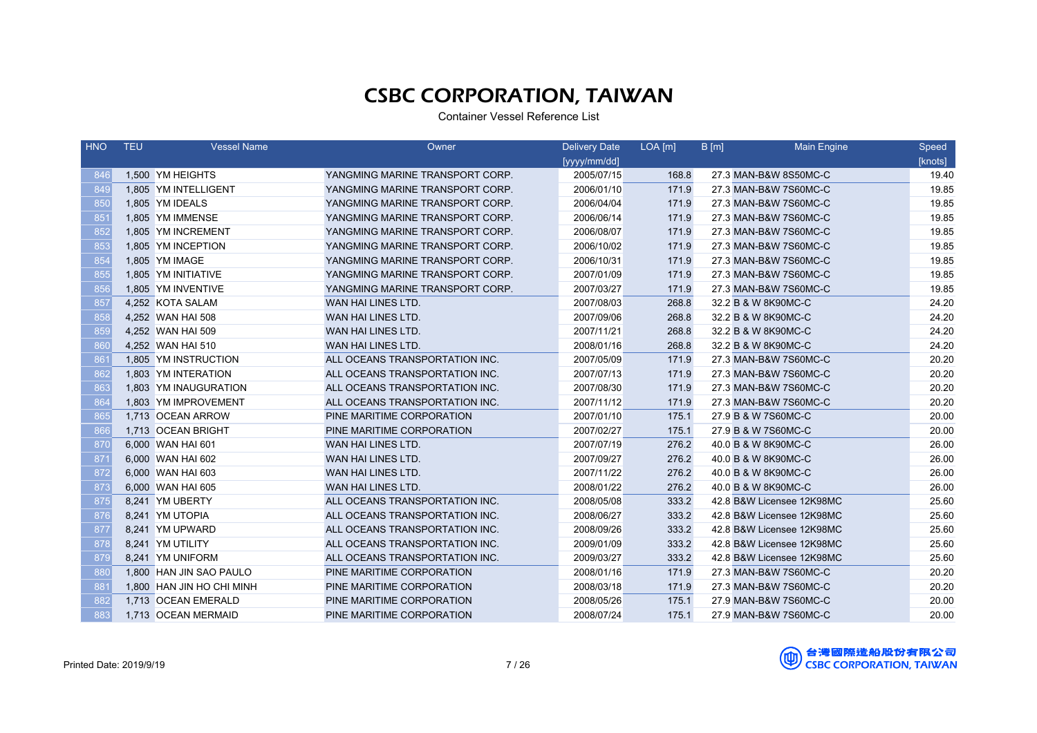# CSBC CORPORATION, TAIWAN

Container Vessel Reference List

| HNO | TEU | Vessel Name | Owner | Delivery Date [yyyy/mm/dd] | LOA [m] | B [m] | Main Engine | Speed [knots] |
|---|---|---|---|---|---|---|---|---|
| 846 | 1,500 | YM HEIGHTS | YANGMING MARINE TRANSPORT CORP. | 2005/07/15 | 168.8 | 27.3 | MAN-B&W 8S50MC-C | 19.40 |
| 849 | 1,805 | YM INTELLIGENT | YANGMING MARINE TRANSPORT CORP. | 2006/01/10 | 171.9 | 27.3 | MAN-B&W 7S60MC-C | 19.85 |
| 850 | 1,805 | YM IDEALS | YANGMING MARINE TRANSPORT CORP. | 2006/04/04 | 171.9 | 27.3 | MAN-B&W 7S60MC-C | 19.85 |
| 851 | 1,805 | YM IMMENSE | YANGMING MARINE TRANSPORT CORP. | 2006/06/14 | 171.9 | 27.3 | MAN-B&W 7S60MC-C | 19.85 |
| 852 | 1,805 | YM INCREMENT | YANGMING MARINE TRANSPORT CORP. | 2006/08/07 | 171.9 | 27.3 | MAN-B&W 7S60MC-C | 19.85 |
| 853 | 1,805 | YM INCEPTION | YANGMING MARINE TRANSPORT CORP. | 2006/10/02 | 171.9 | 27.3 | MAN-B&W 7S60MC-C | 19.85 |
| 854 | 1,805 | YM IMAGE | YANGMING MARINE TRANSPORT CORP. | 2006/10/31 | 171.9 | 27.3 | MAN-B&W 7S60MC-C | 19.85 |
| 855 | 1,805 | YM INITIATIVE | YANGMING MARINE TRANSPORT CORP. | 2007/01/09 | 171.9 | 27.3 | MAN-B&W 7S60MC-C | 19.85 |
| 856 | 1,805 | YM INVENTIVE | YANGMING MARINE TRANSPORT CORP. | 2007/03/27 | 171.9 | 27.3 | MAN-B&W 7S60MC-C | 19.85 |
| 857 | 4,252 | KOTA SALAM | WAN HAI LINES LTD. | 2007/08/03 | 268.8 | 32.2 | B & W 8K90MC-C | 24.20 |
| 858 | 4,252 | WAN HAI 508 | WAN HAI LINES LTD. | 2007/09/06 | 268.8 | 32.2 | B & W 8K90MC-C | 24.20 |
| 859 | 4,252 | WAN HAI 509 | WAN HAI LINES LTD. | 2007/11/21 | 268.8 | 32.2 | B & W 8K90MC-C | 24.20 |
| 860 | 4,252 | WAN HAI 510 | WAN HAI LINES LTD. | 2008/01/16 | 268.8 | 32.2 | B & W 8K90MC-C | 24.20 |
| 861 | 1,805 | YM INSTRUCTION | ALL OCEANS TRANSPORTATION INC. | 2007/05/09 | 171.9 | 27.3 | MAN-B&W 7S60MC-C | 20.20 |
| 862 | 1,803 | YM INTERATION | ALL OCEANS TRANSPORTATION INC. | 2007/07/13 | 171.9 | 27.3 | MAN-B&W 7S60MC-C | 20.20 |
| 863 | 1,803 | YM INAUGURATION | ALL OCEANS TRANSPORTATION INC. | 2007/08/30 | 171.9 | 27.3 | MAN-B&W 7S60MC-C | 20.20 |
| 864 | 1,803 | YM IMPROVEMENT | ALL OCEANS TRANSPORTATION INC. | 2007/11/12 | 171.9 | 27.3 | MAN-B&W 7S60MC-C | 20.20 |
| 865 | 1,713 | OCEAN ARROW | PINE MARITIME CORPORATION | 2007/01/10 | 175.1 | 27.9 | B & W 7S60MC-C | 20.00 |
| 866 | 1,713 | OCEAN BRIGHT | PINE MARITIME CORPORATION | 2007/02/27 | 175.1 | 27.9 | B & W 7S60MC-C | 20.00 |
| 870 | 6,000 | WAN HAI 601 | WAN HAI LINES LTD. | 2007/07/19 | 276.2 | 40.0 | B & W 8K90MC-C | 26.00 |
| 871 | 6,000 | WAN HAI 602 | WAN HAI LINES LTD. | 2007/09/27 | 276.2 | 40.0 | B & W 8K90MC-C | 26.00 |
| 872 | 6,000 | WAN HAI 603 | WAN HAI LINES LTD. | 2007/11/22 | 276.2 | 40.0 | B & W 8K90MC-C | 26.00 |
| 873 | 6,000 | WAN HAI 605 | WAN HAI LINES LTD. | 2008/01/22 | 276.2 | 40.0 | B & W 8K90MC-C | 26.00 |
| 875 | 8,241 | YM UBERTY | ALL OCEANS TRANSPORTATION INC. | 2008/05/08 | 333.2 | 42.8 | B&W Licensee 12K98MC | 25.60 |
| 876 | 8,241 | YM UTOPIA | ALL OCEANS TRANSPORTATION INC. | 2008/06/27 | 333.2 | 42.8 | B&W Licensee 12K98MC | 25.60 |
| 877 | 8,241 | YM UPWARD | ALL OCEANS TRANSPORTATION INC. | 2008/09/26 | 333.2 | 42.8 | B&W Licensee 12K98MC | 25.60 |
| 878 | 8,241 | YM UTILITY | ALL OCEANS TRANSPORTATION INC. | 2009/01/09 | 333.2 | 42.8 | B&W Licensee 12K98MC | 25.60 |
| 879 | 8,241 | YM UNIFORM | ALL OCEANS TRANSPORTATION INC. | 2009/03/27 | 333.2 | 42.8 | B&W Licensee 12K98MC | 25.60 |
| 880 | 1,800 | HAN JIN SAO PAULO | PINE MARITIME CORPORATION | 2008/01/16 | 171.9 | 27.3 | MAN-B&W 7S60MC-C | 20.20 |
| 881 | 1,800 | HAN JIN HO CHI MINH | PINE MARITIME CORPORATION | 2008/03/18 | 171.9 | 27.3 | MAN-B&W 7S60MC-C | 20.20 |
| 882 | 1,713 | OCEAN EMERALD | PINE MARITIME CORPORATION | 2008/05/26 | 175.1 | 27.9 | MAN-B&W 7S60MC-C | 20.00 |
| 883 | 1,713 | OCEAN MERMAID | PINE MARITIME CORPORATION | 2008/07/24 | 175.1 | 27.9 | MAN-B&W 7S60MC-C | 20.00 |

Printed Date: 2019/9/19

台灣國際造船股份有限公司
CSBC CORPORATION, TAIWAN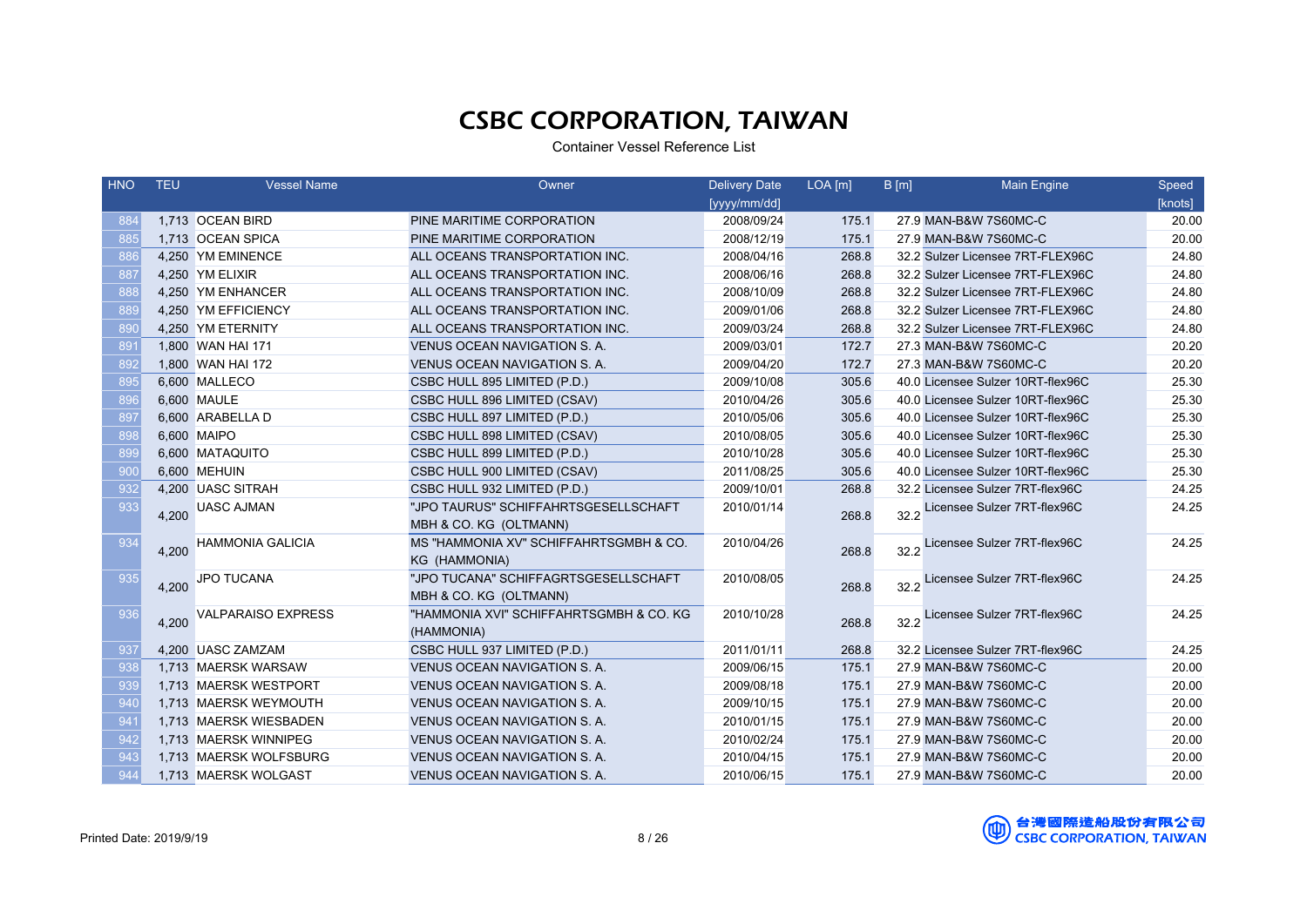# CSBC CORPORATION, TAIWAN

Container Vessel Reference List

| HNO | TEU | Vessel Name | Owner | Delivery Date [yyyy/mm/dd] | LOA [m] | B [m] | Main Engine | Speed [knots] |
|---|---|---|---|---|---|---|---|---|
| 884 | 1,713 | OCEAN BIRD | PINE MARITIME CORPORATION | 2008/09/24 | 175.1 | 27.9 | MAN-B&W 7S60MC-C | 20.00 |
| 885 | 1,713 | OCEAN SPICA | PINE MARITIME CORPORATION | 2008/12/19 | 175.1 | 27.9 | MAN-B&W 7S60MC-C | 20.00 |
| 886 | 4,250 | YM EMINENCE | ALL OCEANS TRANSPORTATION INC. | 2008/04/16 | 268.8 | 32.2 | Sulzer Licensee 7RT-FLEX96C | 24.80 |
| 887 | 4,250 | YM ELIXIR | ALL OCEANS TRANSPORTATION INC. | 2008/06/16 | 268.8 | 32.2 | Sulzer Licensee 7RT-FLEX96C | 24.80 |
| 888 | 4,250 | YM ENHANCER | ALL OCEANS TRANSPORTATION INC. | 2008/10/09 | 268.8 | 32.2 | Sulzer Licensee 7RT-FLEX96C | 24.80 |
| 889 | 4,250 | YM EFFICIENCY | ALL OCEANS TRANSPORTATION INC. | 2009/01/06 | 268.8 | 32.2 | Sulzer Licensee 7RT-FLEX96C | 24.80 |
| 890 | 4,250 | YM ETERNITY | ALL OCEANS TRANSPORTATION INC. | 2009/03/24 | 268.8 | 32.2 | Sulzer Licensee 7RT-FLEX96C | 24.80 |
| 891 | 1,800 | WAN HAI 171 | VENUS OCEAN NAVIGATION S. A. | 2009/03/01 | 172.7 | 27.3 | MAN-B&W 7S60MC-C | 20.20 |
| 892 | 1,800 | WAN HAI 172 | VENUS OCEAN NAVIGATION S. A. | 2009/04/20 | 172.7 | 27.3 | MAN-B&W 7S60MC-C | 20.20 |
| 895 | 6,600 | MALLECO | CSBC HULL 895 LIMITED (P.D.) | 2009/10/08 | 305.6 | 40.0 | Licensee Sulzer 10RT-flex96C | 25.30 |
| 896 | 6,600 | MAULE | CSBC HULL 896 LIMITED (CSAV) | 2010/04/26 | 305.6 | 40.0 | Licensee Sulzer 10RT-flex96C | 25.30 |
| 897 | 6,600 | ARABELLA D | CSBC HULL 897 LIMITED (P.D.) | 2010/05/06 | 305.6 | 40.0 | Licensee Sulzer 10RT-flex96C | 25.30 |
| 898 | 6,600 | MAIPO | CSBC HULL 898 LIMITED (CSAV) | 2010/08/05 | 305.6 | 40.0 | Licensee Sulzer 10RT-flex96C | 25.30 |
| 899 | 6,600 | MATAQUITO | CSBC HULL 899 LIMITED (P.D.) | 2010/10/28 | 305.6 | 40.0 | Licensee Sulzer 10RT-flex96C | 25.30 |
| 900 | 6,600 | MEHUIN | CSBC HULL 900 LIMITED (CSAV) | 2011/08/25 | 305.6 | 40.0 | Licensee Sulzer 10RT-flex96C | 25.30 |
| 932 | 4,200 | UASC SITRAH | CSBC HULL 932 LIMITED (P.D.) | 2009/10/01 | 268.8 | 32.2 | Licensee Sulzer 7RT-flex96C | 24.25 |
| 933 | 4,200 | UASC AJMAN | "JPO TAURUS" SCHIFFAHRTSGESELLSCHAFT MBH & CO. KG (OLTMANN) | 2010/01/14 | 268.8 | 32.2 | Licensee Sulzer 7RT-flex96C | 24.25 |
| 934 | 4,200 | HAMMONIA GALICIA | MS "HAMMONIA XV" SCHIFFAHRTSGMBH & CO. KG (HAMMONIA) | 2010/04/26 | 268.8 | 32.2 | Licensee Sulzer 7RT-flex96C | 24.25 |
| 935 | 4,200 | JPO TUCANA | "JPO TUCANA" SCHIFFAGRTSGESELLSCHAFT MBH & CO. KG (OLTMANN) | 2010/08/05 | 268.8 | 32.2 | Licensee Sulzer 7RT-flex96C | 24.25 |
| 936 | 4,200 | VALPARAISO EXPRESS | "HAMMONIA XVI" SCHIFFAHRTSGMBH & CO. KG (HAMMONIA) | 2010/10/28 | 268.8 | 32.2 | Licensee Sulzer 7RT-flex96C | 24.25 |
| 937 | 4,200 | UASC ZAMZAM | CSBC HULL 937 LIMITED (P.D.) | 2011/01/11 | 268.8 | 32.2 | Licensee Sulzer 7RT-flex96C | 24.25 |
| 938 | 1,713 | MAERSK WARSAW | VENUS OCEAN NAVIGATION S. A. | 2009/06/15 | 175.1 | 27.9 | MAN-B&W 7S60MC-C | 20.00 |
| 939 | 1,713 | MAERSK WESTPORT | VENUS OCEAN NAVIGATION S. A. | 2009/08/18 | 175.1 | 27.9 | MAN-B&W 7S60MC-C | 20.00 |
| 940 | 1,713 | MAERSK WEYMOUTH | VENUS OCEAN NAVIGATION S. A. | 2009/10/15 | 175.1 | 27.9 | MAN-B&W 7S60MC-C | 20.00 |
| 941 | 1,713 | MAERSK WIESBADEN | VENUS OCEAN NAVIGATION S. A. | 2010/01/15 | 175.1 | 27.9 | MAN-B&W 7S60MC-C | 20.00 |
| 942 | 1,713 | MAERSK WINNIPEG | VENUS OCEAN NAVIGATION S. A. | 2010/02/24 | 175.1 | 27.9 | MAN-B&W 7S60MC-C | 20.00 |
| 943 | 1,713 | MAERSK WOLFSBURG | VENUS OCEAN NAVIGATION S. A. | 2010/04/15 | 175.1 | 27.9 | MAN-B&W 7S60MC-C | 20.00 |
| 944 | 1,713 | MAERSK WOLGAST | VENUS OCEAN NAVIGATION S. A. | 2010/06/15 | 175.1 | 27.9 | MAN-B&W 7S60MC-C | 20.00 |

Printed Date: 2019/9/19

台灣國際造船股份有限公司
CSBC CORPORATION, TAIWAN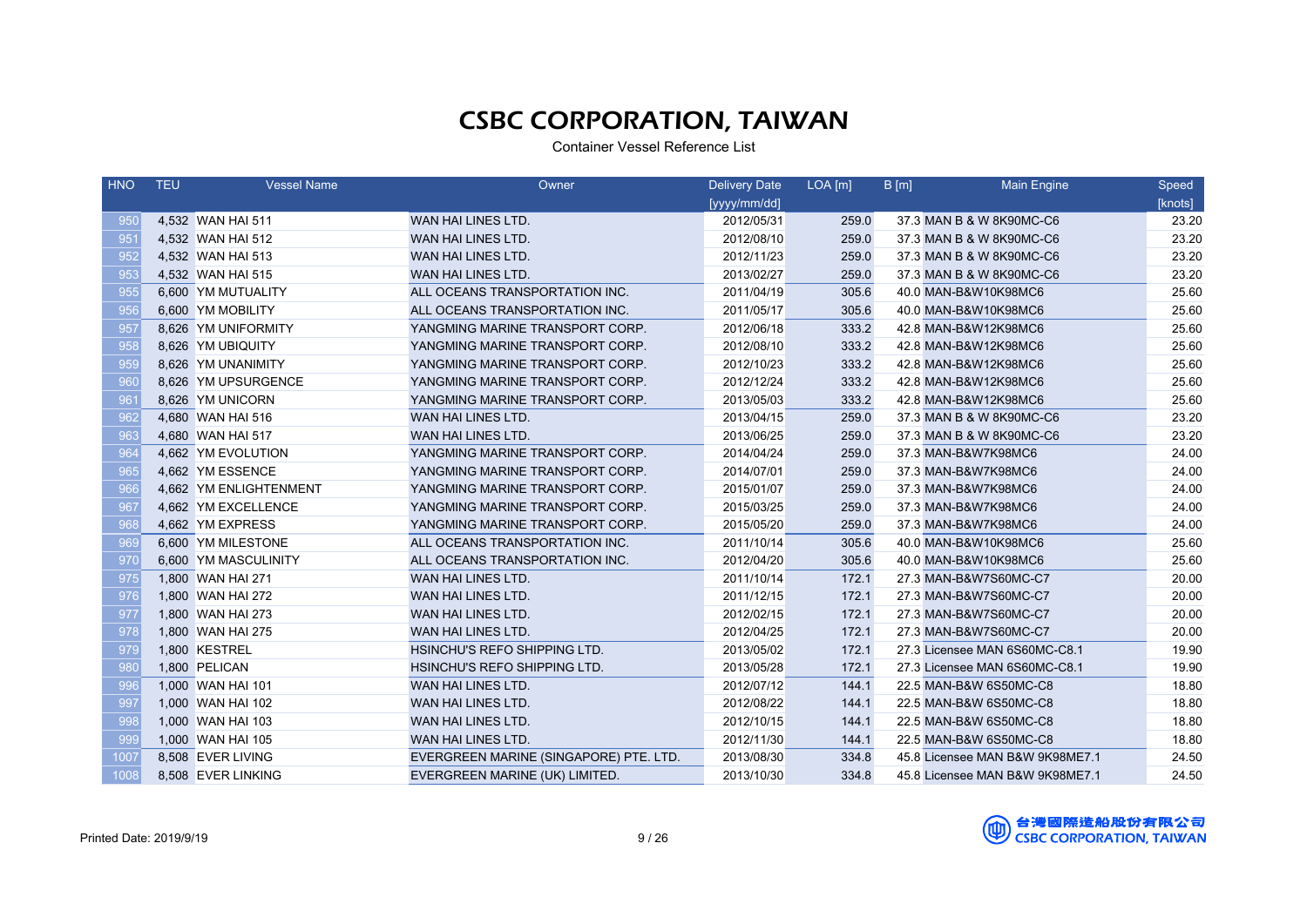# CSBC CORPORATION, TAIWAN

Container Vessel Reference List

| HNO | TEU | Vessel Name | Owner | Delivery Date [yyyy/mm/dd] | LOA [m] | B [m] | Main Engine | Speed [knots] |
|---|---|---|---|---|---|---|---|---|
| 950 | 4,532 | WAN HAI 511 | WAN HAI LINES LTD. | 2012/05/31 | 259.0 | 37.3 | MAN B & W 8K90MC-C6 | 23.20 |
| 951 | 4,532 | WAN HAI 512 | WAN HAI LINES LTD. | 2012/08/10 | 259.0 | 37.3 | MAN B & W 8K90MC-C6 | 23.20 |
| 952 | 4,532 | WAN HAI 513 | WAN HAI LINES LTD. | 2012/11/23 | 259.0 | 37.3 | MAN B & W 8K90MC-C6 | 23.20 |
| 953 | 4,532 | WAN HAI 515 | WAN HAI LINES LTD. | 2013/02/27 | 259.0 | 37.3 | MAN B & W 8K90MC-C6 | 23.20 |
| 955 | 6,600 | YM MUTUALITY | ALL OCEANS TRANSPORTATION INC. | 2011/04/19 | 305.6 | 40.0 | MAN-B&W10K98MC6 | 25.60 |
| 956 | 6,600 | YM MOBILITY | ALL OCEANS TRANSPORTATION INC. | 2011/05/17 | 305.6 | 40.0 | MAN-B&W10K98MC6 | 25.60 |
| 957 | 8,626 | YM UNIFORMITY | YANGMING MARINE TRANSPORT CORP. | 2012/06/18 | 333.2 | 42.8 | MAN-B&W12K98MC6 | 25.60 |
| 958 | 8,626 | YM UBIQUITY | YANGMING MARINE TRANSPORT CORP. | 2012/08/10 | 333.2 | 42.8 | MAN-B&W12K98MC6 | 25.60 |
| 959 | 8,626 | YM UNANIMITY | YANGMING MARINE TRANSPORT CORP. | 2012/10/23 | 333.2 | 42.8 | MAN-B&W12K98MC6 | 25.60 |
| 960 | 8,626 | YM UPSURGENCE | YANGMING MARINE TRANSPORT CORP. | 2012/12/24 | 333.2 | 42.8 | MAN-B&W12K98MC6 | 25.60 |
| 961 | 8,626 | YM UNICORN | YANGMING MARINE TRANSPORT CORP. | 2013/05/03 | 333.2 | 42.8 | MAN-B&W12K98MC6 | 25.60 |
| 962 | 4,680 | WAN HAI 516 | WAN HAI LINES LTD. | 2013/04/15 | 259.0 | 37.3 | MAN B & W 8K90MC-C6 | 23.20 |
| 963 | 4,680 | WAN HAI 517 | WAN HAI LINES LTD. | 2013/06/25 | 259.0 | 37.3 | MAN B & W 8K90MC-C6 | 23.20 |
| 964 | 4,662 | YM EVOLUTION | YANGMING MARINE TRANSPORT CORP. | 2014/04/24 | 259.0 | 37.3 | MAN-B&W7K98MC6 | 24.00 |
| 965 | 4,662 | YM ESSENCE | YANGMING MARINE TRANSPORT CORP. | 2014/07/01 | 259.0 | 37.3 | MAN-B&W7K98MC6 | 24.00 |
| 966 | 4,662 | YM ENLIGHTENMENT | YANGMING MARINE TRANSPORT CORP. | 2015/01/07 | 259.0 | 37.3 | MAN-B&W7K98MC6 | 24.00 |
| 967 | 4,662 | YM EXCELLENCE | YANGMING MARINE TRANSPORT CORP. | 2015/03/25 | 259.0 | 37.3 | MAN-B&W7K98MC6 | 24.00 |
| 968 | 4,662 | YM EXPRESS | YANGMING MARINE TRANSPORT CORP. | 2015/05/20 | 259.0 | 37.3 | MAN-B&W7K98MC6 | 24.00 |
| 969 | 6,600 | YM MILESTONE | ALL OCEANS TRANSPORTATION INC. | 2011/10/14 | 305.6 | 40.0 | MAN-B&W10K98MC6 | 25.60 |
| 970 | 6,600 | YM MASCULINITY | ALL OCEANS TRANSPORTATION INC. | 2012/04/20 | 305.6 | 40.0 | MAN-B&W10K98MC6 | 25.60 |
| 975 | 1,800 | WAN HAI 271 | WAN HAI LINES LTD. | 2011/10/14 | 172.1 | 27.3 | MAN-B&W7S60MC-C7 | 20.00 |
| 976 | 1,800 | WAN HAI 272 | WAN HAI LINES LTD. | 2011/12/15 | 172.1 | 27.3 | MAN-B&W7S60MC-C7 | 20.00 |
| 977 | 1,800 | WAN HAI 273 | WAN HAI LINES LTD. | 2012/02/15 | 172.1 | 27.3 | MAN-B&W7S60MC-C7 | 20.00 |
| 978 | 1,800 | WAN HAI 275 | WAN HAI LINES LTD. | 2012/04/25 | 172.1 | 27.3 | MAN-B&W7S60MC-C7 | 20.00 |
| 979 | 1,800 | KESTREL | HSINCHU'S REFO SHIPPING LTD. | 2013/05/02 | 172.1 | 27.3 | Licensee MAN 6S60MC-C8.1 | 19.90 |
| 980 | 1,800 | PELICAN | HSINCHU'S REFO SHIPPING LTD. | 2013/05/28 | 172.1 | 27.3 | Licensee MAN 6S60MC-C8.1 | 19.90 |
| 996 | 1,000 | WAN HAI 101 | WAN HAI LINES LTD. | 2012/07/12 | 144.1 | 22.5 | MAN-B&W 6S50MC-C8 | 18.80 |
| 997 | 1,000 | WAN HAI 102 | WAN HAI LINES LTD. | 2012/08/22 | 144.1 | 22.5 | MAN-B&W 6S50MC-C8 | 18.80 |
| 998 | 1,000 | WAN HAI 103 | WAN HAI LINES LTD. | 2012/10/15 | 144.1 | 22.5 | MAN-B&W 6S50MC-C8 | 18.80 |
| 999 | 1,000 | WAN HAI 105 | WAN HAI LINES LTD. | 2012/11/30 | 144.1 | 22.5 | MAN-B&W 6S50MC-C8 | 18.80 |
| 1007 | 8,508 | EVER LIVING | EVERGREEN MARINE (SINGAPORE) PTE. LTD. | 2013/08/30 | 334.8 | 45.8 | Licensee MAN B&W 9K98ME7.1 | 24.50 |
| 1008 | 8,508 | EVER LINKING | EVERGREEN MARINE (UK) LIMITED. | 2013/10/30 | 334.8 | 45.8 | Licensee MAN B&W 9K98ME7.1 | 24.50 |

Printed Date: 2019/9/19

台灣國際造船股份有限公司 CSBC CORPORATION, TAIWAN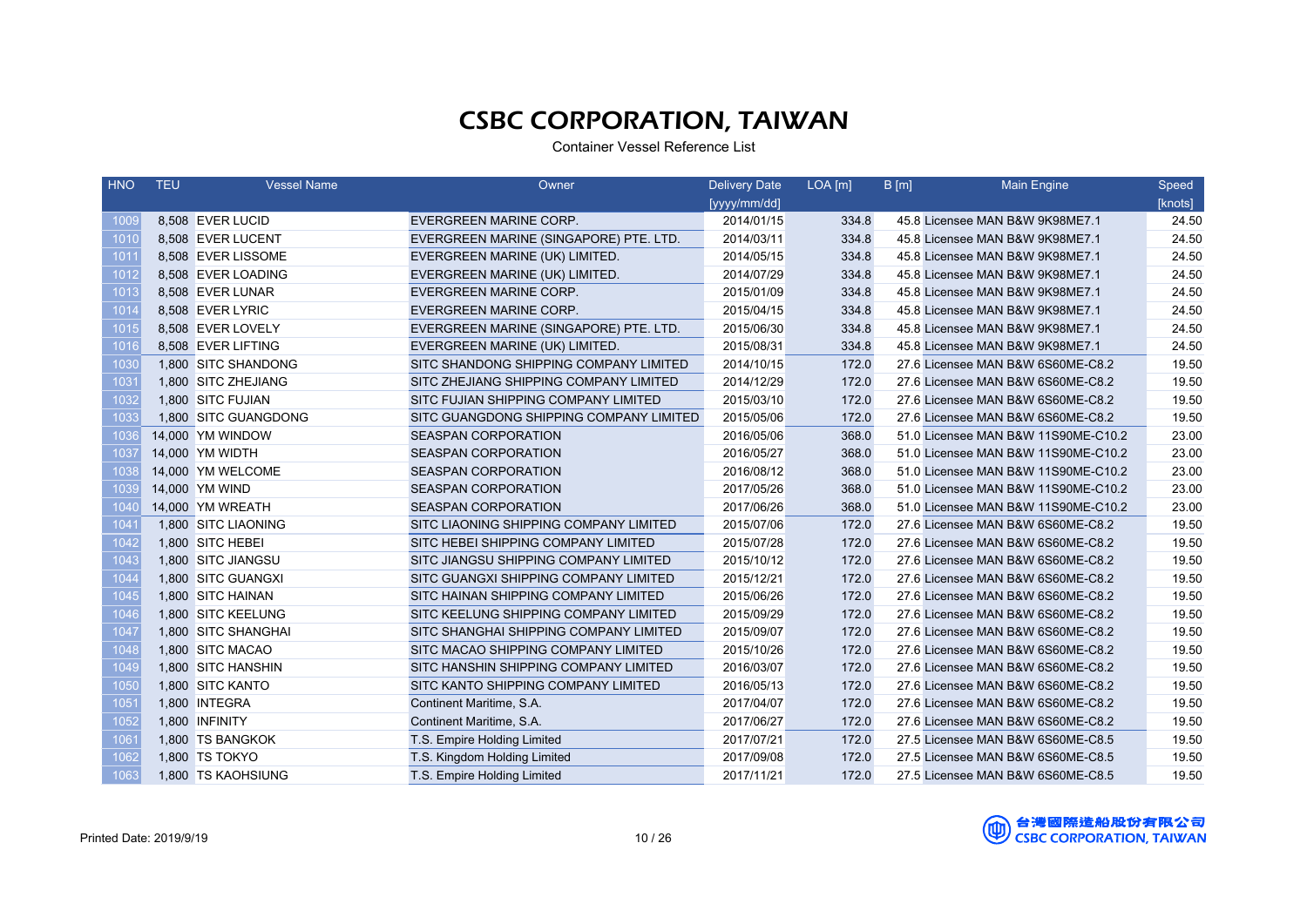# CSBC CORPORATION, TAIWAN

Container Vessel Reference List

| HNO | TEU | Vessel Name | Owner | Delivery Date [yyyy/mm/dd] | LOA [m] | B [m] | Main Engine | Speed [knots] |
|---|---|---|---|---|---|---|---|---|
| 1009 | 8,508 | EVER LUCID | EVERGREEN MARINE CORP. | 2014/01/15 | 334.8 | 45.8 | Licensee MAN B&W 9K98ME7.1 | 24.50 |
| 1010 | 8,508 | EVER LUCENT | EVERGREEN MARINE (SINGAPORE) PTE. LTD. | 2014/03/11 | 334.8 | 45.8 | Licensee MAN B&W 9K98ME7.1 | 24.50 |
| 1011 | 8,508 | EVER LISSOME | EVERGREEN MARINE (UK) LIMITED. | 2014/05/15 | 334.8 | 45.8 | Licensee MAN B&W 9K98ME7.1 | 24.50 |
| 1012 | 8,508 | EVER LOADING | EVERGREEN MARINE (UK) LIMITED. | 2014/07/29 | 334.8 | 45.8 | Licensee MAN B&W 9K98ME7.1 | 24.50 |
| 1013 | 8,508 | EVER LUNAR | EVERGREEN MARINE CORP. | 2015/01/09 | 334.8 | 45.8 | Licensee MAN B&W 9K98ME7.1 | 24.50 |
| 1014 | 8,508 | EVER LYRIC | EVERGREEN MARINE CORP. | 2015/04/15 | 334.8 | 45.8 | Licensee MAN B&W 9K98ME7.1 | 24.50 |
| 1015 | 8,508 | EVER LOVELY | EVERGREEN MARINE (SINGAPORE) PTE. LTD. | 2015/06/30 | 334.8 | 45.8 | Licensee MAN B&W 9K98ME7.1 | 24.50 |
| 1016 | 8,508 | EVER LIFTING | EVERGREEN MARINE (UK) LIMITED. | 2015/08/31 | 334.8 | 45.8 | Licensee MAN B&W 9K98ME7.1 | 24.50 |
| 1030 | 1,800 | SITC SHANDONG | SITC SHANDONG SHIPPING COMPANY LIMITED | 2014/10/15 | 172.0 | 27.6 | Licensee MAN B&W 6S60ME-C8.2 | 19.50 |
| 1031 | 1,800 | SITC ZHEJIANG | SITC ZHEJIANG SHIPPING COMPANY LIMITED | 2014/12/29 | 172.0 | 27.6 | Licensee MAN B&W 6S60ME-C8.2 | 19.50 |
| 1032 | 1,800 | SITC FUJIAN | SITC FUJIAN SHIPPING COMPANY LIMITED | 2015/03/10 | 172.0 | 27.6 | Licensee MAN B&W 6S60ME-C8.2 | 19.50 |
| 1033 | 1,800 | SITC GUANGDONG | SITC GUANGDONG SHIPPING COMPANY LIMITED | 2015/05/06 | 172.0 | 27.6 | Licensee MAN B&W 6S60ME-C8.2 | 19.50 |
| 1036 | 14,000 | YM WINDOW | SEASPAN CORPORATION | 2016/05/06 | 368.0 | 51.0 | Licensee MAN B&W 11S90ME-C10.2 | 23.00 |
| 1037 | 14,000 | YM WIDTH | SEASPAN CORPORATION | 2016/05/27 | 368.0 | 51.0 | Licensee MAN B&W 11S90ME-C10.2 | 23.00 |
| 1038 | 14,000 | YM WELCOME | SEASPAN CORPORATION | 2016/08/12 | 368.0 | 51.0 | Licensee MAN B&W 11S90ME-C10.2 | 23.00 |
| 1039 | 14,000 | YM WIND | SEASPAN CORPORATION | 2017/05/26 | 368.0 | 51.0 | Licensee MAN B&W 11S90ME-C10.2 | 23.00 |
| 1040 | 14,000 | YM WREATH | SEASPAN CORPORATION | 2017/06/26 | 368.0 | 51.0 | Licensee MAN B&W 11S90ME-C10.2 | 23.00 |
| 1041 | 1,800 | SITC LIAONING | SITC LIAONING SHIPPING COMPANY LIMITED | 2015/07/06 | 172.0 | 27.6 | Licensee MAN B&W 6S60ME-C8.2 | 19.50 |
| 1042 | 1,800 | SITC HEBEI | SITC HEBEI SHIPPING COMPANY LIMITED | 2015/07/28 | 172.0 | 27.6 | Licensee MAN B&W 6S60ME-C8.2 | 19.50 |
| 1043 | 1,800 | SITC JIANGSU | SITC JIANGSU SHIPPING COMPANY LIMITED | 2015/10/12 | 172.0 | 27.6 | Licensee MAN B&W 6S60ME-C8.2 | 19.50 |
| 1044 | 1,800 | SITC GUANGXI | SITC GUANGXI SHIPPING COMPANY LIMITED | 2015/12/21 | 172.0 | 27.6 | Licensee MAN B&W 6S60ME-C8.2 | 19.50 |
| 1045 | 1,800 | SITC HAINAN | SITC HAINAN SHIPPING COMPANY LIMITED | 2015/06/26 | 172.0 | 27.6 | Licensee MAN B&W 6S60ME-C8.2 | 19.50 |
| 1046 | 1,800 | SITC KEELUNG | SITC KEELUNG SHIPPING COMPANY LIMITED | 2015/09/29 | 172.0 | 27.6 | Licensee MAN B&W 6S60ME-C8.2 | 19.50 |
| 1047 | 1,800 | SITC SHANGHAI | SITC SHANGHAI SHIPPING COMPANY LIMITED | 2015/09/07 | 172.0 | 27.6 | Licensee MAN B&W 6S60ME-C8.2 | 19.50 |
| 1048 | 1,800 | SITC MACAO | SITC MACAO SHIPPING COMPANY LIMITED | 2015/10/26 | 172.0 | 27.6 | Licensee MAN B&W 6S60ME-C8.2 | 19.50 |
| 1049 | 1,800 | SITC HANSHIN | SITC HANSHIN SHIPPING COMPANY LIMITED | 2016/03/07 | 172.0 | 27.6 | Licensee MAN B&W 6S60ME-C8.2 | 19.50 |
| 1050 | 1,800 | SITC KANTO | SITC KANTO SHIPPING COMPANY LIMITED | 2016/05/13 | 172.0 | 27.6 | Licensee MAN B&W 6S60ME-C8.2 | 19.50 |
| 1051 | 1,800 | INTEGRA | Continent Maritime, S.A. | 2017/04/07 | 172.0 | 27.6 | Licensee MAN B&W 6S60ME-C8.2 | 19.50 |
| 1052 | 1,800 | INFINITY | Continent Maritime, S.A. | 2017/06/27 | 172.0 | 27.6 | Licensee MAN B&W 6S60ME-C8.2 | 19.50 |
| 1061 | 1,800 | TS BANGKOK | T.S. Empire Holding Limited | 2017/07/21 | 172.0 | 27.5 | Licensee MAN B&W 6S60ME-C8.5 | 19.50 |
| 1062 | 1,800 | TS TOKYO | T.S. Kingdom Holding Limited | 2017/09/08 | 172.0 | 27.5 | Licensee MAN B&W 6S60ME-C8.5 | 19.50 |
| 1063 | 1,800 | TS KAOHSIUNG | T.S. Empire Holding Limited | 2017/11/21 | 172.0 | 27.5 | Licensee MAN B&W 6S60ME-C8.5 | 19.50 |

Printed Date: 2019/9/19

台灣國際造船股份有限公司
CSBC CORPORATION, TAIWAN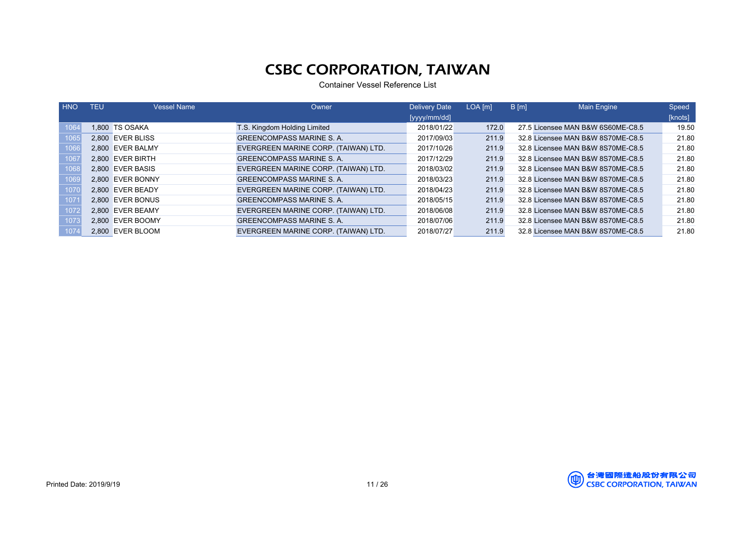# CSBC CORPORATION, TAIWAN

Container Vessel Reference List

| HNO | TEU | Vessel Name | Owner | Delivery Date [yyyy/mm/dd] | LOA [m] | B [m] | Main Engine | Speed [knots] |
|---|---|---|---|---|---|---|---|---|
| 1064 | 1,800 | TS OSAKA | T.S. Kingdom Holding Limited | 2018/01/22 | 172.0 | 27.5 | Licensee MAN B&W 6S60ME-C8.5 | 19.50 |
| 1065 | 2,800 | EVER BLISS | GREENCOMPASS MARINE S. A. | 2017/09/03 | 211.9 | 32.8 | Licensee MAN B&W 8S70ME-C8.5 | 21.80 |
| 1066 | 2,800 | EVER BALMY | EVERGREEN MARINE CORP. (TAIWAN) LTD. | 2017/10/26 | 211.9 | 32.8 | Licensee MAN B&W 8S70ME-C8.5 | 21.80 |
| 1067 | 2,800 | EVER BIRTH | GREENCOMPASS MARINE S. A. | 2017/12/29 | 211.9 | 32.8 | Licensee MAN B&W 8S70ME-C8.5 | 21.80 |
| 1068 | 2,800 | EVER BASIS | EVERGREEN MARINE CORP. (TAIWAN) LTD. | 2018/03/02 | 211.9 | 32.8 | Licensee MAN B&W 8S70ME-C8.5 | 21.80 |
| 1069 | 2,800 | EVER BONNY | GREENCOMPASS MARINE S. A. | 2018/03/23 | 211.9 | 32.8 | Licensee MAN B&W 8S70ME-C8.5 | 21.80 |
| 1070 | 2,800 | EVER BEADY | EVERGREEN MARINE CORP. (TAIWAN) LTD. | 2018/04/23 | 211.9 | 32.8 | Licensee MAN B&W 8S70ME-C8.5 | 21.80 |
| 1071 | 2,800 | EVER BONUS | GREENCOMPASS MARINE S. A. | 2018/05/15 | 211.9 | 32.8 | Licensee MAN B&W 8S70ME-C8.5 | 21.80 |
| 1072 | 2,800 | EVER BEAMY | EVERGREEN MARINE CORP. (TAIWAN) LTD. | 2018/06/08 | 211.9 | 32.8 | Licensee MAN B&W 8S70ME-C8.5 | 21.80 |
| 1073 | 2,800 | EVER BOOMY | GREENCOMPASS MARINE S. A. | 2018/07/06 | 211.9 | 32.8 | Licensee MAN B&W 8S70ME-C8.5 | 21.80 |
| 1074 | 2,800 | EVER BLOOM | EVERGREEN MARINE CORP. (TAIWAN) LTD. | 2018/07/27 | 211.9 | 32.8 | Licensee MAN B&W 8S70ME-C8.5 | 21.80 |

Printed Date: 2019/9/19

台灣國際造船股份有限公司
CSBC CORPORATION, TAIWAN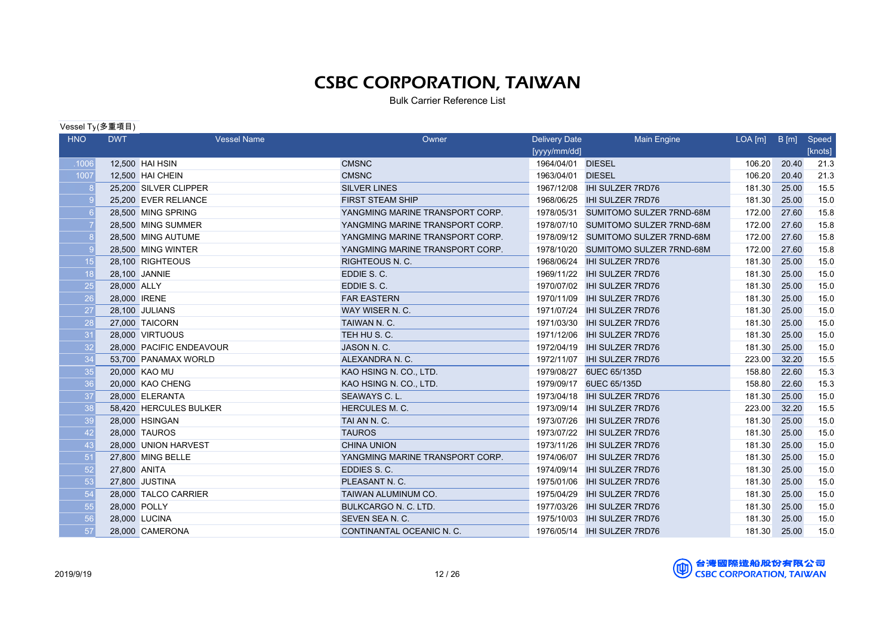# CSBC CORPORATION, TAIWAN

Bulk Carrier Reference List

Vessel Ty(多重項目)

| HNO | DWT | Vessel Name | Owner | Delivery Date [yyyy/mm/dd] | Main Engine | LOA [m] | B [m] | Speed [knots] |
|---|---|---|---|---|---|---|---|---|
| .1006 | 12,500 | HAI HSIN | CMSNC | 1964/04/01 | DIESEL | 106.20 | 20.40 | 21.3 |
| 1007 | 12,500 | HAI CHEIN | CMSNC | 1963/04/01 | DIESEL | 106.20 | 20.40 | 21.3 |
| 8 | 25,200 | SILVER CLIPPER | SILVER LINES | 1967/12/08 | IHI SULZER 7RD76 | 181.30 | 25.00 | 15.5 |
| 9 | 25,200 | EVER RELIANCE | FIRST STEAM SHIP | 1968/06/25 | IHI SULZER 7RD76 | 181.30 | 25.00 | 15.0 |
| 6 | 28,500 | MING SPRING | YANGMING MARINE TRANSPORT CORP. | 1978/05/31 | SUMITOMO SULZER 7RND-68M | 172.00 | 27.60 | 15.8 |
| 7 | 28,500 | MING SUMMER | YANGMING MARINE TRANSPORT CORP. | 1978/07/10 | SUMITOMO SULZER 7RND-68M | 172.00 | 27.60 | 15.8 |
| 8 | 28,500 | MING AUTUME | YANGMING MARINE TRANSPORT CORP. | 1978/09/12 | SUMITOMO SULZER 7RND-68M | 172.00 | 27.60 | 15.8 |
| 9 | 28,500 | MING WINTER | YANGMING MARINE TRANSPORT CORP. | 1978/10/20 | SUMITOMO SULZER 7RND-68M | 172.00 | 27.60 | 15.8 |
| 15 | 28,100 | RIGHTEOUS | RIGHTEOUS N. C. | 1968/06/24 | IHI SULZER 7RD76 | 181.30 | 25.00 | 15.0 |
| 18 | 28,100 | JANNIE | EDDIE S. C. | 1969/11/22 | IHI SULZER 7RD76 | 181.30 | 25.00 | 15.0 |
| 25 | 28,000 | ALLY | EDDIE S. C. | 1970/07/02 | IHI SULZER 7RD76 | 181.30 | 25.00 | 15.0 |
| 26 | 28,000 | IRENE | FAR EASTERN | 1970/11/09 | IHI SULZER 7RD76 | 181.30 | 25.00 | 15.0 |
| 27 | 28,100 | JULIANS | WAY WISER N. C. | 1971/07/24 | IHI SULZER 7RD76 | 181.30 | 25.00 | 15.0 |
| 28 | 27,000 | TAICORN | TAIWAN N. C. | 1971/03/30 | IHI SULZER 7RD76 | 181.30 | 25.00 | 15.0 |
| 31 | 28,000 | VIRTUOUS | TEH HU S. C. | 1971/12/06 | IHI SULZER 7RD76 | 181.30 | 25.00 | 15.0 |
| 32 | 28,000 | PACIFIC ENDEAVOUR | JASON N. C. | 1972/04/19 | IHI SULZER 7RD76 | 181.30 | 25.00 | 15.0 |
| 34 | 53,700 | PANAMAX WORLD | ALEXANDRA N. C. | 1972/11/07 | IHI SULZER 7RD76 | 223.00 | 32.20 | 15.5 |
| 35 | 20,000 | KAO MU | KAO HSING N. CO., LTD. | 1979/08/27 | 6UEC 65/135D | 158.80 | 22.60 | 15.3 |
| 36 | 20,000 | KAO CHENG | KAO HSING N. CO., LTD. | 1979/09/17 | 6UEC 65/135D | 158.80 | 22.60 | 15.3 |
| 37 | 28,000 | ELERANTA | SEAWAYS C. L. | 1973/04/18 | IHI SULZER 7RD76 | 181.30 | 25.00 | 15.0 |
| 38 | 58,420 | HERCULES BULKER | HERCULES M. C. | 1973/09/14 | IHI SULZER 7RD76 | 223.00 | 32.20 | 15.5 |
| 39 | 28,000 | HSINGAN | TAI AN N. C. | 1973/07/26 | IHI SULZER 7RD76 | 181.30 | 25.00 | 15.0 |
| 42 | 28,000 | TAUROS | TAUROS | 1973/07/22 | IHI SULZER 7RD76 | 181.30 | 25.00 | 15.0 |
| 43 | 28,000 | UNION HARVEST | CHINA UNION | 1973/11/26 | IHI SULZER 7RD76 | 181.30 | 25.00 | 15.0 |
| 51 | 27,800 | MING BELLE | YANGMING MARINE TRANSPORT CORP. | 1974/06/07 | IHI SULZER 7RD76 | 181.30 | 25.00 | 15.0 |
| 52 | 27,800 | ANITA | EDDIES S. C. | 1974/09/14 | IHI SULZER 7RD76 | 181.30 | 25.00 | 15.0 |
| 53 | 27,800 | JUSTINA | PLEASANT N. C. | 1975/01/06 | IHI SULZER 7RD76 | 181.30 | 25.00 | 15.0 |
| 54 | 28,000 | TALCO CARRIER | TAIWAN ALUMINUM CO. | 1975/04/29 | IHI SULZER 7RD76 | 181.30 | 25.00 | 15.0 |
| 55 | 28,000 | POLLY | BULKCARGO N. C. LTD. | 1977/03/26 | IHI SULZER 7RD76 | 181.30 | 25.00 | 15.0 |
| 56 | 28,000 | LUCINA | SEVEN SEA N. C. | 1975/10/03 | IHI SULZER 7RD76 | 181.30 | 25.00 | 15.0 |
| 57 | 28,000 | CAMERONA | CONTINANTAL OCEANIC N. C. | 1976/05/14 | IHI SULZER 7RD76 | 181.30 | 25.00 | 15.0 |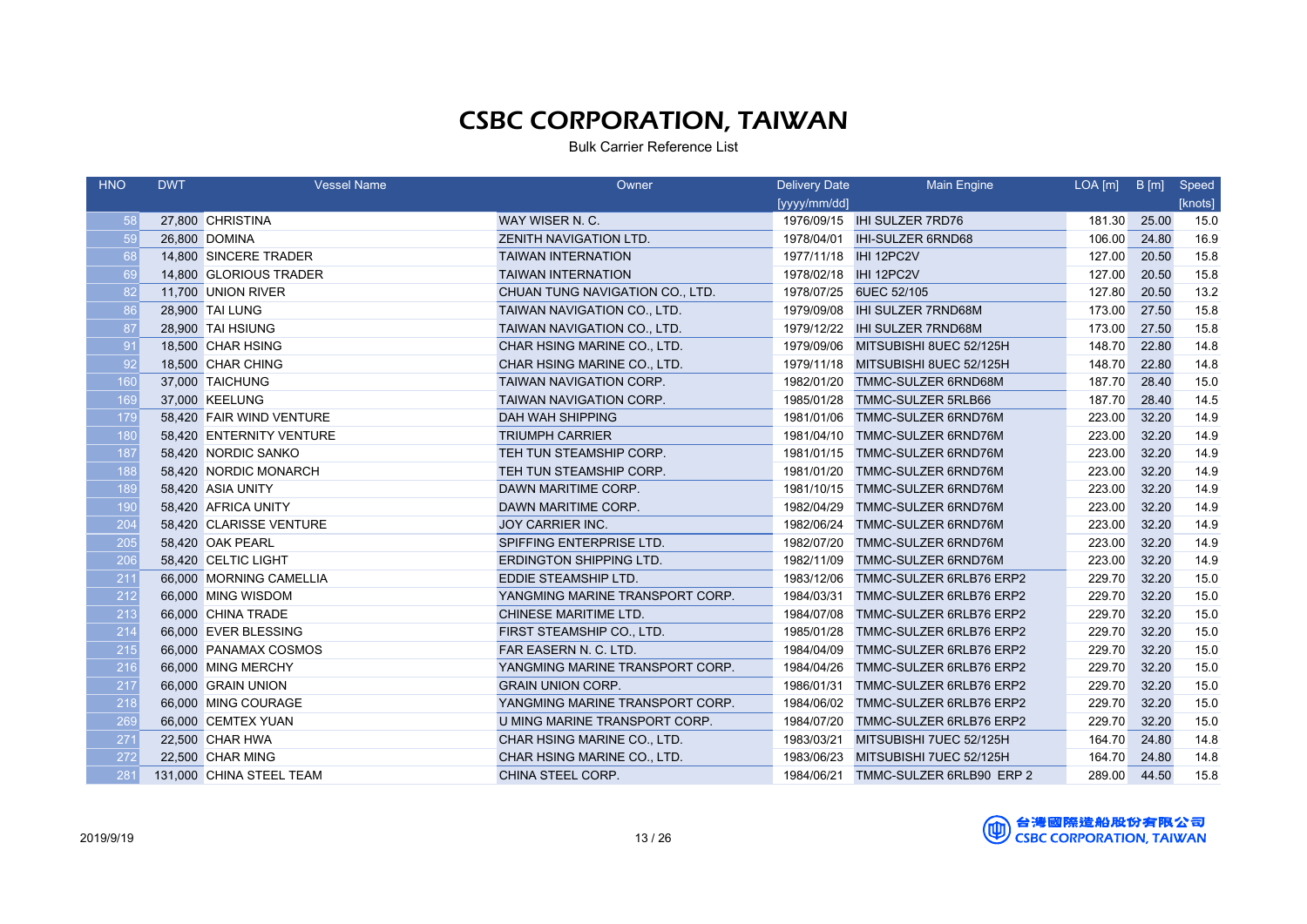# CSBC CORPORATION, TAIWAN

Bulk Carrier Reference List

| HNO | DWT | Vessel Name | Owner | Delivery Date [yyyy/mm/dd] | Main Engine | LOA [m] | B [m] | Speed [knots] |
|---|---|---|---|---|---|---|---|---|
| 58 | 27,800 | CHRISTINA | WAY WISER N. C. | 1976/09/15 | IHI SULZER 7RD76 | 181.30 | 25.00 | 15.0 |
| 59 | 26,800 | DOMINA | ZENITH NAVIGATION LTD. | 1978/04/01 | IHI-SULZER 6RND68 | 106.00 | 24.80 | 16.9 |
| 68 | 14,800 | SINCERE TRADER | TAIWAN INTERNATION | 1977/11/18 | IHI 12PC2V | 127.00 | 20.50 | 15.8 |
| 69 | 14,800 | GLORIOUS TRADER | TAIWAN INTERNATION | 1978/02/18 | IHI 12PC2V | 127.00 | 20.50 | 15.8 |
| 82 | 11,700 | UNION RIVER | CHUAN TUNG NAVIGATION CO., LTD. | 1978/07/25 | 6UEC 52/105 | 127.80 | 20.50 | 13.2 |
| 86 | 28,900 | TAI LUNG | TAIWAN NAVIGATION CO., LTD. | 1979/09/08 | IHI SULZER 7RND68M | 173.00 | 27.50 | 15.8 |
| 87 | 28,900 | TAI HSIUNG | TAIWAN NAVIGATION CO., LTD. | 1979/12/22 | IHI SULZER 7RND68M | 173.00 | 27.50 | 15.8 |
| 91 | 18,500 | CHAR HSING | CHAR HSING MARINE CO., LTD. | 1979/09/06 | MITSUBISHI 8UEC 52/125H | 148.70 | 22.80 | 14.8 |
| 92 | 18,500 | CHAR CHING | CHAR HSING MARINE CO., LTD. | 1979/11/18 | MITSUBISHI 8UEC 52/125H | 148.70 | 22.80 | 14.8 |
| 160 | 37,000 | TAICHUNG | TAIWAN NAVIGATION CORP. | 1982/01/20 | TMMC-SULZER 6RND68M | 187.70 | 28.40 | 15.0 |
| 169 | 37,000 | KEELUNG | TAIWAN NAVIGATION CORP. | 1985/01/28 | TMMC-SULZER 5RLB66 | 187.70 | 28.40 | 14.5 |
| 179 | 58,420 | FAIR WIND VENTURE | DAH WAH SHIPPING | 1981/01/06 | TMMC-SULZER 6RND76M | 223.00 | 32.20 | 14.9 |
| 180 | 58,420 | ENTERNITY VENTURE | TRIUMPH CARRIER | 1981/04/10 | TMMC-SULZER 6RND76M | 223.00 | 32.20 | 14.9 |
| 187 | 58,420 | NORDIC SANKO | TEH TUN STEAMSHIP CORP. | 1981/01/15 | TMMC-SULZER 6RND76M | 223.00 | 32.20 | 14.9 |
| 188 | 58,420 | NORDIC MONARCH | TEH TUN STEAMSHIP CORP. | 1981/01/20 | TMMC-SULZER 6RND76M | 223.00 | 32.20 | 14.9 |
| 189 | 58,420 | ASIA UNITY | DAWN MARITIME CORP. | 1981/10/15 | TMMC-SULZER 6RND76M | 223.00 | 32.20 | 14.9 |
| 190 | 58,420 | AFRICA UNITY | DAWN MARITIME CORP. | 1982/04/29 | TMMC-SULZER 6RND76M | 223.00 | 32.20 | 14.9 |
| 204 | 58,420 | CLARISSE VENTURE | JOY CARRIER INC. | 1982/06/24 | TMMC-SULZER 6RND76M | 223.00 | 32.20 | 14.9 |
| 205 | 58,420 | OAK PEARL | SPIFFING ENTERPRISE LTD. | 1982/07/20 | TMMC-SULZER 6RND76M | 223.00 | 32.20 | 14.9 |
| 206 | 58,420 | CELTIC LIGHT | ERDINGTON SHIPPING LTD. | 1982/11/09 | TMMC-SULZER 6RND76M | 223.00 | 32.20 | 14.9 |
| 211 | 66,000 | MORNING CAMELLIA | EDDIE STEAMSHIP LTD. | 1983/12/06 | TMMC-SULZER 6RLB76 ERP2 | 229.70 | 32.20 | 15.0 |
| 212 | 66,000 | MING WISDOM | YANGMING MARINE TRANSPORT CORP. | 1984/03/31 | TMMC-SULZER 6RLB76 ERP2 | 229.70 | 32.20 | 15.0 |
| 213 | 66,000 | CHINA TRADE | CHINESE MARITIME LTD. | 1984/07/08 | TMMC-SULZER 6RLB76 ERP2 | 229.70 | 32.20 | 15.0 |
| 214 | 66,000 | EVER BLESSING | FIRST STEAMSHIP CO., LTD. | 1985/01/28 | TMMC-SULZER 6RLB76 ERP2 | 229.70 | 32.20 | 15.0 |
| 215 | 66,000 | PANAMAX COSMOS | FAR EASERN N. C. LTD. | 1984/04/09 | TMMC-SULZER 6RLB76 ERP2 | 229.70 | 32.20 | 15.0 |
| 216 | 66,000 | MING MERCHY | YANGMING MARINE TRANSPORT CORP. | 1984/04/26 | TMMC-SULZER 6RLB76 ERP2 | 229.70 | 32.20 | 15.0 |
| 217 | 66,000 | GRAIN UNION | GRAIN UNION CORP. | 1986/01/31 | TMMC-SULZER 6RLB76 ERP2 | 229.70 | 32.20 | 15.0 |
| 218 | 66,000 | MING COURAGE | YANGMING MARINE TRANSPORT CORP. | 1984/06/02 | TMMC-SULZER 6RLB76 ERP2 | 229.70 | 32.20 | 15.0 |
| 269 | 66,000 | CEMTEX YUAN | U MING MARINE TRANSPORT CORP. | 1984/07/20 | TMMC-SULZER 6RLB76 ERP2 | 229.70 | 32.20 | 15.0 |
| 271 | 22,500 | CHAR HWA | CHAR HSING MARINE CO., LTD. | 1983/03/21 | MITSUBISHI 7UEC 52/125H | 164.70 | 24.80 | 14.8 |
| 272 | 22,500 | CHAR MING | CHAR HSING MARINE CO., LTD. | 1983/06/23 | MITSUBISHI 7UEC 52/125H | 164.70 | 24.80 | 14.8 |
| 281 | 131,000 | CHINA STEEL TEAM | CHINA STEEL CORP. | 1984/06/21 | TMMC-SULZER 6RLB90 ERP 2 | 289.00 | 44.50 | 15.8 |

2019/9/19

台灣國際造船股份有限公司
CSBC CORPORATION, TAIWAN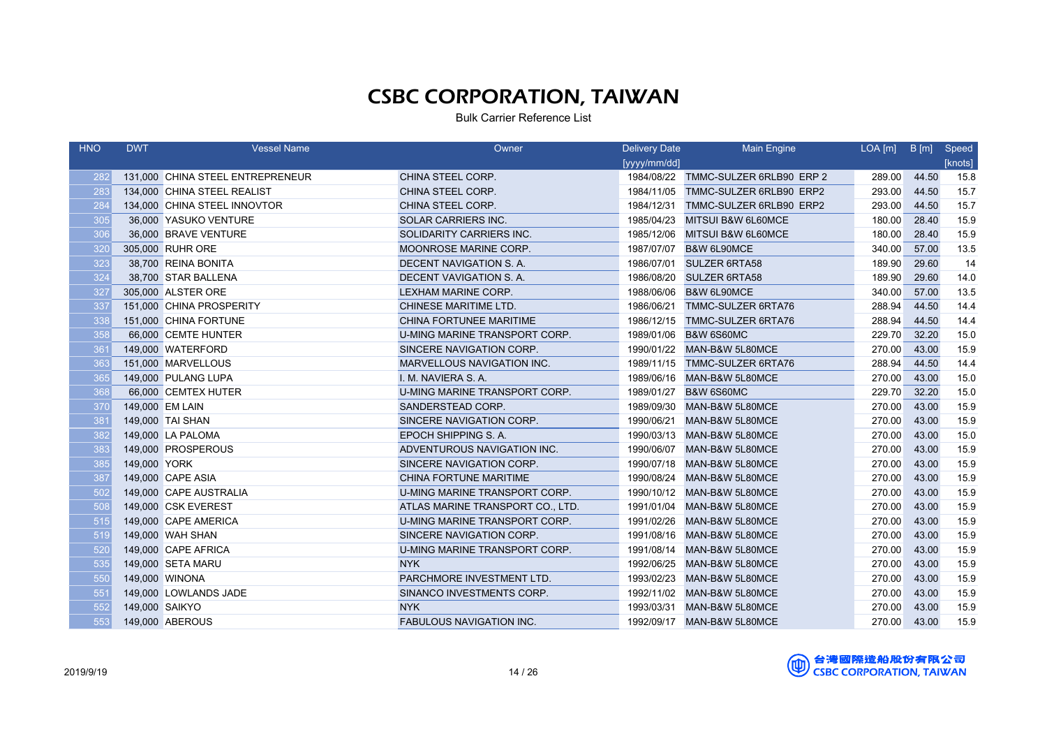# CSBC CORPORATION, TAIWAN

Bulk Carrier Reference List

| HNO | DWT | Vessel Name | Owner | Delivery Date [yyyy/mm/dd] | Main Engine | LOA [m] | B [m] | Speed [knots] |
|---|---|---|---|---|---|---|---|---|
| 282 | 131,000 | CHINA STEEL ENTREPRENEUR | CHINA STEEL CORP. | 1984/08/22 | TMMC-SULZER 6RLB90 ERP 2 | 289.00 | 44.50 | 15.8 |
| 283 | 134,000 | CHINA STEEL REALIST | CHINA STEEL CORP. | 1984/11/05 | TMMC-SULZER 6RLB90 ERP2 | 293.00 | 44.50 | 15.7 |
| 284 | 134,000 | CHINA STEEL INNOVTOR | CHINA STEEL CORP. | 1984/12/31 | TMMC-SULZER 6RLB90 ERP2 | 293.00 | 44.50 | 15.7 |
| 305 | 36,000 | YASUKO VENTURE | SOLAR CARRIERS INC. | 1985/04/23 | MITSUI B&W 6L60MCE | 180.00 | 28.40 | 15.9 |
| 306 | 36,000 | BRAVE VENTURE | SOLIDARITY CARRIERS INC. | 1985/12/06 | MITSUI B&W 6L60MCE | 180.00 | 28.40 | 15.9 |
| 320 | 305,000 | RUHR ORE | MOONROSE MARINE CORP. | 1987/07/07 | B&W 6L90MCE | 340.00 | 57.00 | 13.5 |
| 323 | 38,700 | REINA BONITA | DECENT NAVIGATION S. A. | 1986/07/01 | SULZER 6RTA58 | 189.90 | 29.60 | 14 |
| 324 | 38,700 | STAR BALLENA | DECENT VAVIGATION S. A. | 1986/08/20 | SULZER 6RTA58 | 189.90 | 29.60 | 14.0 |
| 327 | 305,000 | ALSTER ORE | LEXHAM MARINE CORP. | 1988/06/06 | B&W 6L90MCE | 340.00 | 57.00 | 13.5 |
| 337 | 151,000 | CHINA PROSPERITY | CHINESE MARITIME LTD. | 1986/06/21 | TMMC-SULZER 6RTA76 | 288.94 | 44.50 | 14.4 |
| 338 | 151,000 | CHINA FORTUNE | CHINA FORTUNE MARITIME | 1986/12/15 | TMMC-SULZER 6RTA76 | 288.94 | 44.50 | 14.4 |
| 358 | 66,000 | CEMTE HUNTER | U-MING MARINE TRANSPORT CORP. | 1989/01/06 | B&W 6S60MC | 229.70 | 32.20 | 15.0 |
| 361 | 149,000 | WATERFORD | SINCERE NAVIGATION CORP. | 1990/01/22 | MAN-B&W 5L80MCE | 270.00 | 43.00 | 15.9 |
| 363 | 151,000 | MARVELLOUS | MARVELLOUS NAVIGATION INC. | 1989/11/15 | TMMC-SULZER 6RTA76 | 288.94 | 44.50 | 14.4 |
| 365 | 149,000 | PULANG LUPA | I. M. NAVIERA S. A. | 1989/06/16 | MAN-B&W 5L80MCE | 270.00 | 43.00 | 15.0 |
| 368 | 66,000 | CEMTEX HUTER | U-MING MARINE TRANSPORT CORP. | 1989/01/27 | B&W 6S60MC | 229.70 | 32.20 | 15.0 |
| 370 | 149,000 | EM LAIN | SANDERSTEAD CORP. | 1989/09/30 | MAN-B&W 5L80MCE | 270.00 | 43.00 | 15.9 |
| 381 | 149,000 | TAI SHAN | SINCERE NAVIGATION CORP. | 1990/06/21 | MAN-B&W 5L80MCE | 270.00 | 43.00 | 15.9 |
| 382 | 149,000 | LA PALOMA | EPOCH SHIPPING S. A. | 1990/03/13 | MAN-B&W 5L80MCE | 270.00 | 43.00 | 15.0 |
| 383 | 149,000 | PROSPEROUS | ADVENTUROUS NAVIGATION INC. | 1990/06/07 | MAN-B&W 5L80MCE | 270.00 | 43.00 | 15.9 |
| 385 | 149,000 | YORK | SINCERE NAVIGATION CORP. | 1990/07/18 | MAN-B&W 5L80MCE | 270.00 | 43.00 | 15.9 |
| 387 | 149,000 | CAPE ASIA | CHINA FORTUNE MARITIME | 1990/08/24 | MAN-B&W 5L80MCE | 270.00 | 43.00 | 15.9 |
| 502 | 149,000 | CAPE AUSTRALIA | U-MING MARINE TRANSPORT CORP. | 1990/10/12 | MAN-B&W 5L80MCE | 270.00 | 43.00 | 15.9 |
| 508 | 149,000 | CSK EVEREST | ATLAS MARINE TRANSPORT CO., LTD. | 1991/01/04 | MAN-B&W 5L80MCE | 270.00 | 43.00 | 15.9 |
| 515 | 149,000 | CAPE AMERICA | U-MING MARINE TRANSPORT CORP. | 1991/02/26 | MAN-B&W 5L80MCE | 270.00 | 43.00 | 15.9 |
| 519 | 149,000 | WAH SHAN | SINCERE NAVIGATION CORP. | 1991/08/16 | MAN-B&W 5L80MCE | 270.00 | 43.00 | 15.9 |
| 520 | 149,000 | CAPE AFRICA | U-MING MARINE TRANSPORT CORP. | 1991/08/14 | MAN-B&W 5L80MCE | 270.00 | 43.00 | 15.9 |
| 535 | 149,000 | SETA MARU | NYK | 1992/06/25 | MAN-B&W 5L80MCE | 270.00 | 43.00 | 15.9 |
| 550 | 149,000 | WINONA | PARCHMORE INVESTMENT LTD. | 1993/02/23 | MAN-B&W 5L80MCE | 270.00 | 43.00 | 15.9 |
| 551 | 149,000 | LOWLANDS JADE | SINANCO INVESTMENTS CORP. | 1992/11/02 | MAN-B&W 5L80MCE | 270.00 | 43.00 | 15.9 |
| 552 | 149,000 | SAIKYO | NYK | 1993/03/31 | MAN-B&W 5L80MCE | 270.00 | 43.00 | 15.9 |
| 553 | 149,000 | ABEROUS | FABULOUS NAVIGATION INC. | 1992/09/17 | MAN-B&W 5L80MCE | 270.00 | 43.00 | 15.9 |

2019/9/19

台灣國際造船股份有限公司 CSBC CORPORATION, TAIWAN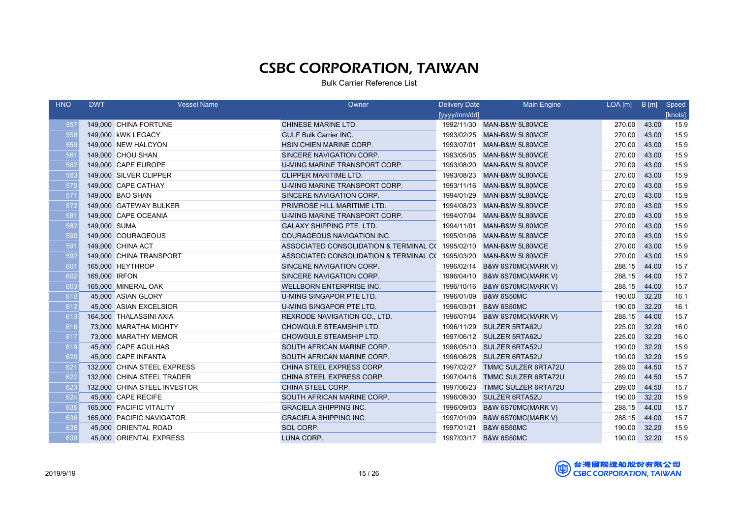# CSBC CORPORATION, TAIWAN

Bulk Carrier Reference List

| HNO | DWT | Vessel Name | Owner | Delivery Date [yyyy/mm/dd] | Main Engine | LOA [m] | B [m] | Speed [knots] |
|---|---|---|---|---|---|---|---|---|
| 557 | 149,000 | CHINA FORTUNE | CHINESE MARINE LTD. | 1992/11/30 | MAN-B&W 5L80MCE | 270.00 | 43.00 | 15.9 |
| 558 | 149,000 | kWK LEGACY | GULF Bulk Carrier INC. | 1993/02/25 | MAN-B&W 5L80MCE | 270.00 | 43.00 | 15.9 |
| 559 | 149,000 | NEW HALCYON | HSIN CHIEN MARINE CORP. | 1993/07/01 | MAN-B&W 5L80MCE | 270.00 | 43.00 | 15.9 |
| 561 | 149,000 | CHOU SHAN | SINCERE NAVIGATION CORP. | 1993/05/05 | MAN-B&W 5L80MCE | 270.00 | 43.00 | 15.9 |
| 562 | 149,000 | CAPE EUROPE | U-MING MARINE TRANSPORT CORP. | 1993/08/20 | MAN-B&W 5L80MCE | 270.00 | 43.00 | 15.9 |
| 563 | 149,000 | SILVER CLIPPER | CLIPPER MARITIME LTD. | 1993/08/23 | MAN-B&W 5L80MCE | 270.00 | 43.00 | 15.9 |
| 570 | 149,000 | CAPE CATHAY | U-MING MARINE TRANSPORT CORP. | 1993/11/16 | MAN-B&W 5L80MCE | 270.00 | 43.00 | 15.9 |
| 571 | 149,000 | BAO SHAN | SINCERE NAVIGATION CORP. | 1994/01/29 | MAN-B&W 5L80MCE | 270.00 | 43.00 | 15.9 |
| 572 | 149,000 | GATEWAY BULKER | PRIMROSE HILL MARITIME LTD. | 1994/08/23 | MAN-B&W 5L80MCE | 270.00 | 43.00 | 15.9 |
| 581 | 149,000 | CAPE OCEANIA | U-MING MARINE TRANSPORT CORP. | 1994/07/04 | MAN-B&W 5L80MCE | 270.00 | 43.00 | 15.9 |
| 582 | 149,000 | SUMA | GALAXY SHIPPING PTE. LTD. | 1994/11/01 | MAN-B&W 5L80MCE | 270.00 | 43.00 | 15.9 |
| 590 | 149,000 | COURAGEOUS | COURAGEOUS NAVIGATION INC. | 1995/01/06 | MAN-B&W 5L80MCE | 270.00 | 43.00 | 15.9 |
| 591 | 149,000 | CHINA ACT | ASSOCIATED CONSOLIDATION & TERMINAL CO | 1995/02/10 | MAN-B&W 5L80MCE | 270.00 | 43.00 | 15.9 |
| 592 | 149,000 | CHINA TRANSPORT | ASSOCIATED CONSOLIDATION & TERMINAL CO | 1995/03/20 | MAN-B&W 5L80MCE | 270.00 | 43.00 | 15.9 |
| 601 | 165,000 | HEYTHROP | SINCERE NAVIGATION CORP. | 1996/02/14 | B&W 6S70MC(MARK V) | 288.15 | 44.00 | 15.7 |
| 602 | 165,000 | IRFON | SINCERE NAVIGATION CORP. | 1996/04/10 | B&W 6S70MC(MARK V) | 288.15 | 44.00 | 15.7 |
| 603 | 165,000 | MINERAL OAK | WELLBORN ENTERPRISE INC. | 1996/10/16 | B&W 6S70MC(MARK V) | 288.15 | 44.00 | 15.7 |
| 610 | 45,000 | ASIAN GLORY | U-MING SINGAPOR PTE LTD. | 1996/01/09 | B&W 6S50MC | 190.00 | 32.20 | 16.1 |
| 612 | 45,000 | ASIAN EXCELSIOR | U-MING SINGAPOR PTE LTD. | 1996/03/01 | B&W 6S50MC | 190.00 | 32.20 | 16.1 |
| 613 | 164,500 | THALASSINI AXIA | REXRODE NAVIGATION CO., LTD. | 1996/07/04 | B&W 6S70MC(MARK V) | 288.15 | 44.00 | 15.7 |
| 616 | 73,000 | MARATHA MIGHTY | CHOWGULE STEAMSHIP LTD. | 1996/11/29 | SULZER 5RTA62U | 225.00 | 32.20 | 16.0 |
| 617 | 73,000 | MARATHY MEMOR | CHOWGULE STEAMSHIP LTD. | 1997/06/12 | SULZER 5RTA62U | 225.00 | 32.20 | 16.0 |
| 619 | 45,000 | CAPE AGULHAS | SOUTH AFRICAN MARINE CORP. | 1996/05/10 | SULZER 6RTA52U | 190.00 | 32.20 | 15.9 |
| 620 | 45,000 | CAPE INFANTA | SOUTH AFRICAN MARINE CORP. | 1996/06/28 | SULZER 6RTA52U | 190.00 | 32.20 | 15.9 |
| 621 | 132,000 | CHINA STEEL EXPRESS | CHINA STEEL EXPRESS CORP. | 1997/02/27 | TMMC SULZER 6RTA72U | 289.00 | 44.50 | 15.7 |
| 622 | 132,000 | CHINA STEEL TRADER | CHINA STEEL EXPRESS CORP. | 1997/04/16 | TMMC SULZER 6RTA72U | 289.00 | 44.50 | 15.7 |
| 623 | 132,000 | CHINA STEEL INVESTOR | CHINA STEEL CORP. | 1997/06/23 | TMMC SULZER 6RTA72U | 289.00 | 44.50 | 15.7 |
| 624 | 45,000 | CAPE RECIFE | SOUTH AFRICAN MARINE CORP. | 1996/08/30 | SULZER 6RTA52U | 190.00 | 32.20 | 15.9 |
| 635 | 165,000 | PACIFIC VITALITY | GRACIELA SHIPPING INC. | 1996/09/03 | B&W 6S70MC(MARK V) | 288.15 | 44.00 | 15.7 |
| 636 | 165,000 | PACIFIC NAVIGATOR | GRACIELA SHIPPING INC. | 1997/01/09 | B&W 6S70MC(MARK V) | 288.15 | 44.00 | 15.7 |
| 638 | 45,000 | ORIENTAL ROAD | SOL CORP. | 1997/01/21 | B&W 6S50MC | 190.00 | 32.20 | 15.9 |
| 639 | 45,000 | ORIENTAL EXPRESS | LUNA CORP. | 1997/03/17 | B&W 6S50MC | 190.00 | 32.20 | 15.9 |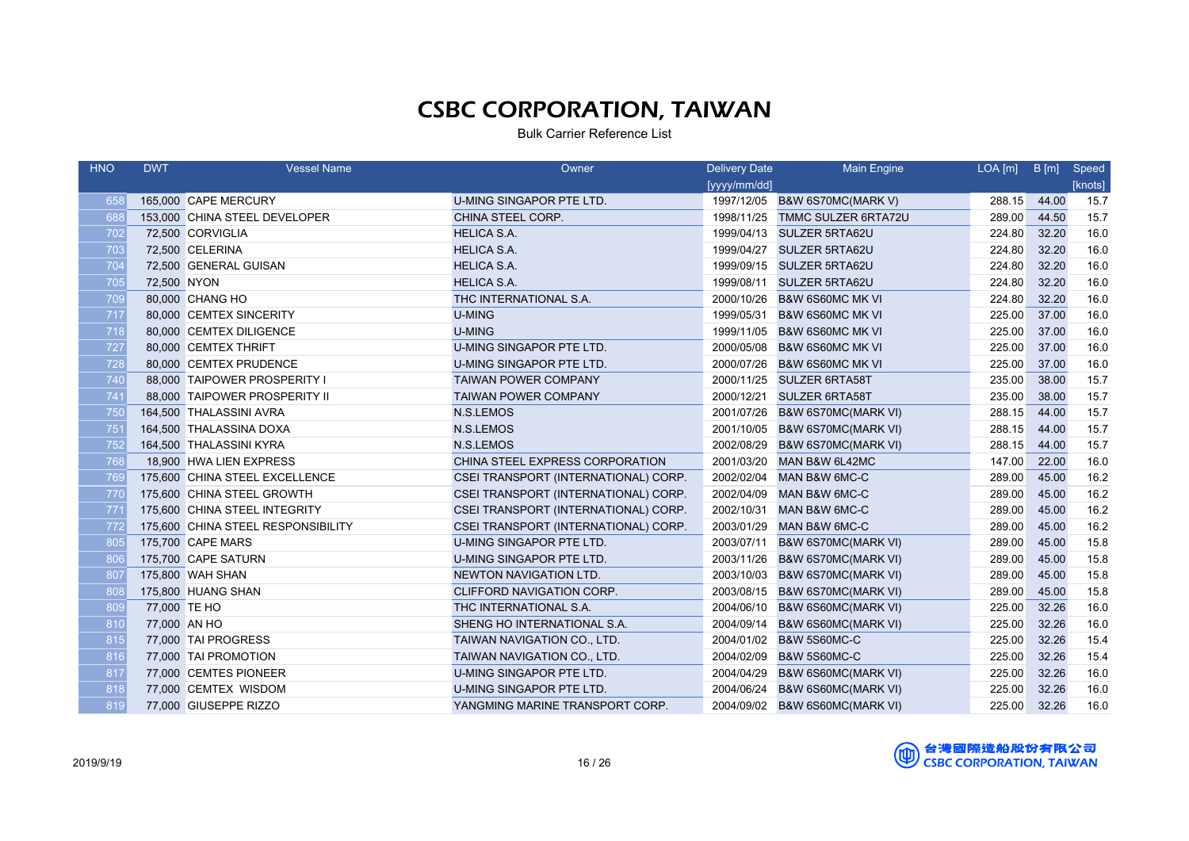# CSBC CORPORATION, TAIWAN

Bulk Carrier Reference List

| HNO | DWT | Vessel Name | Owner | Delivery Date [yyyy/mm/dd] | Main Engine | LOA [m] | B [m] | Speed [knots] |
|---|---|---|---|---|---|---|---|---|
| 658 | 165,000 | CAPE MERCURY | U-MING SINGAPOR PTE LTD. | 1997/12/05 | B&W 6S70MC(MARK V) | 288.15 | 44.00 | 15.7 |
| 688 | 153,000 | CHINA STEEL DEVELOPER | CHINA STEEL CORP. | 1998/11/25 | TMMC SULZER 6RTA72U | 289.00 | 44.50 | 15.7 |
| 702 | 72,500 | CORVIGLIA | HELICA S.A. | 1999/04/13 | SULZER 5RTA62U | 224.80 | 32.20 | 16.0 |
| 703 | 72,500 | CELERINA | HELICA S.A. | 1999/04/27 | SULZER 5RTA62U | 224.80 | 32.20 | 16.0 |
| 704 | 72,500 | GENERAL GUISAN | HELICA S.A. | 1999/09/15 | SULZER 5RTA62U | 224.80 | 32.20 | 16.0 |
| 705 | 72,500 | NYON | HELICA S.A. | 1999/08/11 | SULZER 5RTA62U | 224.80 | 32.20 | 16.0 |
| 709 | 80,000 | CHANG HO | THC INTERNATIONAL S.A. | 2000/10/26 | B&W 6S60MC MK VI | 224.80 | 32.20 | 16.0 |
| 717 | 80,000 | CEMTEX SINCERITY | U-MING | 1999/05/31 | B&W 6S60MC MK VI | 225.00 | 37.00 | 16.0 |
| 718 | 80,000 | CEMTEX DILIGENCE | U-MING | 1999/11/05 | B&W 6S60MC MK VI | 225.00 | 37.00 | 16.0 |
| 727 | 80,000 | CEMTEX THRIFT | U-MING SINGAPOR PTE LTD. | 2000/05/08 | B&W 6S60MC MK VI | 225.00 | 37.00 | 16.0 |
| 728 | 80,000 | CEMTEX PRUDENCE | U-MING SINGAPOR PTE LTD. | 2000/07/26 | B&W 6S60MC MK VI | 225.00 | 37.00 | 16.0 |
| 740 | 88,000 | TAIPOWER PROSPERITY I | TAIWAN POWER COMPANY | 2000/11/25 | SULZER 6RTA58T | 235.00 | 38.00 | 15.7 |
| 741 | 88,000 | TAIPOWER PROSPERITY II | TAIWAN POWER COMPANY | 2000/12/21 | SULZER 6RTA58T | 235.00 | 38.00 | 15.7 |
| 750 | 164,500 | THALASSINI AVRA | N.S.LEMOS | 2001/07/26 | B&W 6S70MC(MARK VI) | 288.15 | 44.00 | 15.7 |
| 751 | 164,500 | THALASSINA DOXA | N.S.LEMOS | 2001/10/05 | B&W 6S70MC(MARK VI) | 288.15 | 44.00 | 15.7 |
| 752 | 164,500 | THALASSINI KYRA | N.S.LEMOS | 2002/08/29 | B&W 6S70MC(MARK VI) | 288.15 | 44.00 | 15.7 |
| 768 | 18,900 | HWA LIEN EXPRESS | CHINA STEEL EXPRESS CORPORATION | 2001/03/20 | MAN B&W 6L42MC | 147.00 | 22.00 | 16.0 |
| 769 | 175,600 | CHINA STEEL EXCELLENCE | CSEI TRANSPORT (INTERNATIONAL) CORP. | 2002/02/04 | MAN B&W 6MC-C | 289.00 | 45.00 | 16.2 |
| 770 | 175,600 | CHINA STEEL GROWTH | CSEI TRANSPORT (INTERNATIONAL) CORP. | 2002/04/09 | MAN B&W 6MC-C | 289.00 | 45.00 | 16.2 |
| 771 | 175,600 | CHINA STEEL INTEGRITY | CSEI TRANSPORT (INTERNATIONAL) CORP. | 2002/10/31 | MAN B&W 6MC-C | 289.00 | 45.00 | 16.2 |
| 772 | 175,600 | CHINA STEEL RESPONSIBILITY | CSEI TRANSPORT (INTERNATIONAL) CORP. | 2003/01/29 | MAN B&W 6MC-C | 289.00 | 45.00 | 16.2 |
| 805 | 175,700 | CAPE MARS | U-MING SINGAPOR PTE LTD. | 2003/07/11 | B&W 6S70MC(MARK VI) | 289.00 | 45.00 | 15.8 |
| 806 | 175,700 | CAPE SATURN | U-MING SINGAPOR PTE LTD. | 2003/11/26 | B&W 6S70MC(MARK VI) | 289.00 | 45.00 | 15.8 |
| 807 | 175,800 | WAH SHAN | NEWTON NAVIGATION LTD. | 2003/10/03 | B&W 6S70MC(MARK VI) | 289.00 | 45.00 | 15.8 |
| 808 | 175,800 | HUANG SHAN | CLIFFORD NAVIGATION CORP. | 2003/08/15 | B&W 6S70MC(MARK VI) | 289.00 | 45.00 | 15.8 |
| 809 | 77,000 | TE HO | THC INTERNATIONAL S.A. | 2004/06/10 | B&W 6S60MC(MARK VI) | 225.00 | 32.26 | 16.0 |
| 810 | 77,000 | AN HO | SHENG HO INTERNATIONAL S.A. | 2004/09/14 | B&W 6S60MC(MARK VI) | 225.00 | 32.26 | 16.0 |
| 815 | 77,000 | TAI PROGRESS | TAIWAN NAVIGATION CO., LTD. | 2004/01/02 | B&W 5S60MC-C | 225.00 | 32.26 | 15.4 |
| 816 | 77,000 | TAI PROMOTION | TAIWAN NAVIGATION CO., LTD. | 2004/02/09 | B&W 5S60MC-C | 225.00 | 32.26 | 15.4 |
| 817 | 77,000 | CEMTES PIONEER | U-MING SINGAPOR PTE LTD. | 2004/04/29 | B&W 6S60MC(MARK VI) | 225.00 | 32.26 | 16.0 |
| 818 | 77,000 | CEMTEX WISDOM | U-MING SINGAPOR PTE LTD. | 2004/06/24 | B&W 6S60MC(MARK VI) | 225.00 | 32.26 | 16.0 |
| 819 | 77,000 | GIUSEPPE RIZZO | YANGMING MARINE TRANSPORT CORP. | 2004/09/02 | B&W 6S60MC(MARK VI) | 225.00 | 32.26 | 16.0 |

2019/9/19

台灣國際造船股份有限公司
CSBC CORPORATION, TAIWAN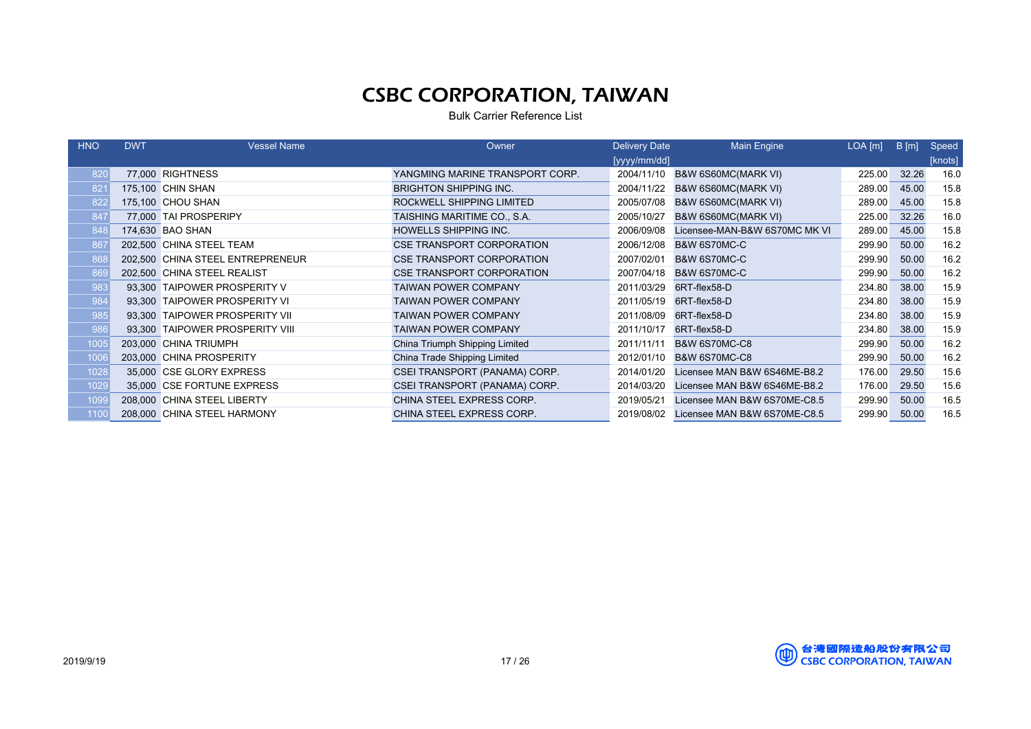# CSBC CORPORATION, TAIWAN

Bulk Carrier Reference List

| HNO | DWT | Vessel Name | Owner | Delivery Date [yyyy/mm/dd] | Main Engine | LOA [m] | B [m] | Speed [knots] |
|---|---|---|---|---|---|---|---|---|
| 820 | 77,000 | RIGHTNESS | YANGMING MARINE TRANSPORT CORP. | 2004/11/10 | B&W 6S60MC(MARK VI) | 225.00 | 32.26 | 16.0 |
| 821 | 175,100 | CHIN SHAN | BRIGHTON SHIPPING INC. | 2004/11/22 | B&W 6S60MC(MARK VI) | 289.00 | 45.00 | 15.8 |
| 822 | 175,100 | CHOU SHAN | ROCkWELL SHIPPING LIMITED | 2005/07/08 | B&W 6S60MC(MARK VI) | 289.00 | 45.00 | 15.8 |
| 847 | 77,000 | TAI PROSPERIPY | TAISHING MARITIME CO., S.A. | 2005/10/27 | B&W 6S60MC(MARK VI) | 225.00 | 32.26 | 16.0 |
| 848 | 174,630 | BAO SHAN | HOWELLS SHIPPING INC. | 2006/09/08 | Licensee-MAN-B&W 6S70MC MK VI | 289.00 | 45.00 | 15.8 |
| 867 | 202,500 | CHINA STEEL TEAM | CSE TRANSPORT CORPORATION | 2006/12/08 | B&W 6S70MC-C | 299.90 | 50.00 | 16.2 |
| 868 | 202,500 | CHINA STEEL ENTREPRENEUR | CSE TRANSPORT CORPORATION | 2007/02/01 | B&W 6S70MC-C | 299.90 | 50.00 | 16.2 |
| 869 | 202,500 | CHINA STEEL REALIST | CSE TRANSPORT CORPORATION | 2007/04/18 | B&W 6S70MC-C | 299.90 | 50.00 | 16.2 |
| 983 | 93,300 | TAIPOWER PROSPERITY V | TAIWAN POWER COMPANY | 2011/03/29 | 6RT-flex58-D | 234.80 | 38.00 | 15.9 |
| 984 | 93,300 | TAIPOWER PROSPERITY VI | TAIWAN POWER COMPANY | 2011/05/19 | 6RT-flex58-D | 234.80 | 38.00 | 15.9 |
| 985 | 93,300 | TAIPOWER PROSPERITY VII | TAIWAN POWER COMPANY | 2011/08/09 | 6RT-flex58-D | 234.80 | 38.00 | 15.9 |
| 986 | 93,300 | TAIPOWER PROSPERITY VIII | TAIWAN POWER COMPANY | 2011/10/17 | 6RT-flex58-D | 234.80 | 38.00 | 15.9 |
| 1005 | 203,000 | CHINA TRIUMPH | China Triumph Shipping Limited | 2011/11/11 | B&W 6S70MC-C8 | 299.90 | 50.00 | 16.2 |
| 1006 | 203,000 | CHINA PROSPERITY | China Trade Shipping Limited | 2012/01/10 | B&W 6S70MC-C8 | 299.90 | 50.00 | 16.2 |
| 1028 | 35,000 | CSE GLORY EXPRESS | CSEI TRANSPORT (PANAMA) CORP. | 2014/01/20 | Licensee MAN B&W 6S46ME-B8.2 | 176.00 | 29.50 | 15.6 |
| 1029 | 35,000 | CSE FORTUNE EXPRESS | CSEI TRANSPORT (PANAMA) CORP. | 2014/03/20 | Licensee MAN B&W 6S46ME-B8.2 | 176.00 | 29.50 | 15.6 |
| 1099 | 208,000 | CHINA STEEL LIBERTY | CHINA STEEL EXPRESS CORP. | 2019/05/21 | Licensee MAN B&W 6S70ME-C8.5 | 299.90 | 50.00 | 16.5 |
| 1100 | 208,000 | CHINA STEEL HARMONY | CHINA STEEL EXPRESS CORP. | 2019/08/02 | Licensee MAN B&W 6S70ME-C8.5 | 299.90 | 50.00 | 16.5 |

2019/9/19

台灣國際造船股份有限公司
CSBC CORPORATION, TAIWAN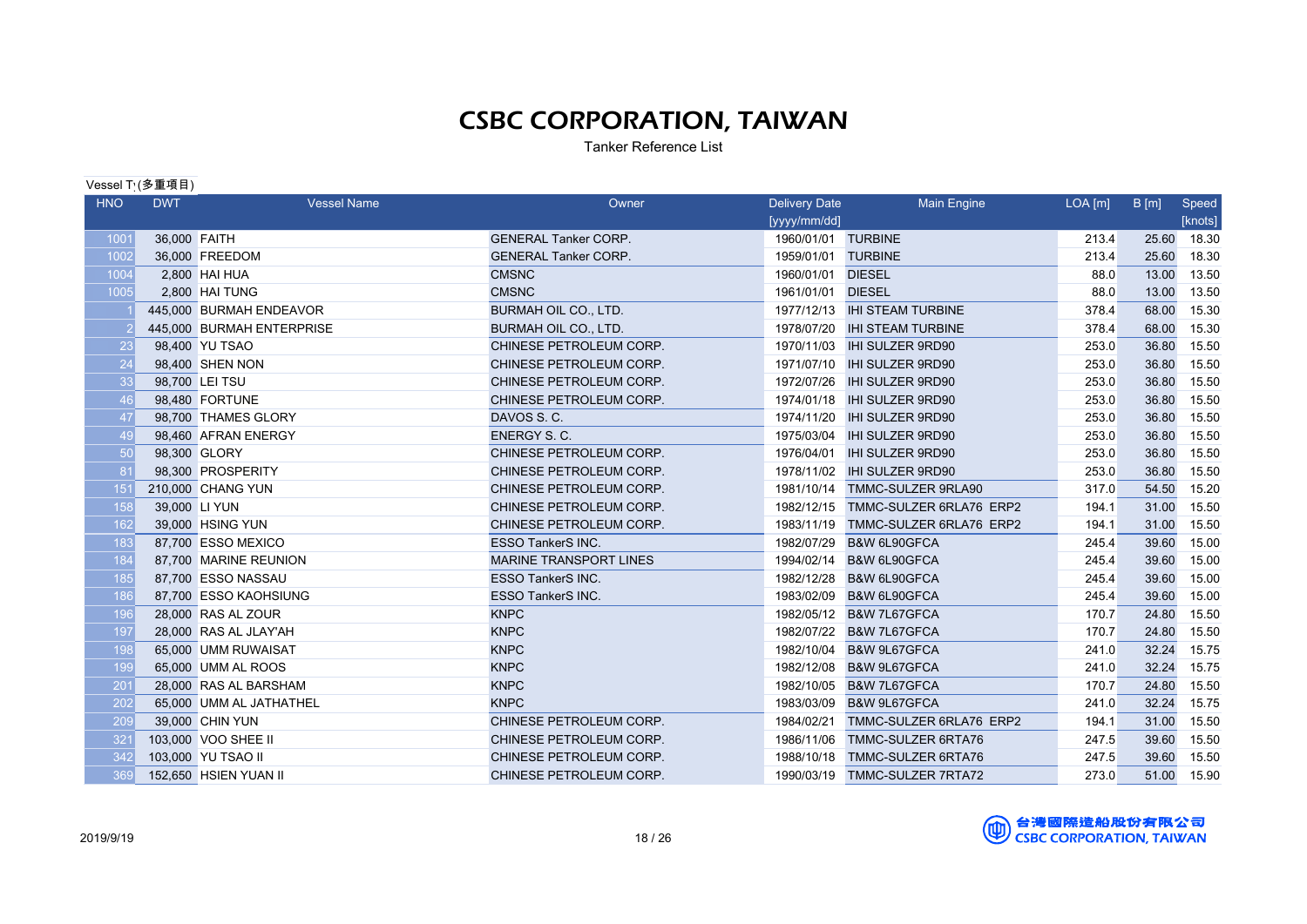# CSBC CORPORATION, TAIWAN

Tanker Reference List

Vessel T (多重項目)

| HNO | DWT | Vessel Name | Owner | Delivery Date [yyyy/mm/dd] | Main Engine | LOA [m] | B [m] | Speed [knots] |
|---|---|---|---|---|---|---|---|---|
| 1001 | 36,000 | FAITH | GENERAL Tanker CORP. | 1960/01/01 | TURBINE | 213.4 | 25.60 | 18.30 |
| 1002 | 36,000 | FREEDOM | GENERAL Tanker CORP. | 1959/01/01 | TURBINE | 213.4 | 25.60 | 18.30 |
| 1004 | 2,800 | HAI HUA | CMSNC | 1960/01/01 | DIESEL | 88.0 | 13.00 | 13.50 |
| 1005 | 2,800 | HAI TUNG | CMSNC | 1961/01/01 | DIESEL | 88.0 | 13.00 | 13.50 |
| 1 | 445,000 | BURMAH ENDEAVOR | BURMAH OIL CO., LTD. | 1977/12/13 | IHI STEAM TURBINE | 378.4 | 68.00 | 15.30 |
| 2 | 445,000 | BURMAH ENTERPRISE | BURMAH OIL CO., LTD. | 1978/07/20 | IHI STEAM TURBINE | 378.4 | 68.00 | 15.30 |
| 23 | 98,400 | YU TSAO | CHINESE PETROLEUM CORP. | 1970/11/03 | IHI SULZER 9RD90 | 253.0 | 36.80 | 15.50 |
| 24 | 98,400 | SHEN NON | CHINESE PETROLEUM CORP. | 1971/07/10 | IHI SULZER 9RD90 | 253.0 | 36.80 | 15.50 |
| 33 | 98,700 | LEI TSU | CHINESE PETROLEUM CORP. | 1972/07/26 | IHI SULZER 9RD90 | 253.0 | 36.80 | 15.50 |
| 46 | 98,480 | FORTUNE | CHINESE PETROLEUM CORP. | 1974/01/18 | IHI SULZER 9RD90 | 253.0 | 36.80 | 15.50 |
| 47 | 98,700 | THAMES GLORY | DAVOS S. C. | 1974/11/20 | IHI SULZER 9RD90 | 253.0 | 36.80 | 15.50 |
| 49 | 98,460 | AFRAN ENERGY | ENERGY S. C. | 1975/03/04 | IHI SULZER 9RD90 | 253.0 | 36.80 | 15.50 |
| 50 | 98,300 | GLORY | CHINESE PETROLEUM CORP. | 1976/04/01 | IHI SULZER 9RD90 | 253.0 | 36.80 | 15.50 |
| 81 | 98,300 | PROSPERITY | CHINESE PETROLEUM CORP. | 1978/11/02 | IHI SULZER 9RD90 | 253.0 | 36.80 | 15.50 |
| 151 | 210,000 | CHANG YUN | CHINESE PETROLEUM CORP. | 1981/10/14 | TMMC-SULZER 9RLA90 | 317.0 | 54.50 | 15.20 |
| 158 | 39,000 | LI YUN | CHINESE PETROLEUM CORP. | 1982/12/15 | TMMC-SULZER 6RLA76 ERP2 | 194.1 | 31.00 | 15.50 |
| 162 | 39,000 | HSING YUN | CHINESE PETROLEUM CORP. | 1983/11/19 | TMMC-SULZER 6RLA76 ERP2 | 194.1 | 31.00 | 15.50 |
| 183 | 87,700 | ESSO MEXICO | ESSO TankerS INC. | 1982/07/29 | B&W 6L90GFCA | 245.4 | 39.60 | 15.00 |
| 184 | 87,700 | MARINE REUNION | MARINE TRANSPORT LINES | 1994/02/14 | B&W 6L90GFCA | 245.4 | 39.60 | 15.00 |
| 185 | 87,700 | ESSO NASSAU | ESSO TankerS INC. | 1982/12/28 | B&W 6L90GFCA | 245.4 | 39.60 | 15.00 |
| 186 | 87,700 | ESSO KAOHSIUNG | ESSO TankerS INC. | 1983/02/09 | B&W 6L90GFCA | 245.4 | 39.60 | 15.00 |
| 196 | 28,000 | RAS AL ZOUR | KNPC | 1982/05/12 | B&W 7L67GFCA | 170.7 | 24.80 | 15.50 |
| 197 | 28,000 | RAS AL JLAY'AH | KNPC | 1982/07/22 | B&W 7L67GFCA | 170.7 | 24.80 | 15.50 |
| 198 | 65,000 | UMM RUWAISAT | KNPC | 1982/10/04 | B&W 9L67GFCA | 241.0 | 32.24 | 15.75 |
| 199 | 65,000 | UMM AL ROOS | KNPC | 1982/12/08 | B&W 9L67GFCA | 241.0 | 32.24 | 15.75 |
| 201 | 28,000 | RAS AL BARSHAM | KNPC | 1982/10/05 | B&W 7L67GFCA | 170.7 | 24.80 | 15.50 |
| 202 | 65,000 | UMM AL JATHATHEL | KNPC | 1983/03/09 | B&W 9L67GFCA | 241.0 | 32.24 | 15.75 |
| 209 | 39,000 | CHIN YUN | CHINESE PETROLEUM CORP. | 1984/02/21 | TMMC-SULZER 6RLA76 ERP2 | 194.1 | 31.00 | 15.50 |
| 321 | 103,000 | VOO SHEE II | CHINESE PETROLEUM CORP. | 1986/11/06 | TMMC-SULZER 6RTA76 | 247.5 | 39.60 | 15.50 |
| 342 | 103,000 | YU TSAO II | CHINESE PETROLEUM CORP. | 1988/10/18 | TMMC-SULZER 6RTA76 | 247.5 | 39.60 | 15.50 |
| 369 | 152,650 | HSIEN YUAN II | CHINESE PETROLEUM CORP. | 1990/03/19 | TMMC-SULZER 7RTA72 | 273.0 | 51.00 | 15.90 |

2019/9/19

台灣國際造船股份有限公司 CSBC CORPORATION, TAIWAN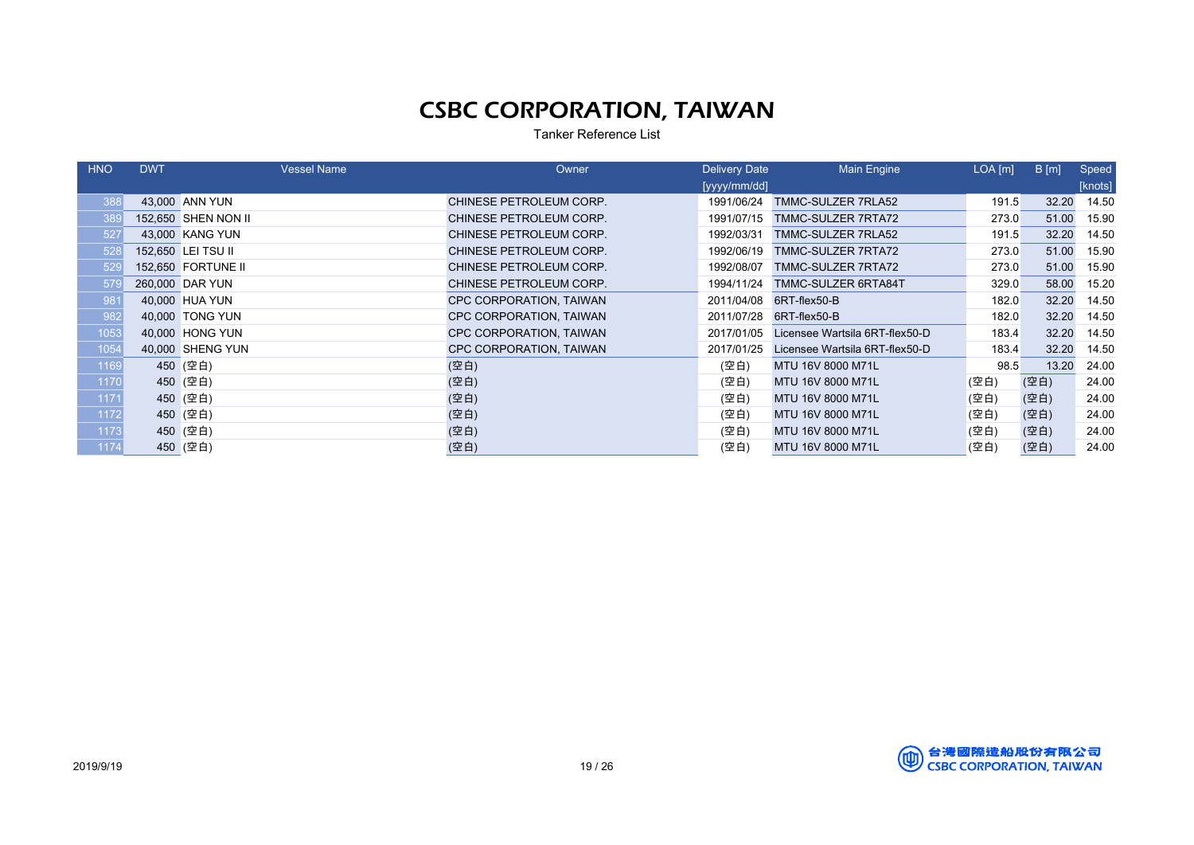# CSBC CORPORATION, TAIWAN

Tanker Reference List

| HNO | DWT | Vessel Name | Owner | Delivery Date [yyyy/mm/dd] | Main Engine | LOA [m] | B [m] | Speed [knots] |
|---|---|---|---|---|---|---|---|---|
| 388 | 43,000 | ANN YUN | CHINESE PETROLEUM CORP. | 1991/06/24 | TMMC-SULZER 7RLA52 | 191.5 | 32.20 | 14.50 |
| 389 | 152,650 | SHEN NON II | CHINESE PETROLEUM CORP. | 1991/07/15 | TMMC-SULZER 7RTA72 | 273.0 | 51.00 | 15.90 |
| 527 | 43,000 | KANG YUN | CHINESE PETROLEUM CORP. | 1992/03/31 | TMMC-SULZER 7RLA52 | 191.5 | 32.20 | 14.50 |
| 528 | 152,650 | LEI TSU II | CHINESE PETROLEUM CORP. | 1992/06/19 | TMMC-SULZER 7RTA72 | 273.0 | 51.00 | 15.90 |
| 529 | 152,650 | FORTUNE II | CHINESE PETROLEUM CORP. | 1992/08/07 | TMMC-SULZER 7RTA72 | 273.0 | 51.00 | 15.90 |
| 579 | 260,000 | DAR YUN | CHINESE PETROLEUM CORP. | 1994/11/24 | TMMC-SULZER 6RTA84T | 329.0 | 58.00 | 15.20 |
| 981 | 40,000 | HUA YUN | CPC CORPORATION, TAIWAN | 2011/04/08 | 6RT-flex50-B | 182.0 | 32.20 | 14.50 |
| 982 | 40,000 | TONG YUN | CPC CORPORATION, TAIWAN | 2011/07/28 | 6RT-flex50-B | 182.0 | 32.20 | 14.50 |
| 1053 | 40,000 | HONG YUN | CPC CORPORATION, TAIWAN | 2017/01/05 | Licensee Wartsila 6RT-flex50-D | 183.4 | 32.20 | 14.50 |
| 1054 | 40,000 | SHENG YUN | CPC CORPORATION, TAIWAN | 2017/01/25 | Licensee Wartsila 6RT-flex50-D | 183.4 | 32.20 | 14.50 |
| 1169 | 450 | (空白) | (空白) | (空白) | MTU 16V 8000 M71L | 98.5 | 13.20 | 24.00 |
| 1170 | 450 | (空白) | (空白) | (空白) | MTU 16V 8000 M71L | (空白) | (空白) | 24.00 |
| 1171 | 450 | (空白) | (空白) | (空白) | MTU 16V 8000 M71L | (空白) | (空白) | 24.00 |
| 1172 | 450 | (空白) | (空白) | (空白) | MTU 16V 8000 M71L | (空白) | (空白) | 24.00 |
| 1173 | 450 | (空白) | (空白) | (空白) | MTU 16V 8000 M71L | (空白) | (空白) | 24.00 |
| 1174 | 450 | (空白) | (空白) | (空白) | MTU 16V 8000 M71L | (空白) | (空白) | 24.00 |

2019/9/19

台灣國際造船股份有限公司
CSBC CORPORATION, TAIWAN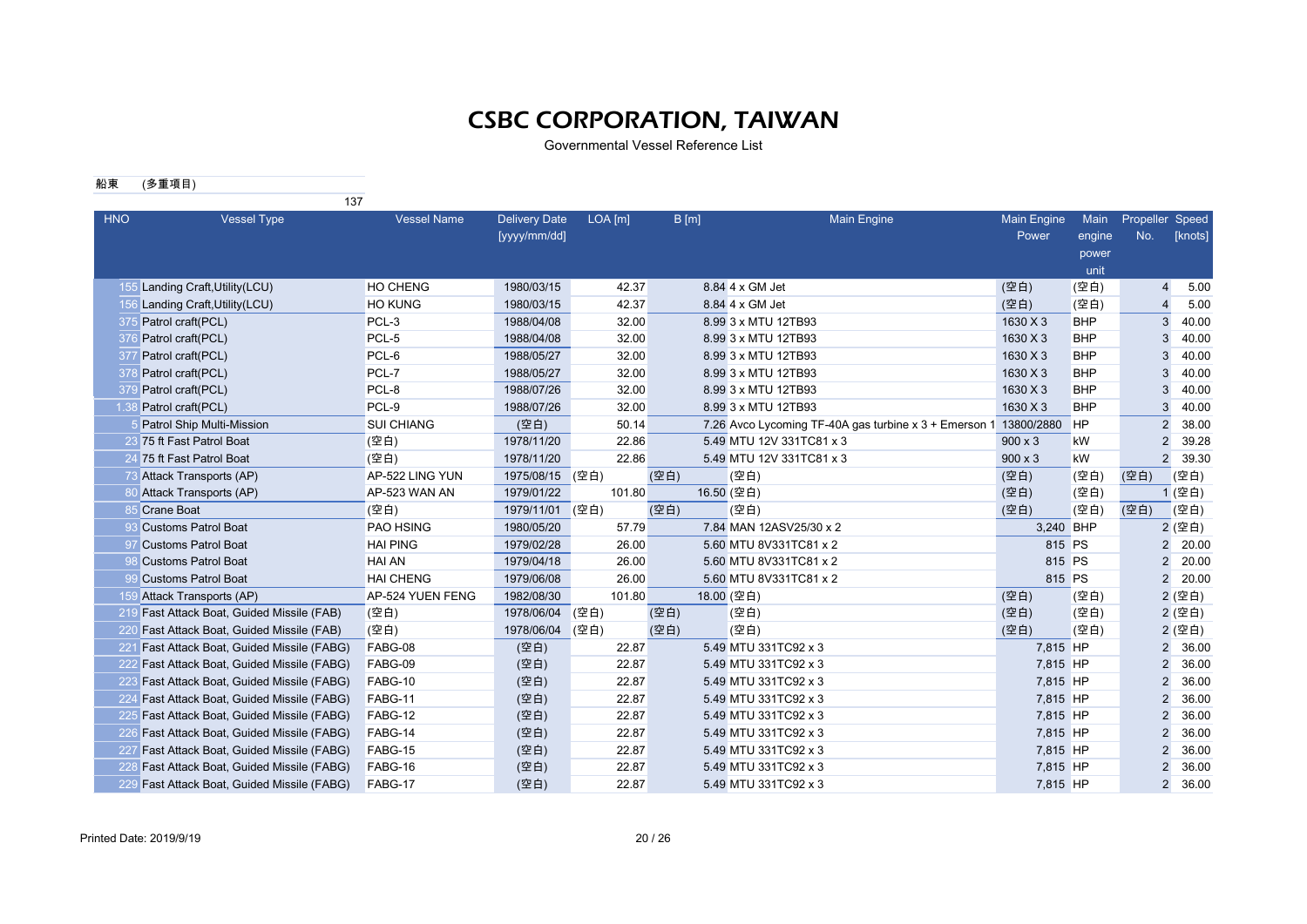# CSBC CORPORATION, TAIWAN

Governmental Vessel Reference List

船東 (多重項目)

137

| HNO | Vessel Type | Vessel Name | Delivery Date [yyyy/mm/dd] | LOA [m] | B [m] | Main Engine | Main Engine Power | Main engine power unit | Propeller No. | Speed [knots] |
|---|---|---|---|---|---|---|---|---|---|---|
| 155 | Landing Craft,Utility(LCU) | HO CHENG | 1980/03/15 | 42.37 | 8.84 | 4 x GM Jet | (空白) | (空白) | 4 | 5.00 |
| 156 | Landing Craft,Utility(LCU) | HO KUNG | 1980/03/15 | 42.37 | 8.84 | 4 x GM Jet | (空白) | (空白) | 4 | 5.00 |
| 375 | Patrol craft(PCL) | PCL-3 | 1988/04/08 | 32.00 | 8.99 | 3 x MTU 12TB93 | 1630 X 3 | BHP | 3 | 40.00 |
| 376 | Patrol craft(PCL) | PCL-5 | 1988/04/08 | 32.00 | 8.99 | 3 x MTU 12TB93 | 1630 X 3 | BHP | 3 | 40.00 |
| 377 | Patrol craft(PCL) | PCL-6 | 1988/05/27 | 32.00 | 8.99 | 3 x MTU 12TB93 | 1630 X 3 | BHP | 3 | 40.00 |
| 378 | Patrol craft(PCL) | PCL-7 | 1988/05/27 | 32.00 | 8.99 | 3 x MTU 12TB93 | 1630 X 3 | BHP | 3 | 40.00 |
| 379 | Patrol craft(PCL) | PCL-8 | 1988/07/26 | 32.00 | 8.99 | 3 x MTU 12TB93 | 1630 X 3 | BHP | 3 | 40.00 |
| 1.38 | Patrol craft(PCL) | PCL-9 | 1988/07/26 | 32.00 | 8.99 | 3 x MTU 12TB93 | 1630 X 3 | BHP | 3 | 40.00 |
| 5 | Patrol Ship Multi-Mission | SUI CHIANG | (空白) | 50.14 | 7.26 | Avco Lycoming TF-40A gas turbine x 3 + Emerson 1 | 13800/2880 | HP | 2 | 38.00 |
| 23 | 75 ft Fast Patrol Boat | (空白) | 1978/11/20 | 22.86 | 5.49 | MTU 12V 331TC81 x 3 | 900 x 3 | kW | 2 | 39.28 |
| 24 | 75 ft Fast Patrol Boat | (空白) | 1978/11/20 | 22.86 | 5.49 | MTU 12V 331TC81 x 3 | 900 x 3 | kW | 2 | 39.30 |
| 73 | Attack Transports (AP) | AP-522 LING YUN | 1975/08/15 | (空白) | (空白) | (空白) | (空白) | (空白) | (空白) | (空白) |
| 80 | Attack Transports (AP) | AP-523 WAN AN | 1979/01/22 | 101.80 | 16.50 | (空白) | (空白) | (空白) | 1 | (空白) |
| 85 | Crane Boat | (空白) | 1979/11/01 | (空白) | (空白) | (空白) | (空白) | (空白) | (空白) | (空白) |
| 93 | Customs Patrol Boat | PAO HSING | 1980/05/20 | 57.79 | 7.84 | MAN 12ASV25/30 x 2 | 3,240 | BHP | 2 | (空白) |
| 97 | Customs Patrol Boat | HAI PING | 1979/02/28 | 26.00 | 5.60 | MTU 8V331TC81 x 2 | 815 | PS | 2 | 20.00 |
| 98 | Customs Patrol Boat | HAI AN | 1979/04/18 | 26.00 | 5.60 | MTU 8V331TC81 x 2 | 815 | PS | 2 | 20.00 |
| 99 | Customs Patrol Boat | HAI CHENG | 1979/06/08 | 26.00 | 5.60 | MTU 8V331TC81 x 2 | 815 | PS | 2 | 20.00 |
| 159 | Attack Transports (AP) | AP-524 YUEN FENG | 1982/08/30 | 101.80 | 18.00 | (空白) | (空白) | (空白) | 2 | (空白) |
| 219 | Fast Attack Boat, Guided Missile (FAB) | (空白) | 1978/06/04 | (空白) | (空白) | (空白) | (空白) | (空白) | 2 | (空白) |
| 220 | Fast Attack Boat, Guided Missile (FAB) | (空白) | 1978/06/04 | (空白) | (空白) | (空白) | (空白) | (空白) | 2 | (空白) |
| 221 | Fast Attack Boat, Guided Missile (FABG) | FABG-08 | (空白) | 22.87 | 5.49 | MTU 331TC92 x 3 | 7,815 | HP | 2 | 36.00 |
| 222 | Fast Attack Boat, Guided Missile (FABG) | FABG-09 | (空白) | 22.87 | 5.49 | MTU 331TC92 x 3 | 7,815 | HP | 2 | 36.00 |
| 223 | Fast Attack Boat, Guided Missile (FABG) | FABG-10 | (空白) | 22.87 | 5.49 | MTU 331TC92 x 3 | 7,815 | HP | 2 | 36.00 |
| 224 | Fast Attack Boat, Guided Missile (FABG) | FABG-11 | (空白) | 22.87 | 5.49 | MTU 331TC92 x 3 | 7,815 | HP | 2 | 36.00 |
| 225 | Fast Attack Boat, Guided Missile (FABG) | FABG-12 | (空白) | 22.87 | 5.49 | MTU 331TC92 x 3 | 7,815 | HP | 2 | 36.00 |
| 226 | Fast Attack Boat, Guided Missile (FABG) | FABG-14 | (空白) | 22.87 | 5.49 | MTU 331TC92 x 3 | 7,815 | HP | 2 | 36.00 |
| 227 | Fast Attack Boat, Guided Missile (FABG) | FABG-15 | (空白) | 22.87 | 5.49 | MTU 331TC92 x 3 | 7,815 | HP | 2 | 36.00 |
| 228 | Fast Attack Boat, Guided Missile (FABG) | FABG-16 | (空白) | 22.87 | 5.49 | MTU 331TC92 x 3 | 7,815 | HP | 2 | 36.00 |
| 229 | Fast Attack Boat, Guided Missile (FABG) | FABG-17 | (空白) | 22.87 | 5.49 | MTU 331TC92 x 3 | 7,815 | HP | 2 | 36.00 |

Printed Date: 2019/9/19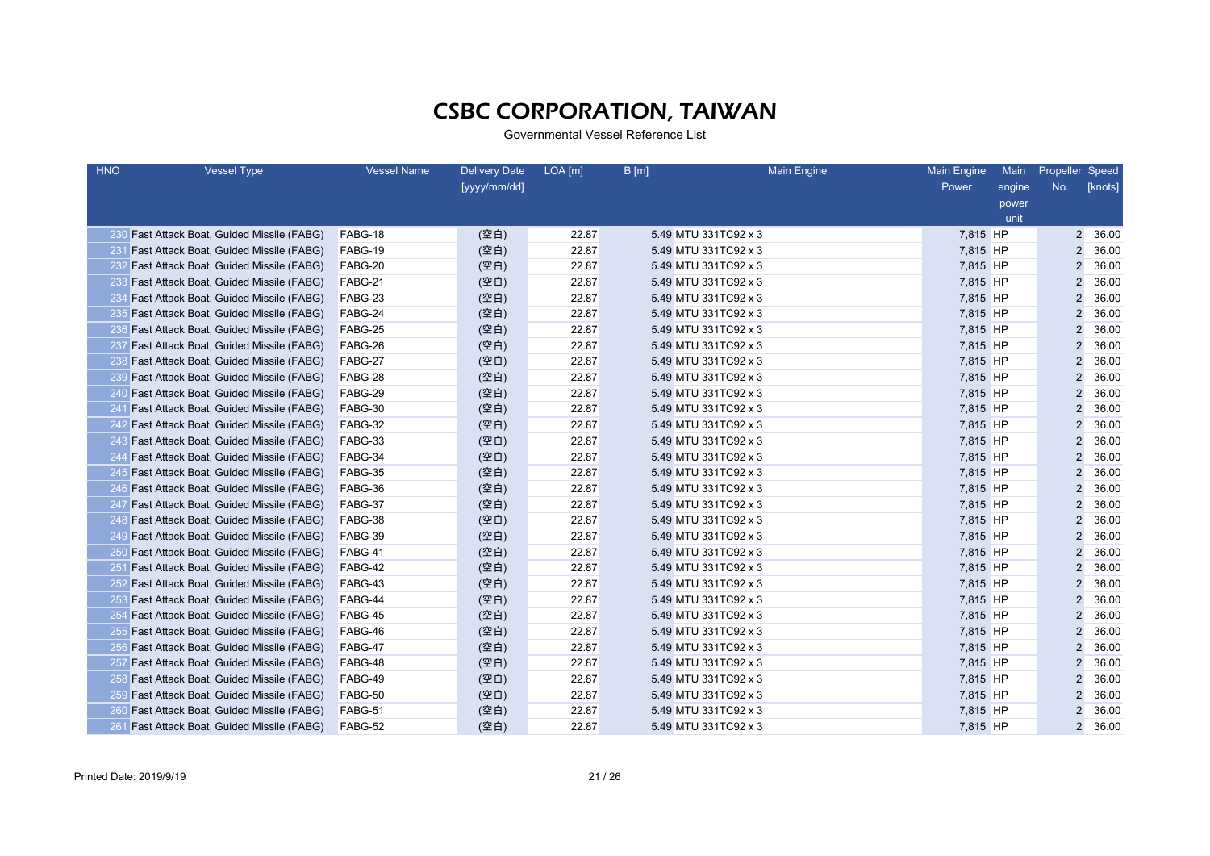# CSBC CORPORATION, TAIWAN

Governmental Vessel Reference List

| HNO | Vessel Type | Vessel Name | Delivery Date [yyyy/mm/dd] | LOA [m] | B [m] | Main Engine | Main Engine Power | Main engine power unit | Propeller No. | Speed [knots] |
|---|---|---|---|---|---|---|---|---|---|---|
| 230 | Fast Attack Boat, Guided Missile (FABG) | FABG-18 | (空白) | 22.87 | 5.49 | MTU 331TC92 x 3 | 7,815 | HP | 2 | 36.00 |
| 231 | Fast Attack Boat, Guided Missile (FABG) | FABG-19 | (空白) | 22.87 | 5.49 | MTU 331TC92 x 3 | 7,815 | HP | 2 | 36.00 |
| 232 | Fast Attack Boat, Guided Missile (FABG) | FABG-20 | (空白) | 22.87 | 5.49 | MTU 331TC92 x 3 | 7,815 | HP | 2 | 36.00 |
| 233 | Fast Attack Boat, Guided Missile (FABG) | FABG-21 | (空白) | 22.87 | 5.49 | MTU 331TC92 x 3 | 7,815 | HP | 2 | 36.00 |
| 234 | Fast Attack Boat, Guided Missile (FABG) | FABG-23 | (空白) | 22.87 | 5.49 | MTU 331TC92 x 3 | 7,815 | HP | 2 | 36.00 |
| 235 | Fast Attack Boat, Guided Missile (FABG) | FABG-24 | (空白) | 22.87 | 5.49 | MTU 331TC92 x 3 | 7,815 | HP | 2 | 36.00 |
| 236 | Fast Attack Boat, Guided Missile (FABG) | FABG-25 | (空白) | 22.87 | 5.49 | MTU 331TC92 x 3 | 7,815 | HP | 2 | 36.00 |
| 237 | Fast Attack Boat, Guided Missile (FABG) | FABG-26 | (空白) | 22.87 | 5.49 | MTU 331TC92 x 3 | 7,815 | HP | 2 | 36.00 |
| 238 | Fast Attack Boat, Guided Missile (FABG) | FABG-27 | (空白) | 22.87 | 5.49 | MTU 331TC92 x 3 | 7,815 | HP | 2 | 36.00 |
| 239 | Fast Attack Boat, Guided Missile (FABG) | FABG-28 | (空白) | 22.87 | 5.49 | MTU 331TC92 x 3 | 7,815 | HP | 2 | 36.00 |
| 240 | Fast Attack Boat, Guided Missile (FABG) | FABG-29 | (空白) | 22.87 | 5.49 | MTU 331TC92 x 3 | 7,815 | HP | 2 | 36.00 |
| 241 | Fast Attack Boat, Guided Missile (FABG) | FABG-30 | (空白) | 22.87 | 5.49 | MTU 331TC92 x 3 | 7,815 | HP | 2 | 36.00 |
| 242 | Fast Attack Boat, Guided Missile (FABG) | FABG-32 | (空白) | 22.87 | 5.49 | MTU 331TC92 x 3 | 7,815 | HP | 2 | 36.00 |
| 243 | Fast Attack Boat, Guided Missile (FABG) | FABG-33 | (空白) | 22.87 | 5.49 | MTU 331TC92 x 3 | 7,815 | HP | 2 | 36.00 |
| 244 | Fast Attack Boat, Guided Missile (FABG) | FABG-34 | (空白) | 22.87 | 5.49 | MTU 331TC92 x 3 | 7,815 | HP | 2 | 36.00 |
| 245 | Fast Attack Boat, Guided Missile (FABG) | FABG-35 | (空白) | 22.87 | 5.49 | MTU 331TC92 x 3 | 7,815 | HP | 2 | 36.00 |
| 246 | Fast Attack Boat, Guided Missile (FABG) | FABG-36 | (空白) | 22.87 | 5.49 | MTU 331TC92 x 3 | 7,815 | HP | 2 | 36.00 |
| 247 | Fast Attack Boat, Guided Missile (FABG) | FABG-37 | (空白) | 22.87 | 5.49 | MTU 331TC92 x 3 | 7,815 | HP | 2 | 36.00 |
| 248 | Fast Attack Boat, Guided Missile (FABG) | FABG-38 | (空白) | 22.87 | 5.49 | MTU 331TC92 x 3 | 7,815 | HP | 2 | 36.00 |
| 249 | Fast Attack Boat, Guided Missile (FABG) | FABG-39 | (空白) | 22.87 | 5.49 | MTU 331TC92 x 3 | 7,815 | HP | 2 | 36.00 |
| 250 | Fast Attack Boat, Guided Missile (FABG) | FABG-41 | (空白) | 22.87 | 5.49 | MTU 331TC92 x 3 | 7,815 | HP | 2 | 36.00 |
| 251 | Fast Attack Boat, Guided Missile (FABG) | FABG-42 | (空白) | 22.87 | 5.49 | MTU 331TC92 x 3 | 7,815 | HP | 2 | 36.00 |
| 252 | Fast Attack Boat, Guided Missile (FABG) | FABG-43 | (空白) | 22.87 | 5.49 | MTU 331TC92 x 3 | 7,815 | HP | 2 | 36.00 |
| 253 | Fast Attack Boat, Guided Missile (FABG) | FABG-44 | (空白) | 22.87 | 5.49 | MTU 331TC92 x 3 | 7,815 | HP | 2 | 36.00 |
| 254 | Fast Attack Boat, Guided Missile (FABG) | FABG-45 | (空白) | 22.87 | 5.49 | MTU 331TC92 x 3 | 7,815 | HP | 2 | 36.00 |
| 255 | Fast Attack Boat, Guided Missile (FABG) | FABG-46 | (空白) | 22.87 | 5.49 | MTU 331TC92 x 3 | 7,815 | HP | 2 | 36.00 |
| 256 | Fast Attack Boat, Guided Missile (FABG) | FABG-47 | (空白) | 22.87 | 5.49 | MTU 331TC92 x 3 | 7,815 | HP | 2 | 36.00 |
| 257 | Fast Attack Boat, Guided Missile (FABG) | FABG-48 | (空白) | 22.87 | 5.49 | MTU 331TC92 x 3 | 7,815 | HP | 2 | 36.00 |
| 258 | Fast Attack Boat, Guided Missile (FABG) | FABG-49 | (空白) | 22.87 | 5.49 | MTU 331TC92 x 3 | 7,815 | HP | 2 | 36.00 |
| 259 | Fast Attack Boat, Guided Missile (FABG) | FABG-50 | (空白) | 22.87 | 5.49 | MTU 331TC92 x 3 | 7,815 | HP | 2 | 36.00 |
| 260 | Fast Attack Boat, Guided Missile (FABG) | FABG-51 | (空白) | 22.87 | 5.49 | MTU 331TC92 x 3 | 7,815 | HP | 2 | 36.00 |
| 261 | Fast Attack Boat, Guided Missile (FABG) | FABG-52 | (空白) | 22.87 | 5.49 | MTU 331TC92 x 3 | 7,815 | HP | 2 | 36.00 |

Printed Date: 2019/9/19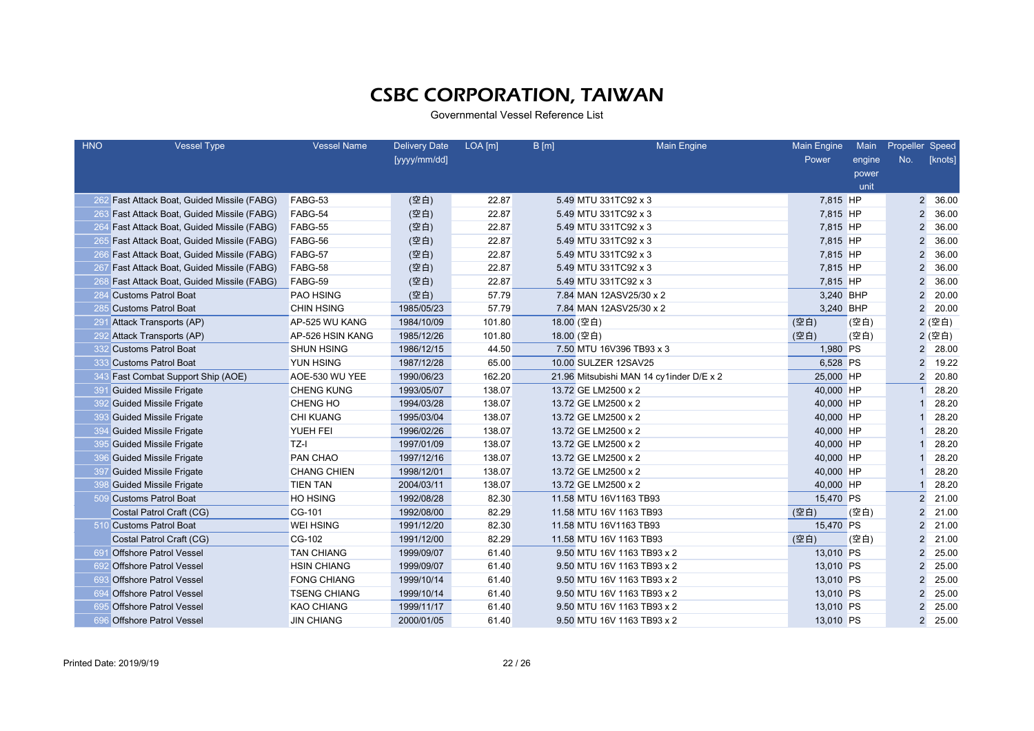# CSBC CORPORATION, TAIWAN

Governmental Vessel Reference List

| HNO | Vessel Type | Vessel Name | Delivery Date [yyyy/mm/dd] | LOA [m] | B [m] | Main Engine | Main Engine Power | Main engine power unit | Propeller No. | Speed [knots] |
|---|---|---|---|---|---|---|---|---|---|---|
| 262 | Fast Attack Boat, Guided Missile (FABG) | FABG-53 | (空白) | 22.87 | 5.49 | MTU 331TC92 x 3 | 7,815 | HP | 2 | 36.00 |
| 263 | Fast Attack Boat, Guided Missile (FABG) | FABG-54 | (空白) | 22.87 | 5.49 | MTU 331TC92 x 3 | 7,815 | HP | 2 | 36.00 |
| 264 | Fast Attack Boat, Guided Missile (FABG) | FABG-55 | (空白) | 22.87 | 5.49 | MTU 331TC92 x 3 | 7,815 | HP | 2 | 36.00 |
| 265 | Fast Attack Boat, Guided Missile (FABG) | FABG-56 | (空白) | 22.87 | 5.49 | MTU 331TC92 x 3 | 7,815 | HP | 2 | 36.00 |
| 266 | Fast Attack Boat, Guided Missile (FABG) | FABG-57 | (空白) | 22.87 | 5.49 | MTU 331TC92 x 3 | 7,815 | HP | 2 | 36.00 |
| 267 | Fast Attack Boat, Guided Missile (FABG) | FABG-58 | (空白) | 22.87 | 5.49 | MTU 331TC92 x 3 | 7,815 | HP | 2 | 36.00 |
| 268 | Fast Attack Boat, Guided Missile (FABG) | FABG-59 | (空白) | 22.87 | 5.49 | MTU 331TC92 x 3 | 7,815 | HP | 2 | 36.00 |
| 284 | Customs Patrol Boat | PAO HSING | (空白) | 57.79 | 7.84 | MAN 12ASV25/30 x 2 | 3,240 | BHP | 2 | 20.00 |
| 285 | Customs Patrol Boat | CHIN HSING | 1985/05/23 | 57.79 | 7.84 | MAN 12ASV25/30 x 2 | 3,240 | BHP | 2 | 20.00 |
| 291 | Attack Transports (AP) | AP-525 WU KANG | 1984/10/09 | 101.80 | 18.00 | (空白) | (空白) | (空白) | 2 | (空白) |
| 292 | Attack Transports (AP) | AP-526 HSIN KANG | 1985/12/26 | 101.80 | 18.00 | (空白) | (空白) | (空白) | 2 | (空白) |
| 332 | Customs Patrol Boat | SHUN HSING | 1986/12/15 | 44.50 | 7.50 | MTU 16V396 TB93 x 3 | 1,980 | PS | 2 | 28.00 |
| 333 | Customs Patrol Boat | YUN HSING | 1987/12/28 | 65.00 | 10.00 | SULZER 12SAV25 | 6,528 | PS | 2 | 19.22 |
| 343 | Fast Combat Support Ship (AOE) | AOE-530 WU YEE | 1990/06/23 | 162.20 | 21.96 | Mitsubishi MAN 14 cy1inder D/E x 2 | 25,000 | HP | 2 | 20.80 |
| 391 | Guided Missile Frigate | CHENG KUNG | 1993/05/07 | 138.07 | 13.72 | GE LM2500 x 2 | 40,000 | HP | 1 | 28.20 |
| 392 | Guided Missile Frigate | CHENG HO | 1994/03/28 | 138.07 | 13.72 | GE LM2500 x 2 | 40,000 | HP | 1 | 28.20 |
| 393 | Guided Missile Frigate | CHI KUANG | 1995/03/04 | 138.07 | 13.72 | GE LM2500 x 2 | 40,000 | HP | 1 | 28.20 |
| 394 | Guided Missile Frigate | YUEH FEI | 1996/02/26 | 138.07 | 13.72 | GE LM2500 x 2 | 40,000 | HP | 1 | 28.20 |
| 395 | Guided Missile Frigate | TZ-I | 1997/01/09 | 138.07 | 13.72 | GE LM2500 x 2 | 40,000 | HP | 1 | 28.20 |
| 396 | Guided Missile Frigate | PAN CHAO | 1997/12/16 | 138.07 | 13.72 | GE LM2500 x 2 | 40,000 | HP | 1 | 28.20 |
| 397 | Guided Missile Frigate | CHANG CHIEN | 1998/12/01 | 138.07 | 13.72 | GE LM2500 x 2 | 40,000 | HP | 1 | 28.20 |
| 398 | Guided Missile Frigate | TIEN TAN | 2004/03/11 | 138.07 | 13.72 | GE LM2500 x 2 | 40,000 | HP | 1 | 28.20 |
| 509 | Customs Patrol Boat | HO HSING | 1992/08/28 | 82.30 | 11.58 | MTU 16V1163 TB93 | 15,470 | PS | 2 | 21.00 |
| | Costal Patrol Craft (CG) | CG-101 | 1992/08/00 | 82.29 | 11.58 | MTU 16V 1163 TB93 | (空白) | (空白) | 2 | 21.00 |
| 510 | Customs Patrol Boat | WEI HSING | 1991/12/20 | 82.30 | 11.58 | MTU 16V1163 TB93 | 15,470 | PS | 2 | 21.00 |
| | Costal Patrol Craft (CG) | CG-102 | 1991/12/00 | 82.29 | 11.58 | MTU 16V 1163 TB93 | (空白) | (空白) | 2 | 21.00 |
| 691 | Offshore Patrol Vessel | TAN CHIANG | 1999/09/07 | 61.40 | 9.50 | MTU 16V 1163 TB93 x 2 | 13,010 | PS | 2 | 25.00 |
| 692 | Offshore Patrol Vessel | HSIN CHIANG | 1999/09/07 | 61.40 | 9.50 | MTU 16V 1163 TB93 x 2 | 13,010 | PS | 2 | 25.00 |
| 693 | Offshore Patrol Vessel | FONG CHIANG | 1999/10/14 | 61.40 | 9.50 | MTU 16V 1163 TB93 x 2 | 13,010 | PS | 2 | 25.00 |
| 694 | Offshore Patrol Vessel | TSENG CHIANG | 1999/10/14 | 61.40 | 9.50 | MTU 16V 1163 TB93 x 2 | 13,010 | PS | 2 | 25.00 |
| 695 | Offshore Patrol Vessel | KAO CHIANG | 1999/11/17 | 61.40 | 9.50 | MTU 16V 1163 TB93 x 2 | 13,010 | PS | 2 | 25.00 |
| 696 | Offshore Patrol Vessel | JIN CHIANG | 2000/01/05 | 61.40 | 9.50 | MTU 16V 1163 TB93 x 2 | 13,010 | PS | 2 | 25.00 |

Printed Date: 2019/9/19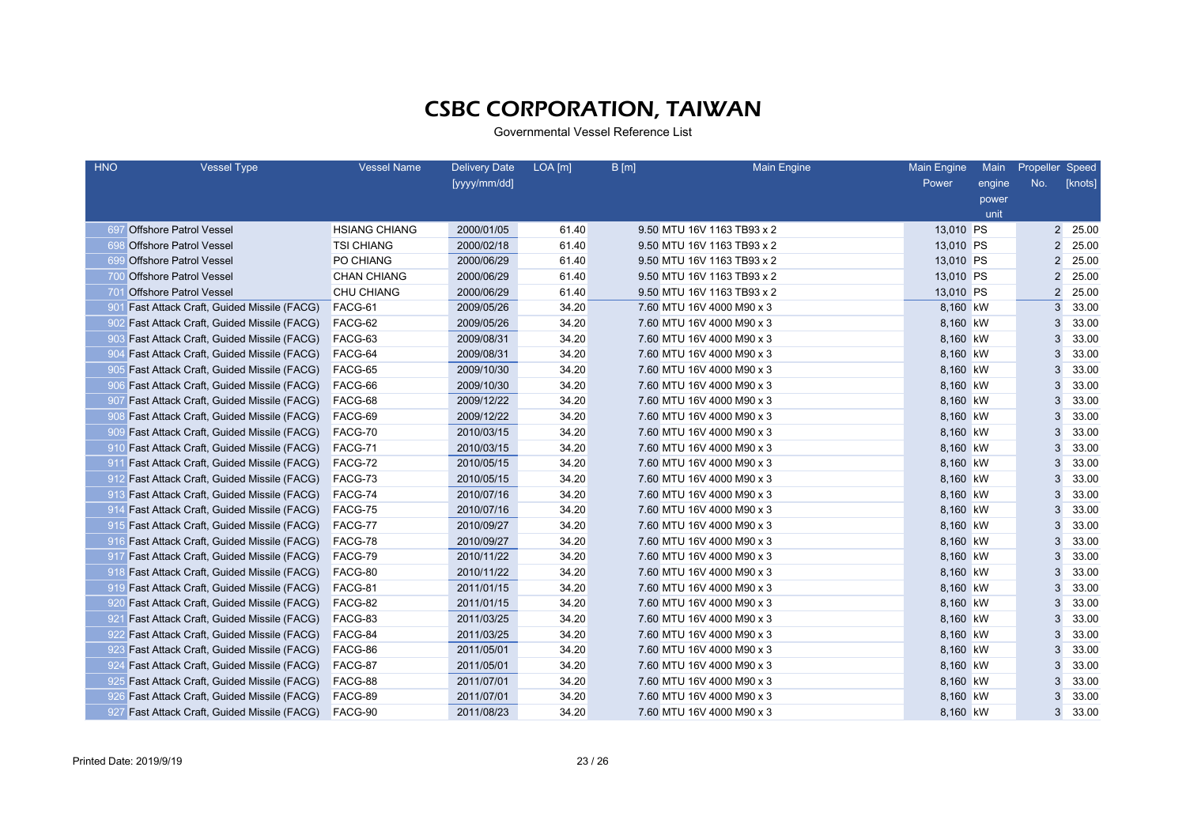# CSBC CORPORATION, TAIWAN

Governmental Vessel Reference List

| HNO | Vessel Type | Vessel Name | Delivery Date [yyyy/mm/dd] | LOA [m] | B [m] | Main Engine | Main Engine Power | Main engine power unit | Propeller No. | Speed [knots] |
|---|---|---|---|---|---|---|---|---|---|---|
| 697 | Offshore Patrol Vessel | HSIANG CHIANG | 2000/01/05 | 61.40 | 9.50 | MTU 16V 1163 TB93 x 2 | 13,010 | PS | 2 | 25.00 |
| 698 | Offshore Patrol Vessel | TSI CHIANG | 2000/02/18 | 61.40 | 9.50 | MTU 16V 1163 TB93 x 2 | 13,010 | PS | 2 | 25.00 |
| 699 | Offshore Patrol Vessel | PO CHIANG | 2000/06/29 | 61.40 | 9.50 | MTU 16V 1163 TB93 x 2 | 13,010 | PS | 2 | 25.00 |
| 700 | Offshore Patrol Vessel | CHAN CHIANG | 2000/06/29 | 61.40 | 9.50 | MTU 16V 1163 TB93 x 2 | 13,010 | PS | 2 | 25.00 |
| 701 | Offshore Patrol Vessel | CHU CHIANG | 2000/06/29 | 61.40 | 9.50 | MTU 16V 1163 TB93 x 2 | 13,010 | PS | 2 | 25.00 |
| 901 | Fast Attack Craft, Guided Missile (FACG) | FACG-61 | 2009/05/26 | 34.20 | 7.60 | MTU 16V 4000 M90 x 3 | 8,160 | kW | 3 | 33.00 |
| 902 | Fast Attack Craft, Guided Missile (FACG) | FACG-62 | 2009/05/26 | 34.20 | 7.60 | MTU 16V 4000 M90 x 3 | 8,160 | kW | 3 | 33.00 |
| 903 | Fast Attack Craft, Guided Missile (FACG) | FACG-63 | 2009/08/31 | 34.20 | 7.60 | MTU 16V 4000 M90 x 3 | 8,160 | kW | 3 | 33.00 |
| 904 | Fast Attack Craft, Guided Missile (FACG) | FACG-64 | 2009/08/31 | 34.20 | 7.60 | MTU 16V 4000 M90 x 3 | 8,160 | kW | 3 | 33.00 |
| 905 | Fast Attack Craft, Guided Missile (FACG) | FACG-65 | 2009/10/30 | 34.20 | 7.60 | MTU 16V 4000 M90 x 3 | 8,160 | kW | 3 | 33.00 |
| 906 | Fast Attack Craft, Guided Missile (FACG) | FACG-66 | 2009/10/30 | 34.20 | 7.60 | MTU 16V 4000 M90 x 3 | 8,160 | kW | 3 | 33.00 |
| 907 | Fast Attack Craft, Guided Missile (FACG) | FACG-68 | 2009/12/22 | 34.20 | 7.60 | MTU 16V 4000 M90 x 3 | 8,160 | kW | 3 | 33.00 |
| 908 | Fast Attack Craft, Guided Missile (FACG) | FACG-69 | 2009/12/22 | 34.20 | 7.60 | MTU 16V 4000 M90 x 3 | 8,160 | kW | 3 | 33.00 |
| 909 | Fast Attack Craft, Guided Missile (FACG) | FACG-70 | 2010/03/15 | 34.20 | 7.60 | MTU 16V 4000 M90 x 3 | 8,160 | kW | 3 | 33.00 |
| 910 | Fast Attack Craft, Guided Missile (FACG) | FACG-71 | 2010/03/15 | 34.20 | 7.60 | MTU 16V 4000 M90 x 3 | 8,160 | kW | 3 | 33.00 |
| 911 | Fast Attack Craft, Guided Missile (FACG) | FACG-72 | 2010/05/15 | 34.20 | 7.60 | MTU 16V 4000 M90 x 3 | 8,160 | kW | 3 | 33.00 |
| 912 | Fast Attack Craft, Guided Missile (FACG) | FACG-73 | 2010/05/15 | 34.20 | 7.60 | MTU 16V 4000 M90 x 3 | 8,160 | kW | 3 | 33.00 |
| 913 | Fast Attack Craft, Guided Missile (FACG) | FACG-74 | 2010/07/16 | 34.20 | 7.60 | MTU 16V 4000 M90 x 3 | 8,160 | kW | 3 | 33.00 |
| 914 | Fast Attack Craft, Guided Missile (FACG) | FACG-75 | 2010/07/16 | 34.20 | 7.60 | MTU 16V 4000 M90 x 3 | 8,160 | kW | 3 | 33.00 |
| 915 | Fast Attack Craft, Guided Missile (FACG) | FACG-77 | 2010/09/27 | 34.20 | 7.60 | MTU 16V 4000 M90 x 3 | 8,160 | kW | 3 | 33.00 |
| 916 | Fast Attack Craft, Guided Missile (FACG) | FACG-78 | 2010/09/27 | 34.20 | 7.60 | MTU 16V 4000 M90 x 3 | 8,160 | kW | 3 | 33.00 |
| 917 | Fast Attack Craft, Guided Missile (FACG) | FACG-79 | 2010/11/22 | 34.20 | 7.60 | MTU 16V 4000 M90 x 3 | 8,160 | kW | 3 | 33.00 |
| 918 | Fast Attack Craft, Guided Missile (FACG) | FACG-80 | 2010/11/22 | 34.20 | 7.60 | MTU 16V 4000 M90 x 3 | 8,160 | kW | 3 | 33.00 |
| 919 | Fast Attack Craft, Guided Missile (FACG) | FACG-81 | 2011/01/15 | 34.20 | 7.60 | MTU 16V 4000 M90 x 3 | 8,160 | kW | 3 | 33.00 |
| 920 | Fast Attack Craft, Guided Missile (FACG) | FACG-82 | 2011/01/15 | 34.20 | 7.60 | MTU 16V 4000 M90 x 3 | 8,160 | kW | 3 | 33.00 |
| 921 | Fast Attack Craft, Guided Missile (FACG) | FACG-83 | 2011/03/25 | 34.20 | 7.60 | MTU 16V 4000 M90 x 3 | 8,160 | kW | 3 | 33.00 |
| 922 | Fast Attack Craft, Guided Missile (FACG) | FACG-84 | 2011/03/25 | 34.20 | 7.60 | MTU 16V 4000 M90 x 3 | 8,160 | kW | 3 | 33.00 |
| 923 | Fast Attack Craft, Guided Missile (FACG) | FACG-86 | 2011/05/01 | 34.20 | 7.60 | MTU 16V 4000 M90 x 3 | 8,160 | kW | 3 | 33.00 |
| 924 | Fast Attack Craft, Guided Missile (FACG) | FACG-87 | 2011/05/01 | 34.20 | 7.60 | MTU 16V 4000 M90 x 3 | 8,160 | kW | 3 | 33.00 |
| 925 | Fast Attack Craft, Guided Missile (FACG) | FACG-88 | 2011/07/01 | 34.20 | 7.60 | MTU 16V 4000 M90 x 3 | 8,160 | kW | 3 | 33.00 |
| 926 | Fast Attack Craft, Guided Missile (FACG) | FACG-89 | 2011/07/01 | 34.20 | 7.60 | MTU 16V 4000 M90 x 3 | 8,160 | kW | 3 | 33.00 |
| 927 | Fast Attack Craft, Guided Missile (FACG) | FACG-90 | 2011/08/23 | 34.20 | 7.60 | MTU 16V 4000 M90 x 3 | 8,160 | kW | 3 | 33.00 |

Printed Date: 2019/9/19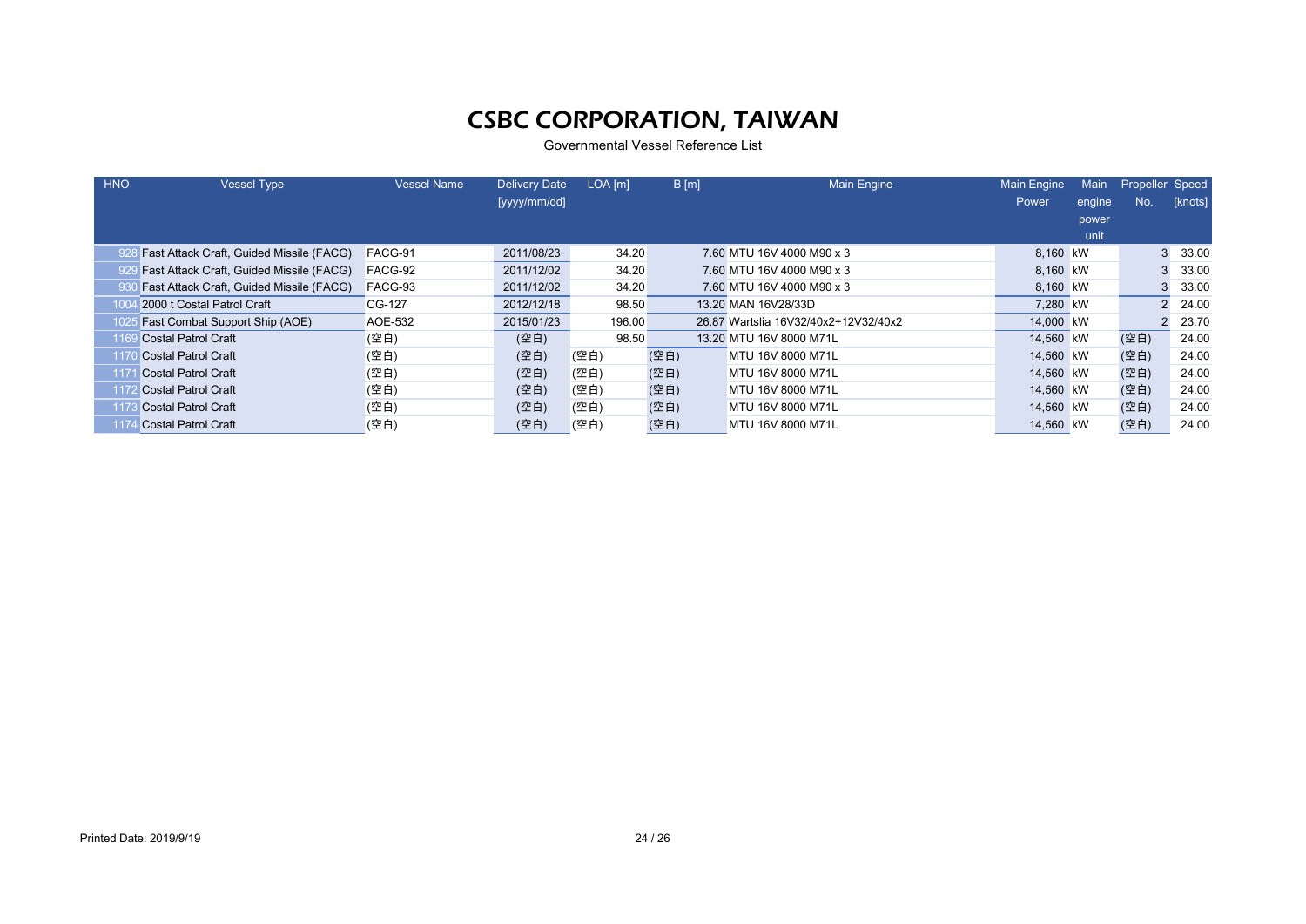# CSBC CORPORATION, TAIWAN

Governmental Vessel Reference List

| HNO | Vessel Type | Vessel Name | Delivery Date [yyyy/mm/dd] | LOA [m] | B [m] | Main Engine | Main Engine Power | Main engine power unit | Propeller No. | Speed [knots] |
|---|---|---|---|---|---|---|---|---|---|---|
| 928 | Fast Attack Craft, Guided Missile (FACG) | FACG-91 | 2011/08/23 | 34.20 | 7.60 | MTU 16V 4000 M90 x 3 | 8,160 | kW | 3 | 33.00 |
| 929 | Fast Attack Craft, Guided Missile (FACG) | FACG-92 | 2011/12/02 | 34.20 | 7.60 | MTU 16V 4000 M90 x 3 | 8,160 | kW | 3 | 33.00 |
| 930 | Fast Attack Craft, Guided Missile (FACG) | FACG-93 | 2011/12/02 | 34.20 | 7.60 | MTU 16V 4000 M90 x 3 | 8,160 | kW | 3 | 33.00 |
| 1004 | 2000 t Costal Patrol Craft | CG-127 | 2012/12/18 | 98.50 | 13.20 | MAN 16V28/33D | 7,280 | kW | 2 | 24.00 |
| 1025 | Fast Combat Support Ship (AOE) | AOE-532 | 2015/01/23 | 196.00 | 26.87 | Wartslia 16V32/40x2+12V32/40x2 | 14,000 | kW | 2 | 23.70 |
| 1169 | Costal Patrol Craft | (空白) | (空白) | 98.50 | 13.20 | MTU 16V 8000 M71L | 14,560 | kW | (空白) | 24.00 |
| 1170 | Costal Patrol Craft | (空白) | (空白) | (空白) | (空白) | MTU 16V 8000 M71L | 14,560 | kW | (空白) | 24.00 |
| 1171 | Costal Patrol Craft | (空白) | (空白) | (空白) | (空白) | MTU 16V 8000 M71L | 14,560 | kW | (空白) | 24.00 |
| 1172 | Costal Patrol Craft | (空白) | (空白) | (空白) | (空白) | MTU 16V 8000 M71L | 14,560 | kW | (空白) | 24.00 |
| 1173 | Costal Patrol Craft | (空白) | (空白) | (空白) | (空白) | MTU 16V 8000 M71L | 14,560 | kW | (空白) | 24.00 |
| 1174 | Costal Patrol Craft | (空白) | (空白) | (空白) | (空白) | MTU 16V 8000 M71L | 14,560 | kW | (空白) | 24.00 |

Printed Date: 2019/9/19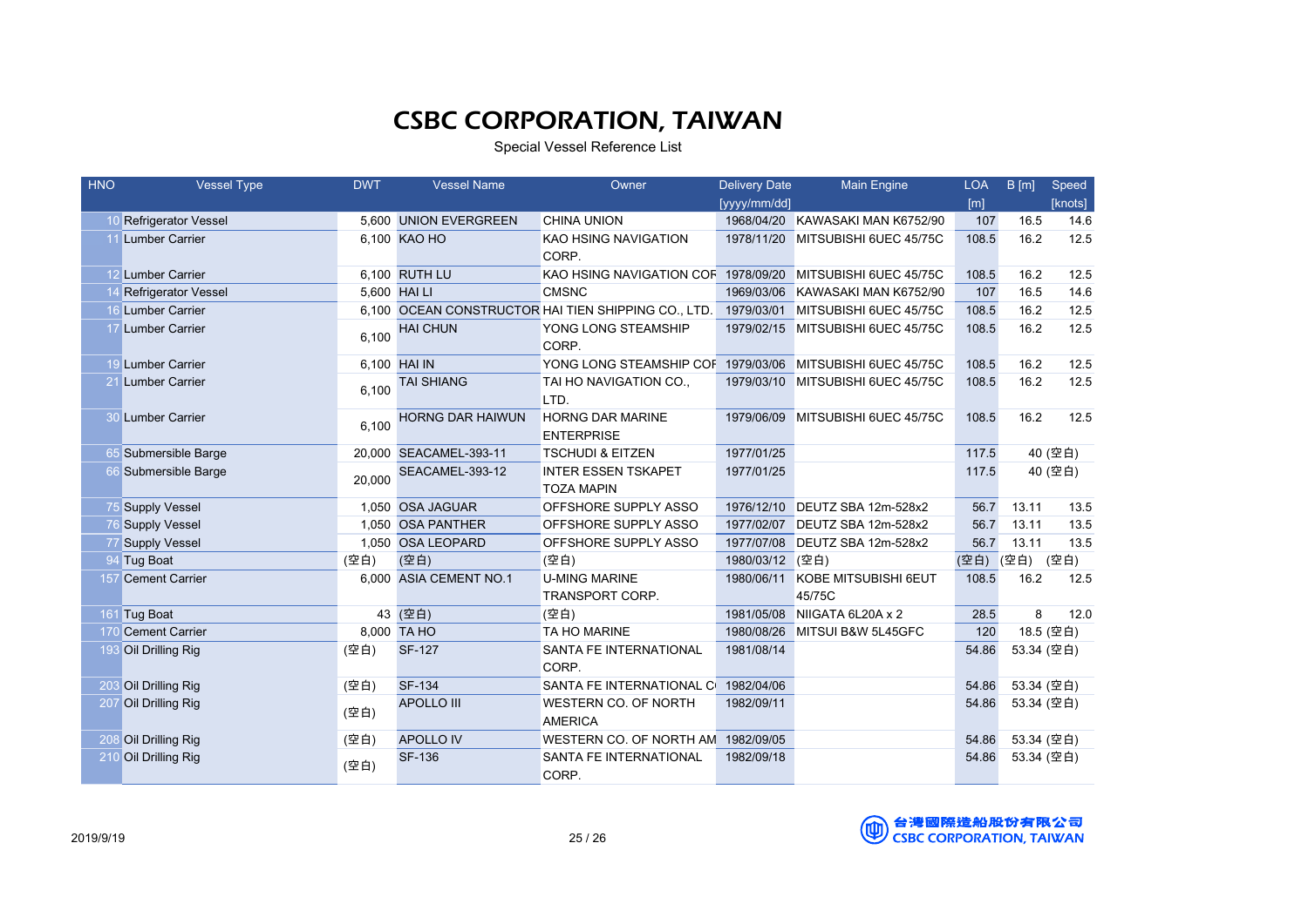# CSBC CORPORATION, TAIWAN

Special Vessel Reference List

| HNO | Vessel Type | DWT | Vessel Name | Owner | Delivery Date [yyyy/mm/dd] | Main Engine | LOA [m] | B [m] | Speed [knots] |
|---|---|---|---|---|---|---|---|---|---|
| 10 | Refrigerator Vessel | 5,600 | UNION EVERGREEN | CHINA UNION | 1968/04/20 | KAWASAKI MAN K6752/90 | 107 | 16.5 | 14.6 |
| 11 | Lumber Carrier | 6,100 | KAO HO | KAO HSING NAVIGATION CORP. | 1978/11/20 | MITSUBISHI 6UEC 45/75C | 108.5 | 16.2 | 12.5 |
| 12 | Lumber Carrier | 6,100 | RUTH LU | KAO HSING NAVIGATION COF | 1978/09/20 | MITSUBISHI 6UEC 45/75C | 108.5 | 16.2 | 12.5 |
| 14 | Refrigerator Vessel | 5,600 | HAI LI | CMSNC | 1969/03/06 | KAWASAKI MAN K6752/90 | 107 | 16.5 | 14.6 |
| 16 | Lumber Carrier | 6,100 | OCEAN CONSTRUCTOR | HAI TIEN SHIPPING CO., LTD. | 1979/03/01 | MITSUBISHI 6UEC 45/75C | 108.5 | 16.2 | 12.5 |
| 17 | Lumber Carrier | 6,100 | HAI CHUN | YONG LONG STEAMSHIP CORP. | 1979/02/15 | MITSUBISHI 6UEC 45/75C | 108.5 | 16.2 | 12.5 |
| 19 | Lumber Carrier | 6,100 | HAI IN | YONG LONG STEAMSHIP COF | 1979/03/06 | MITSUBISHI 6UEC 45/75C | 108.5 | 16.2 | 12.5 |
| 21 | Lumber Carrier | 6,100 | TAI SHIANG | TAI HO NAVIGATION CO., LTD. | 1979/03/10 | MITSUBISHI 6UEC 45/75C | 108.5 | 16.2 | 12.5 |
| 30 | Lumber Carrier | 6,100 | HORNG DAR HAIWUN | HORNG DAR MARINE ENTERPRISE | 1979/06/09 | MITSUBISHI 6UEC 45/75C | 108.5 | 16.2 | 12.5 |
| 65 | Submersible Barge | 20,000 | SEACAMEL-393-11 | TSCHUDI & EITZEN | 1977/01/25 | | 117.5 | 40 | (空白) |
| 66 | Submersible Barge | 20,000 | SEACAMEL-393-12 | INTER ESSEN TSKAPET TOZA MAPIN | 1977/01/25 | | 117.5 | 40 | (空白) |
| 75 | Supply Vessel | 1,050 | OSA JAGUAR | OFFSHORE SUPPLY ASSO | 1976/12/10 | DEUTZ SBA 12m-528x2 | 56.7 | 13.11 | 13.5 |
| 76 | Supply Vessel | 1,050 | OSA PANTHER | OFFSHORE SUPPLY ASSO | 1977/02/07 | DEUTZ SBA 12m-528x2 | 56.7 | 13.11 | 13.5 |
| 77 | Supply Vessel | 1,050 | OSA LEOPARD | OFFSHORE SUPPLY ASSO | 1977/07/08 | DEUTZ SBA 12m-528x2 | 56.7 | 13.11 | 13.5 |
| 94 | Tug Boat | (空白) | (空白) | (空白) | 1980/03/12 | (空白) | (空白) | (空白) | (空白) |
| 157 | Cement Carrier | 6,000 | ASIA CEMENT NO.1 | U-MING MARINE TRANSPORT CORP. | 1980/06/11 | KOBE MITSUBISHI 6EUT 45/75C | 108.5 | 16.2 | 12.5 |
| 161 | Tug Boat | 43 | (空白) | (空白) | 1981/05/08 | NIIGATA 6L20A x 2 | 28.5 | 8 | 12.0 |
| 170 | Cement Carrier | 8,000 | TA HO | TA HO MARINE | 1980/08/26 | MITSUI B&W 5L45GFC | 120 | 18.5 | (空白) |
| 193 | Oil Drilling Rig | (空白) | SF-127 | SANTA FE INTERNATIONAL CORP. | 1981/08/14 | | 54.86 | 53.34 | (空白) |
| 203 | Oil Drilling Rig | (空白) | SF-134 | SANTA FE INTERNATIONAL C( | 1982/04/06 | | 54.86 | 53.34 | (空白) |
| 207 | Oil Drilling Rig | (空白) | APOLLO III | WESTERN CO. OF NORTH AMERICA | 1982/09/11 | | 54.86 | 53.34 | (空白) |
| 208 | Oil Drilling Rig | (空白) | APOLLO IV | WESTERN CO. OF NORTH AM | 1982/09/05 | | 54.86 | 53.34 | (空白) |
| 210 | Oil Drilling Rig | (空白) | SF-136 | SANTA FE INTERNATIONAL CORP. | 1982/09/18 | | 54.86 | 53.34 | (空白) |

2019/9/19

台灣國際造船股份有限公司
CSBC CORPORATION, TAIWAN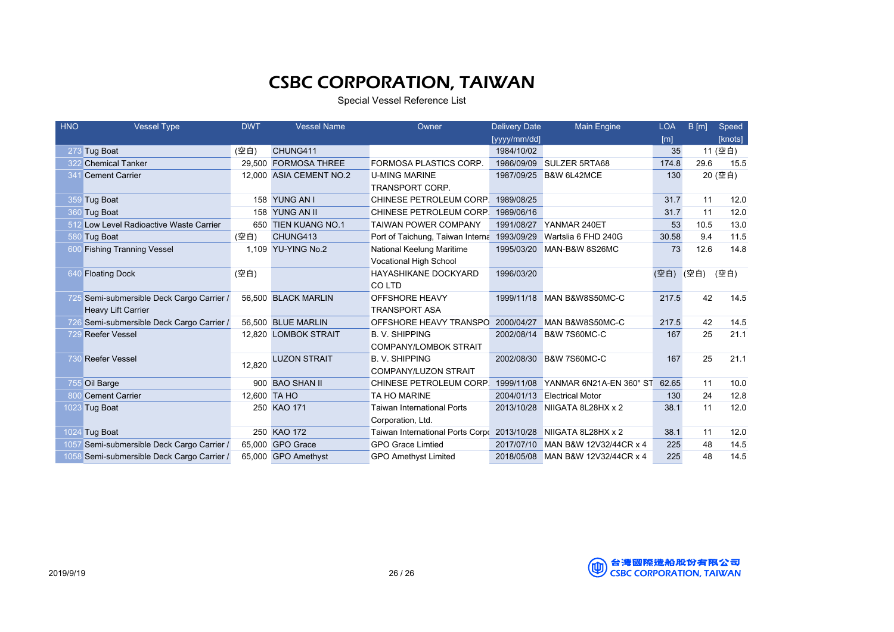# CSBC CORPORATION, TAIWAN

Special Vessel Reference List

| HNO | Vessel Type | DWT | Vessel Name | Owner | Delivery Date [yyyy/mm/dd] | Main Engine | LOA [m] | B [m] | Speed [knots] |
|---|---|---|---|---|---|---|---|---|---|
| 273 | Tug Boat | (空白) | CHUNG411 | | 1984/10/02 | | 35 | 11 | (空白) |
| 322 | Chemical Tanker | 29,500 | FORMOSA THREE | FORMOSA PLASTICS CORP. | 1986/09/09 | SULZER 5RTA68 | 174.8 | 29.6 | 15.5 |
| 341 | Cement Carrier | 12,000 | ASIA CEMENT NO.2 | U-MING MARINE TRANSPORT CORP. | 1987/09/25 | B&W 6L42MCE | 130 | 20 | (空白) |
| 359 | Tug Boat | 158 | YUNG AN I | CHINESE PETROLEUM CORP. | 1989/08/25 | | 31.7 | 11 | 12.0 |
| 360 | Tug Boat | 158 | YUNG AN II | CHINESE PETROLEUM CORP. | 1989/06/16 | | 31.7 | 11 | 12.0 |
| 512 | Low Level Radioactive Waste Carrier | 650 | TIEN KUANG NO.1 | TAIWAN POWER COMPANY | 1991/08/27 | YANMAR 240ET | 53 | 10.5 | 13.0 |
| 580 | Tug Boat | (空白) | CHUNG413 | Port of Taichung, Taiwan Interna | 1993/09/29 | Wartslia 6 FHD 240G | 30.58 | 9.4 | 11.5 |
| 600 | Fishing Tranning Vessel | 1,109 | YU-YING No.2 | National Keelung Maritime Vocational High School | 1995/03/20 | MAN-B&W 8S26MC | 73 | 12.6 | 14.8 |
| 640 | Floating Dock | (空白) | | HAYASHIKANE DOCKYARD CO LTD | 1996/03/20 | | (空白) | (空白) | (空白) |
| 725 | Semi-submersible Deck Cargo Carrier / Heavy Lift Carrier | 56,500 | BLACK MARLIN | OFFSHORE HEAVY TRANSPORT ASA | 1999/11/18 | MAN B&W8S50MC-C | 217.5 | 42 | 14.5 |
| 726 | Semi-submersible Deck Cargo Carrier / | 56,500 | BLUE MARLIN | OFFSHORE HEAVY TRANSPO | 2000/04/27 | MAN B&W8S50MC-C | 217.5 | 42 | 14.5 |
| 729 | Reefer Vessel | 12,820 | LOMBOK STRAIT | B. V. SHIPPING COMPANY/LOMBOK STRAIT | 2002/08/14 | B&W 7S60MC-C | 167 | 25 | 21.1 |
| 730 | Reefer Vessel | 12,820 | LUZON STRAIT | B. V. SHIPPING COMPANY/LUZON STRAIT | 2002/08/30 | B&W 7S60MC-C | 167 | 25 | 21.1 |
| 755 | Oil Barge | 900 | BAO SHAN II | CHINESE PETROLEUM CORP. | 1999/11/08 | YANMAR 6N21A-EN 360° ST | 62.65 | 11 | 10.0 |
| 800 | Cement Carrier | 12,600 | TA HO | TA HO MARINE | 2004/01/13 | Electrical Motor | 130 | 24 | 12.8 |
| 1023 | Tug Boat | 250 | KAO 171 | Taiwan International Ports Corporation, Ltd. | 2013/10/28 | NIIGATA 8L28HX x 2 | 38.1 | 11 | 12.0 |
| 1024 | Tug Boat | 250 | KAO 172 | Taiwan International Ports Corpo | 2013/10/28 | NIIGATA 8L28HX x 2 | 38.1 | 11 | 12.0 |
| 1057 | Semi-submersible Deck Cargo Carrier / | 65,000 | GPO Grace | GPO Grace Limtied | 2017/07/10 | MAN B&W 12V32/44CR x 4 | 225 | 48 | 14.5 |
| 1058 | Semi-submersible Deck Cargo Carrier / | 65,000 | GPO Amethyst | GPO Amethyst Limited | 2018/05/08 | MAN B&W 12V32/44CR x 4 | 225 | 48 | 14.5 |

2019/9/19

台灣國際造船股份有限公司
CSBC CORPORATION, TAIWAN